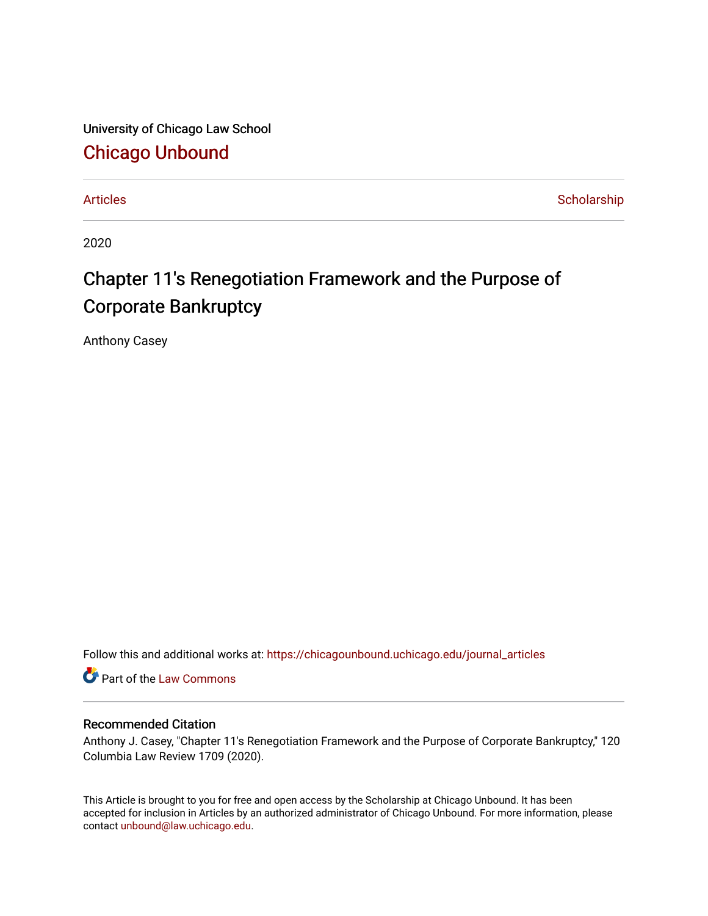University of Chicago Law School

# Chicago Unbound

Articles | Scholarship

2020

# Chapter 11's Renegotiation Framework and the Purpose of Corporate Bankruptcy

Anthony Casey

Follow this and additional works at: https://chicagounbound.uchicago.edu/journal_articles

Part of the Law Commons

## Recommended Citation

Anthony J. Casey, "Chapter 11's Renegotiation Framework and the Purpose of Corporate Bankruptcy," 120 Columbia Law Review 1709 (2020).

This Article is brought to you for free and open access by the Scholarship at Chicago Unbound. It has been accepted for inclusion in Articles by an authorized administrator of Chicago Unbound. For more information, please contact unbound@law.uchicago.edu.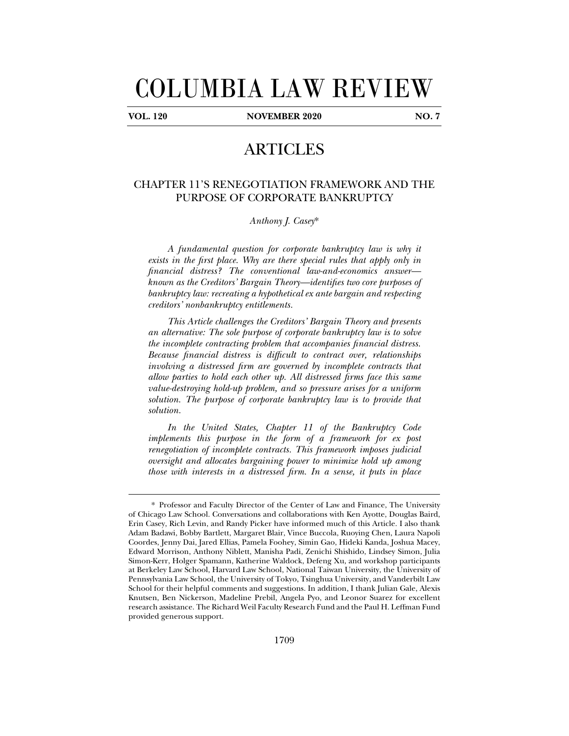# COLUMBIA LAW REVIEW

**VOL. 120 NOVEMBER 2020 NO. 7**

# ARTICLES

## CHAPTER 11'S RENEGOTIATION FRAMEWORK AND THE PURPOSE OF CORPORATE BANKRUPTCY

*Anthony J. Casey**

*A fundamental question for corporate bankruptcy law is why it exists in the first place. Why are there special rules that apply only in financial distress? The conventional law-and-economics answer—known as the Creditors' Bargain Theory—identifies two core purposes of bankruptcy law: recreating a hypothetical ex ante bargain and respecting creditors' nonbankruptcy entitlements.*

*This Article challenges the Creditors' Bargain Theory and presents an alternative: The sole purpose of corporate bankruptcy law is to solve the incomplete contracting problem that accompanies financial distress. Because financial distress is difficult to contract over, relationships involving a distressed firm are governed by incomplete contracts that allow parties to hold each other up. All distressed firms face this same value-destroying hold-up problem, and so pressure arises for a uniform solution. The purpose of corporate bankruptcy law is to provide that solution.*

*In the United States, Chapter 11 of the Bankruptcy Code implements this purpose in the form of a framework for ex post renegotiation of incomplete contracts. This framework imposes judicial oversight and allocates bargaining power to minimize hold up among those with interests in a distressed firm. In a sense, it puts in place*

\* Professor and Faculty Director of the Center of Law and Finance, The University of Chicago Law School. Conversations and collaborations with Ken Ayotte, Douglas Baird, Erin Casey, Rich Levin, and Randy Picker have informed much of this Article. I also thank Adam Badawi, Bobby Bartlett, Margaret Blair, Vince Buccola, Ruoying Chen, Laura Napoli Coordes, Jenny Dai, Jared Ellias, Pamela Foohey, Simin Gao, Hideki Kanda, Joshua Macey, Edward Morrison, Anthony Niblett, Manisha Padi, Zenichi Shishido, Lindsey Simon, Julia Simon-Kerr, Holger Spamann, Katherine Waldock, Defeng Xu, and workshop participants at Berkeley Law School, Harvard Law School, National Taiwan University, the University of Pennsylvania Law School, the University of Tokyo, Tsinghua University, and Vanderbilt Law School for their helpful comments and suggestions. In addition, I thank Julian Gale, Alexis Knutsen, Ben Nickerson, Madeline Prebil, Angela Pyo, and Leonor Suarez for excellent research assistance. The Richard Weil Faculty Research Fund and the Paul H. Leffman Fund provided generous support.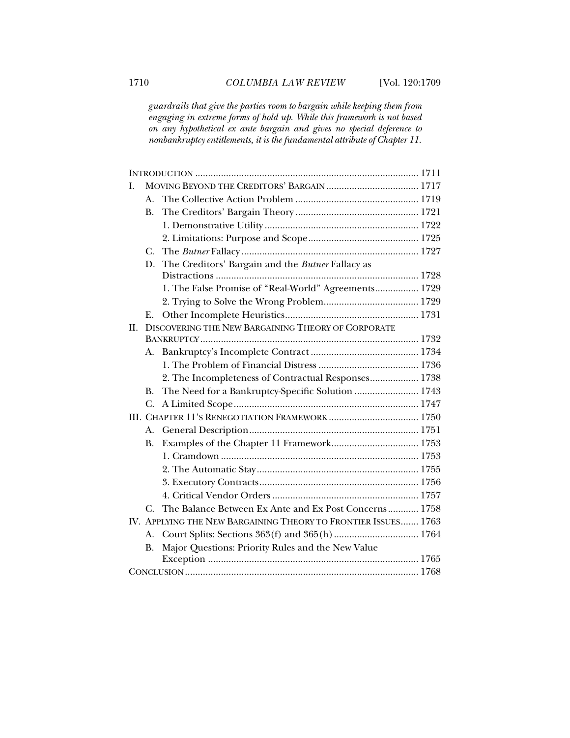*guardrails that give the parties room to bargain while keeping them from engaging in extreme forms of hold up. While this framework is not based on any hypothetical ex ante bargain and gives no special deference to nonbankruptcy entitlements, it is the fundamental attribute of Chapter 11.*

INTRODUCTION .......... 1711

I. MOVING BEYOND THE CREDITORS' BARGAIN .......... 1717
   - A. The Collective Action Problem .......... 1719
   - B. The Creditors' Bargain Theory .......... 1721
     - 1. Demonstrative Utility .......... 1722
     - 2. Limitations: Purpose and Scope .......... 1725
   - C. The *Butner* Fallacy .......... 1727
   - D. The Creditors' Bargain and the *Butner* Fallacy as Distractions .......... 1728
     - 1. The False Promise of "Real-World" Agreements .......... 1729
     - 2. Trying to Solve the Wrong Problem .......... 1729
   - E. Other Incomplete Heuristics .......... 1731

II. DISCOVERING THE NEW BARGAINING THEORY OF CORPORATE BANKRUPTCY .......... 1732
   - A. Bankruptcy's Incomplete Contract .......... 1734
     - 1. The Problem of Financial Distress .......... 1736
     - 2. The Incompleteness of Contractual Responses .......... 1738
   - B. The Need for a Bankruptcy-Specific Solution .......... 1743
   - C. A Limited Scope .......... 1747

III. CHAPTER 11'S RENEGOTIATION FRAMEWORK .......... 1750
   - A. General Description .......... 1751
   - B. Examples of the Chapter 11 Framework .......... 1753
     - 1. Cramdown .......... 1753
     - 2. The Automatic Stay .......... 1755
     - 3. Executory Contracts .......... 1756
     - 4. Critical Vendor Orders .......... 1757
   - C. The Balance Between Ex Ante and Ex Post Concerns .......... 1758

IV. APPLYING THE NEW BARGAINING THEORY TO FRONTIER ISSUES .......... 1763
   - A. Court Splits: Sections 363(f) and 365(h) .......... 1764
   - B. Major Questions: Priority Rules and the New Value Exception .......... 1765

CONCLUSION .......... 1768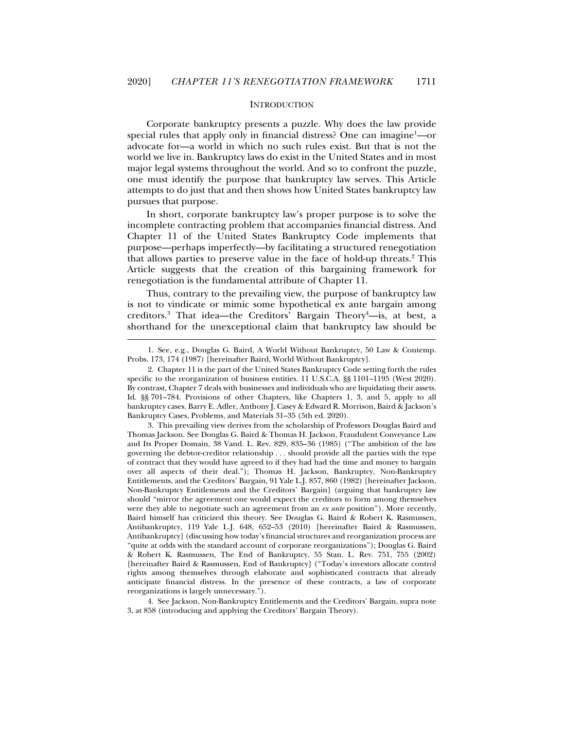## INTRODUCTION

Corporate bankruptcy presents a puzzle. Why does the law provide special rules that apply only in financial distress? One can imagine[1]—or advocate for—a world in which no such rules exist. But that is not the world we live in. Bankruptcy laws do exist in the United States and in most major legal systems throughout the world. And so to confront the puzzle, one must identify the purpose that bankruptcy law serves. This Article attempts to do just that and then shows how United States bankruptcy law pursues that purpose.

In short, corporate bankruptcy law's proper purpose is to solve the incomplete contracting problem that accompanies financial distress. And Chapter 11 of the United States Bankruptcy Code implements that purpose—perhaps imperfectly—by facilitating a structured renegotiation that allows parties to preserve value in the face of hold-up threats.[2] This Article suggests that the creation of this bargaining framework for renegotiation is the fundamental attribute of Chapter 11.

Thus, contrary to the prevailing view, the purpose of bankruptcy law is not to vindicate or mimic some hypothetical ex ante bargain among creditors.[3] That idea—the Creditors' Bargain Theory[4]—is, at best, a shorthand for the unexceptional claim that bankruptcy law should be

---

1. See, e.g., Douglas G. Baird, A World Without Bankruptcy, 50 Law & Contemp. Probs. 173, 174 (1987) [hereinafter Baird, World Without Bankruptcy].

2. Chapter 11 is the part of the United States Bankruptcy Code setting forth the rules specific to the reorganization of business entities. 11 U.S.C.A. §§ 1101–1195 (West 2020). By contrast, Chapter 7 deals with businesses and individuals who are liquidating their assets. Id. §§ 701–784. Provisions of other Chapters, like Chapters 1, 3, and 5, apply to all bankruptcy cases. Barry E. Adler, Anthony J. Casey & Edward R. Morrison, Baird & Jackson's Bankruptcy Cases, Problems, and Materials 31–35 (5th ed. 2020).

3. This prevailing view derives from the scholarship of Professors Douglas Baird and Thomas Jackson. See Douglas G. Baird & Thomas H. Jackson, Fraudulent Conveyance Law and Its Proper Domain, 38 Vand. L. Rev. 829, 835–36 (1985) ("The ambition of the law governing the debtor-creditor relationship . . . should provide all the parties with the type of contract that they would have agreed to if they had had the time and money to bargain over all aspects of their deal."); Thomas H. Jackson, Bankruptcy, Non-Bankruptcy Entitlements, and the Creditors' Bargain, 91 Yale L.J. 857, 860 (1982) [hereinafter Jackson, Non-Bankruptcy Entitlements and the Creditors' Bargain] (arguing that bankruptcy law should "mirror the agreement one would expect the creditors to form among themselves were they able to negotiate such an agreement from an *ex ante* position"). More recently, Baird himself has criticized this theory. See Douglas G. Baird & Robert K. Rasmussen, Antibankruptcy, 119 Yale L.J. 648, 652–53 (2010) [hereinafter Baird & Rasmussen, Antibankruptcy] (discussing how today's financial structures and reorganization process are "quite at odds with the standard account of corporate reorganizations"); Douglas G. Baird & Robert K. Rasmussen, The End of Bankruptcy, 55 Stan. L. Rev. 751, 755 (2002) [hereinafter Baird & Rasmussen, End of Bankruptcy] ("Today's investors allocate control rights among themselves through elaborate and sophisticated contracts that already anticipate financial distress. In the presence of these contracts, a law of corporate reorganizations is largely unnecessary.").

4. See Jackson, Non-Bankruptcy Entitlements and the Creditors' Bargain, supra note 3, at 858 (introducing and applying the Creditors' Bargain Theory).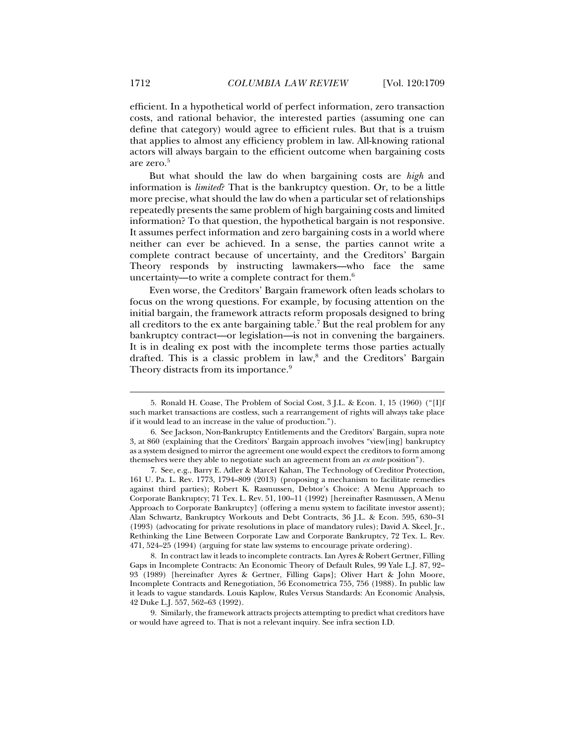efficient. In a hypothetical world of perfect information, zero transaction costs, and rational behavior, the interested parties (assuming one can define that category) would agree to efficient rules. But that is a truism that applies to almost any efficiency problem in law. All-knowing rational actors will always bargain to the efficient outcome when bargaining costs are zero.[5]

But what should the law do when bargaining costs are *high* and information is *limited*? That is the bankruptcy question. Or, to be a little more precise, what should the law do when a particular set of relationships repeatedly presents the same problem of high bargaining costs and limited information? To that question, the hypothetical bargain is not responsive. It assumes perfect information and zero bargaining costs in a world where neither can ever be achieved. In a sense, the parties cannot write a complete contract because of uncertainty, and the Creditors' Bargain Theory responds by instructing lawmakers—who face the same uncertainty—to write a complete contract for them.[6]

Even worse, the Creditors' Bargain framework often leads scholars to focus on the wrong questions. For example, by focusing attention on the initial bargain, the framework attracts reform proposals designed to bring all creditors to the ex ante bargaining table.[7] But the real problem for any bankruptcy contract—or legislation—is not in convening the bargainers. It is in dealing ex post with the incomplete terms those parties actually drafted. This is a classic problem in law,[8] and the Creditors' Bargain Theory distracts from its importance.[9]

---

5. Ronald H. Coase, The Problem of Social Cost, 3 J.L. & Econ. 1, 15 (1960) ("[I]f such market transactions are costless, such a rearrangement of rights will always take place if it would lead to an increase in the value of production.").

6. See Jackson, Non-Bankruptcy Entitlements and the Creditors' Bargain, supra note 3, at 860 (explaining that the Creditors' Bargain approach involves "view[ing] bankruptcy as a system designed to mirror the agreement one would expect the creditors to form among themselves were they able to negotiate such an agreement from an *ex ante* position").

7. See, e.g., Barry E. Adler & Marcel Kahan, The Technology of Creditor Protection, 161 U. Pa. L. Rev. 1773, 1794–809 (2013) (proposing a mechanism to facilitate remedies against third parties); Robert K. Rasmussen, Debtor's Choice: A Menu Approach to Corporate Bankruptcy; 71 Tex. L. Rev. 51, 100–11 (1992) [hereinafter Rasmussen, A Menu Approach to Corporate Bankruptcy] (offering a menu system to facilitate investor assent); Alan Schwartz, Bankruptcy Workouts and Debt Contracts, 36 J.L. & Econ. 595, 630–31 (1993) (advocating for private resolutions in place of mandatory rules); David A. Skeel, Jr., Rethinking the Line Between Corporate Law and Corporate Bankruptcy, 72 Tex. L. Rev. 471, 524–25 (1994) (arguing for state law systems to encourage private ordering).

8. In contract law it leads to incomplete contracts. Ian Ayres & Robert Gertner, Filling Gaps in Incomplete Contracts: An Economic Theory of Default Rules, 99 Yale L.J. 87, 92–93 (1989) [hereinafter Ayres & Gertner, Filling Gaps]; Oliver Hart & John Moore, Incomplete Contracts and Renegotiation, 56 Econometrica 755, 756 (1988). In public law it leads to vague standards. Louis Kaplow, Rules Versus Standards: An Economic Analysis, 42 Duke L.J. 557, 562–63 (1992).

9. Similarly, the framework attracts projects attempting to predict what creditors have or would have agreed to. That is not a relevant inquiry. See infra section I.D.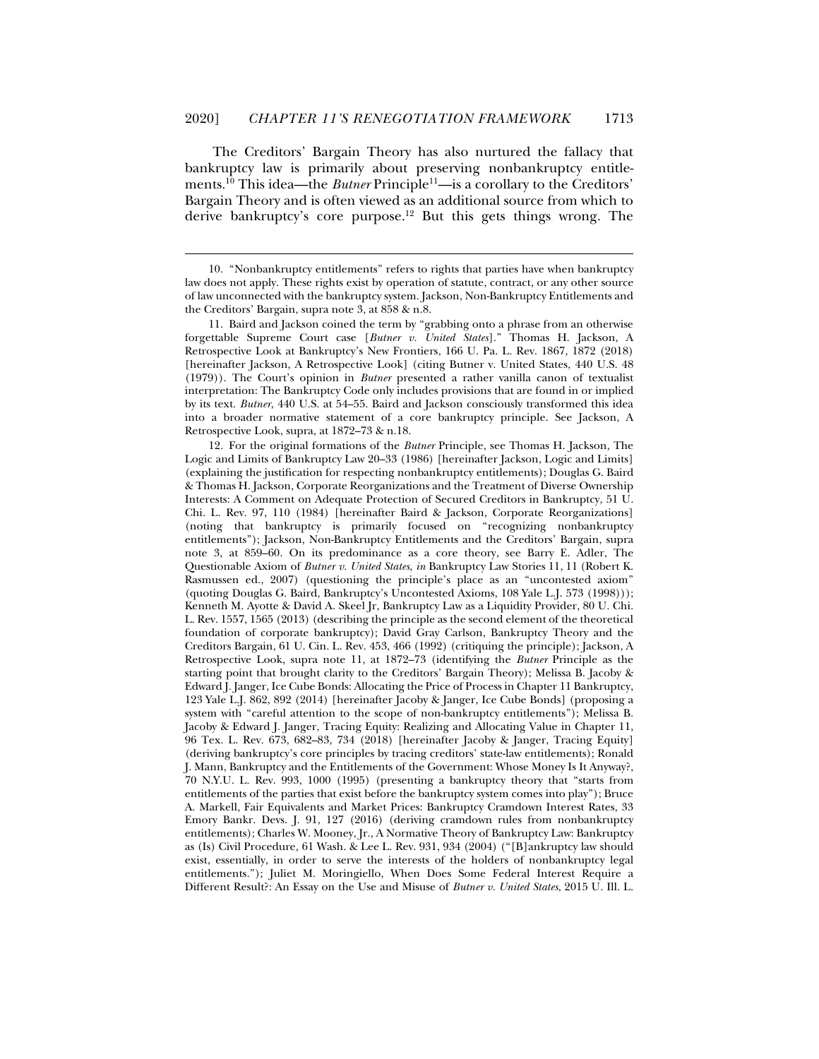The Creditors' Bargain Theory has also nurtured the fallacy that bankruptcy law is primarily about preserving nonbankruptcy entitlements.[10] This idea—the *Butner* Principle[11]—is a corollary to the Creditors' Bargain Theory and is often viewed as an additional source from which to derive bankruptcy's core purpose.[12] But this gets things wrong. The

---

10. "Nonbankruptcy entitlements" refers to rights that parties have when bankruptcy law does not apply. These rights exist by operation of statute, contract, or any other source of law unconnected with the bankruptcy system. Jackson, Non-Bankruptcy Entitlements and the Creditors' Bargain, supra note 3, at 858 & n.8.

11. Baird and Jackson coined the term by "grabbing onto a phrase from an otherwise forgettable Supreme Court case [*Butner v. United States*]." Thomas H. Jackson, A Retrospective Look at Bankruptcy's New Frontiers, 166 U. Pa. L. Rev. 1867, 1872 (2018) [hereinafter Jackson, A Retrospective Look] (citing Butner v. United States, 440 U.S. 48 (1979)). The Court's opinion in *Butner* presented a rather vanilla canon of textualist interpretation: The Bankruptcy Code only includes provisions that are found in or implied by its text. *Butner*, 440 U.S. at 54–55. Baird and Jackson consciously transformed this idea into a broader normative statement of a core bankruptcy principle. See Jackson, A Retrospective Look, supra, at 1872–73 & n.18.

12. For the original formations of the *Butner* Principle, see Thomas H. Jackson, The Logic and Limits of Bankruptcy Law 20–33 (1986) [hereinafter Jackson, Logic and Limits] (explaining the justification for respecting nonbankruptcy entitlements); Douglas G. Baird & Thomas H. Jackson, Corporate Reorganizations and the Treatment of Diverse Ownership Interests: A Comment on Adequate Protection of Secured Creditors in Bankruptcy, 51 U. Chi. L. Rev. 97, 110 (1984) [hereinafter Baird & Jackson, Corporate Reorganizations] (noting that bankruptcy is primarily focused on "recognizing nonbankruptcy entitlements"); Jackson, Non-Bankruptcy Entitlements and the Creditors' Bargain, supra note 3, at 859–60. On its predominance as a core theory, see Barry E. Adler, The Questionable Axiom of *Butner v. United States*, *in* Bankruptcy Law Stories 11, 11 (Robert K. Rasmussen ed., 2007) (questioning the principle's place as an "uncontested axiom" (quoting Douglas G. Baird, Bankruptcy's Uncontested Axioms, 108 Yale L.J. 573 (1998))); Kenneth M. Ayotte & David A. Skeel Jr, Bankruptcy Law as a Liquidity Provider, 80 U. Chi. L. Rev. 1557, 1565 (2013) (describing the principle as the second element of the theoretical foundation of corporate bankruptcy); David Gray Carlson, Bankruptcy Theory and the Creditors Bargain, 61 U. Cin. L. Rev. 453, 466 (1992) (critiquing the principle); Jackson, A Retrospective Look, supra note 11, at 1872–73 (identifying the *Butner* Principle as the starting point that brought clarity to the Creditors' Bargain Theory); Melissa B. Jacoby & Edward J. Janger, Ice Cube Bonds: Allocating the Price of Process in Chapter 11 Bankruptcy, 123 Yale L.J. 862, 892 (2014) [hereinafter Jacoby & Janger, Ice Cube Bonds] (proposing a system with "careful attention to the scope of non-bankruptcy entitlements"); Melissa B. Jacoby & Edward J. Janger, Tracing Equity: Realizing and Allocating Value in Chapter 11, 96 Tex. L. Rev. 673, 682–83, 734 (2018) [hereinafter Jacoby & Janger, Tracing Equity] (deriving bankruptcy's core principles by tracing creditors' state-law entitlements); Ronald J. Mann, Bankruptcy and the Entitlements of the Government: Whose Money Is It Anyway?, 70 N.Y.U. L. Rev. 993, 1000 (1995) (presenting a bankruptcy theory that "starts from entitlements of the parties that exist before the bankruptcy system comes into play"); Bruce A. Markell, Fair Equivalents and Market Prices: Bankruptcy Cramdown Interest Rates, 33 Emory Bankr. Devs. J. 91, 127 (2016) (deriving cramdown rules from nonbankruptcy entitlements); Charles W. Mooney, Jr., A Normative Theory of Bankruptcy Law: Bankruptcy as (Is) Civil Procedure, 61 Wash. & Lee L. Rev. 931, 934 (2004) ("[B]ankruptcy law should exist, essentially, in order to serve the interests of the holders of nonbankruptcy legal entitlements."); Juliet M. Moringiello, When Does Some Federal Interest Require a Different Result?: An Essay on the Use and Misuse of *Butner v. United States*, 2015 U. Ill. L.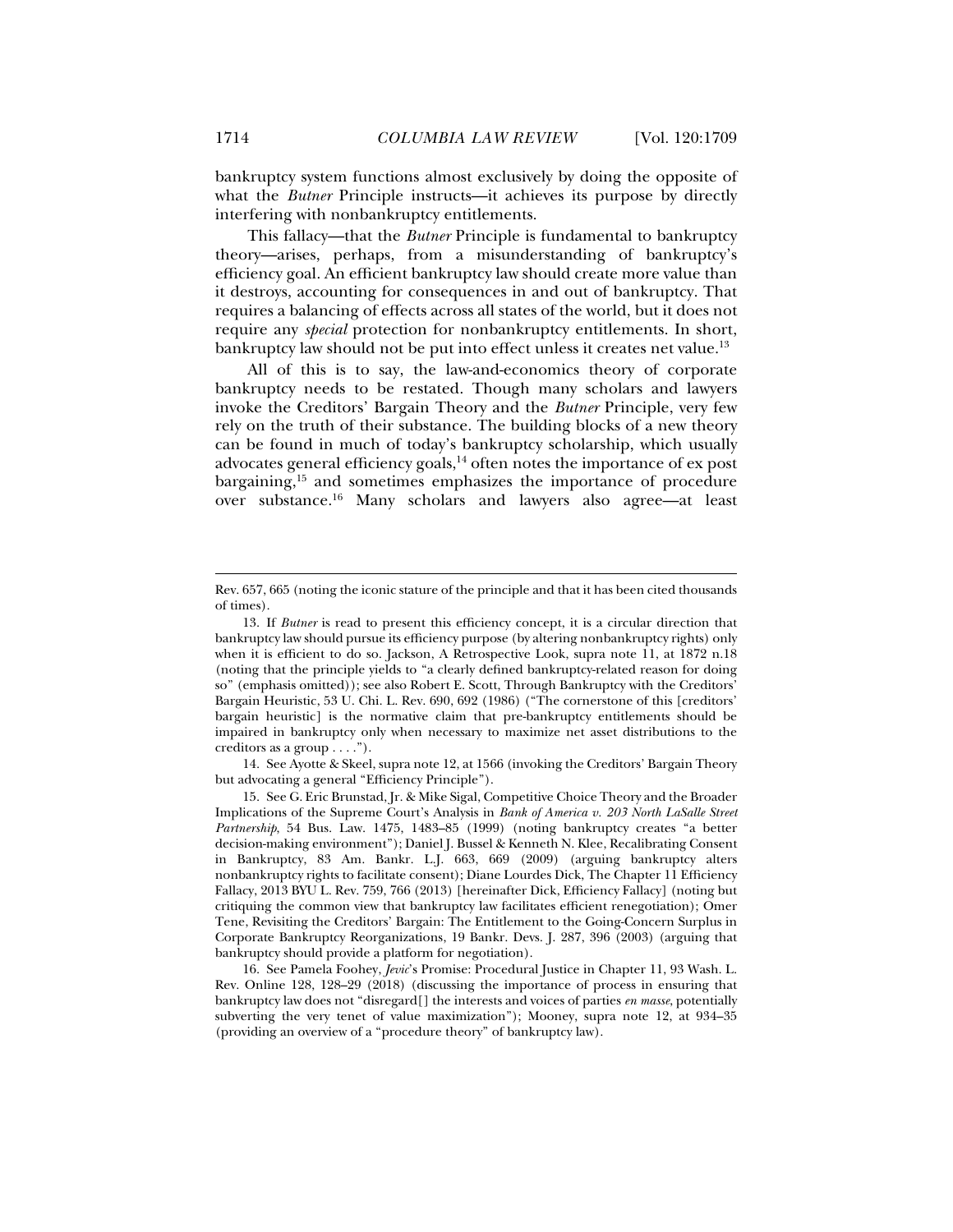bankruptcy system functions almost exclusively by doing the opposite of what the *Butner* Principle instructs—it achieves its purpose by directly interfering with nonbankruptcy entitlements.

This fallacy—that the *Butner* Principle is fundamental to bankruptcy theory—arises, perhaps, from a misunderstanding of bankruptcy's efficiency goal. An efficient bankruptcy law should create more value than it destroys, accounting for consequences in and out of bankruptcy. That requires a balancing of effects across all states of the world, but it does not require any *special* protection for nonbankruptcy entitlements. In short, bankruptcy law should not be put into effect unless it creates net value.[13]

All of this is to say, the law-and-economics theory of corporate bankruptcy needs to be restated. Though many scholars and lawyers invoke the Creditors' Bargain Theory and the *Butner* Principle, very few rely on the truth of their substance. The building blocks of a new theory can be found in much of today's bankruptcy scholarship, which usually advocates general efficiency goals,[14] often notes the importance of ex post bargaining,[15] and sometimes emphasizes the importance of procedure over substance.[16] Many scholars and lawyers also agree—at least

---

Rev. 657, 665 (noting the iconic stature of the principle and that it has been cited thousands of times).

13. If *Butner* is read to present this efficiency concept, it is a circular direction that bankruptcy law should pursue its efficiency purpose (by altering nonbankruptcy rights) only when it is efficient to do so. Jackson, A Retrospective Look, supra note 11, at 1872 n.18 (noting that the principle yields to "a clearly defined bankruptcy-related reason for doing so" (emphasis omitted)); see also Robert E. Scott, Through Bankruptcy with the Creditors' Bargain Heuristic, 53 U. Chi. L. Rev. 690, 692 (1986) ("The cornerstone of this [creditors' bargain heuristic] is the normative claim that pre-bankruptcy entitlements should be impaired in bankruptcy only when necessary to maximize net asset distributions to the creditors as a group . . . .").

14. See Ayotte & Skeel, supra note 12, at 1566 (invoking the Creditors' Bargain Theory but advocating a general "Efficiency Principle").

15. See G. Eric Brunstad, Jr. & Mike Sigal, Competitive Choice Theory and the Broader Implications of the Supreme Court's Analysis in *Bank of America v. 203 North LaSalle Street Partnership*, 54 Bus. Law. 1475, 1483–85 (1999) (noting bankruptcy creates "a better decision-making environment"); Daniel J. Bussel & Kenneth N. Klee, Recalibrating Consent in Bankruptcy, 83 Am. Bankr. L.J. 663, 669 (2009) (arguing bankruptcy alters nonbankruptcy rights to facilitate consent); Diane Lourdes Dick, The Chapter 11 Efficiency Fallacy, 2013 BYU L. Rev. 759, 766 (2013) [hereinafter Dick, Efficiency Fallacy] (noting but critiquing the common view that bankruptcy law facilitates efficient renegotiation); Omer Tene, Revisiting the Creditors' Bargain: The Entitlement to the Going-Concern Surplus in Corporate Bankruptcy Reorganizations, 19 Bankr. Devs. J. 287, 396 (2003) (arguing that bankruptcy should provide a platform for negotiation).

16. See Pamela Foohey, *Jevic*'s Promise: Procedural Justice in Chapter 11, 93 Wash. L. Rev. Online 128, 128–29 (2018) (discussing the importance of process in ensuring that bankruptcy law does not "disregard[] the interests and voices of parties *en masse*, potentially subverting the very tenet of value maximization"); Mooney, supra note 12, at 934–35 (providing an overview of a "procedure theory" of bankruptcy law).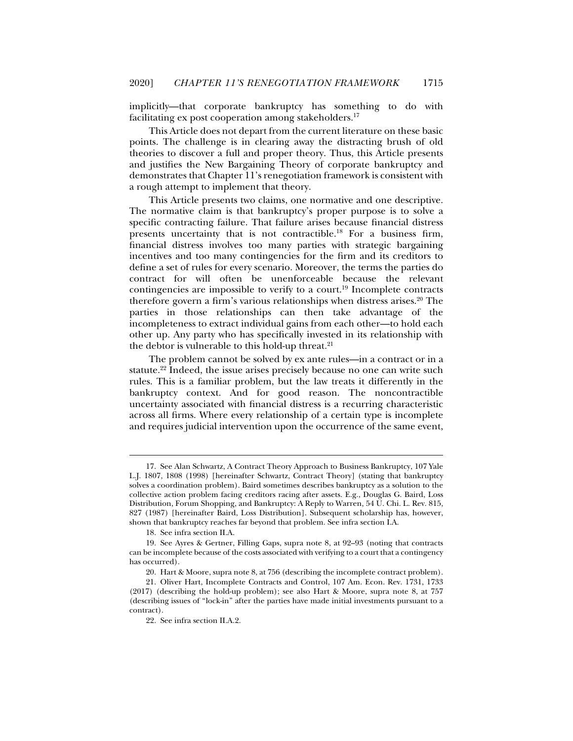implicitly—that corporate bankruptcy has something to do with facilitating ex post cooperation among stakeholders.[17]

This Article does not depart from the current literature on these basic points. The challenge is in clearing away the distracting brush of old theories to discover a full and proper theory. Thus, this Article presents and justifies the New Bargaining Theory of corporate bankruptcy and demonstrates that Chapter 11's renegotiation framework is consistent with a rough attempt to implement that theory.

This Article presents two claims, one normative and one descriptive. The normative claim is that bankruptcy's proper purpose is to solve a specific contracting failure. That failure arises because financial distress presents uncertainty that is not contractible.[18] For a business firm, financial distress involves too many parties with strategic bargaining incentives and too many contingencies for the firm and its creditors to define a set of rules for every scenario. Moreover, the terms the parties do contract for will often be unenforceable because the relevant contingencies are impossible to verify to a court.[19] Incomplete contracts therefore govern a firm's various relationships when distress arises.[20] The parties in those relationships can then take advantage of the incompleteness to extract individual gains from each other—to hold each other up. Any party who has specifically invested in its relationship with the debtor is vulnerable to this hold-up threat.[21]

The problem cannot be solved by ex ante rules—in a contract or in a statute.[22] Indeed, the issue arises precisely because no one can write such rules. This is a familiar problem, but the law treats it differently in the bankruptcy context. And for good reason. The noncontractible uncertainty associated with financial distress is a recurring characteristic across all firms. Where every relationship of a certain type is incomplete and requires judicial intervention upon the occurrence of the same event,

---

17. See Alan Schwartz, A Contract Theory Approach to Business Bankruptcy, 107 Yale L.J. 1807, 1808 (1998) [hereinafter Schwartz, Contract Theory] (stating that bankruptcy solves a coordination problem). Baird sometimes describes bankruptcy as a solution to the collective action problem facing creditors racing after assets. E.g., Douglas G. Baird, Loss Distribution, Forum Shopping, and Bankruptcy: A Reply to Warren, 54 U. Chi. L. Rev. 815, 827 (1987) [hereinafter Baird, Loss Distribution]. Subsequent scholarship has, however, shown that bankruptcy reaches far beyond that problem. See infra section I.A.

18. See infra section II.A.

19. See Ayres & Gertner, Filling Gaps, supra note 8, at 92–93 (noting that contracts can be incomplete because of the costs associated with verifying to a court that a contingency has occurred).

20. Hart & Moore, supra note 8, at 756 (describing the incomplete contract problem).

21. Oliver Hart, Incomplete Contracts and Control, 107 Am. Econ. Rev. 1731, 1733 (2017) (describing the hold-up problem); see also Hart & Moore, supra note 8, at 757 (describing issues of "lock-in" after the parties have made initial investments pursuant to a contract).

22. See infra section II.A.2.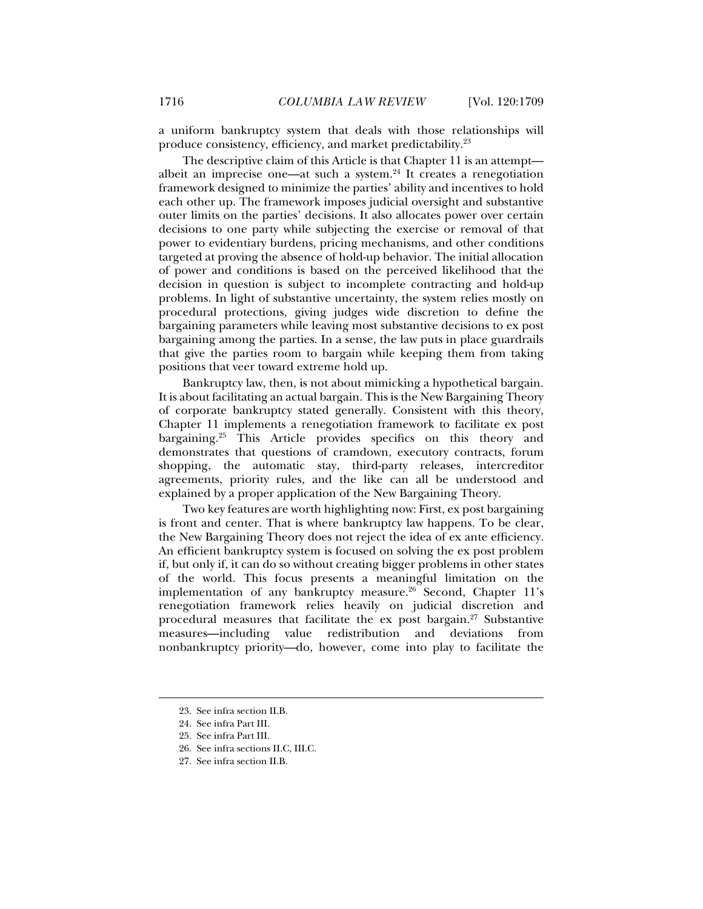a uniform bankruptcy system that deals with those relationships will produce consistency, efficiency, and market predictability.[23]

The descriptive claim of this Article is that Chapter 11 is an attempt—albeit an imprecise one—at such a system.[24] It creates a renegotiation framework designed to minimize the parties' ability and incentives to hold each other up. The framework imposes judicial oversight and substantive outer limits on the parties' decisions. It also allocates power over certain decisions to one party while subjecting the exercise or removal of that power to evidentiary burdens, pricing mechanisms, and other conditions targeted at proving the absence of hold-up behavior. The initial allocation of power and conditions is based on the perceived likelihood that the decision in question is subject to incomplete contracting and hold-up problems. In light of substantive uncertainty, the system relies mostly on procedural protections, giving judges wide discretion to define the bargaining parameters while leaving most substantive decisions to ex post bargaining among the parties. In a sense, the law puts in place guardrails that give the parties room to bargain while keeping them from taking positions that veer toward extreme hold up.

Bankruptcy law, then, is not about mimicking a hypothetical bargain. It is about facilitating an actual bargain. This is the New Bargaining Theory of corporate bankruptcy stated generally. Consistent with this theory, Chapter 11 implements a renegotiation framework to facilitate ex post bargaining.[25] This Article provides specifics on this theory and demonstrates that questions of cramdown, executory contracts, forum shopping, the automatic stay, third-party releases, intercreditor agreements, priority rules, and the like can all be understood and explained by a proper application of the New Bargaining Theory.

Two key features are worth highlighting now: First, ex post bargaining is front and center. That is where bankruptcy law happens. To be clear, the New Bargaining Theory does not reject the idea of ex ante efficiency. An efficient bankruptcy system is focused on solving the ex post problem if, but only if, it can do so without creating bigger problems in other states of the world. This focus presents a meaningful limitation on the implementation of any bankruptcy measure.[26] Second, Chapter 11's renegotiation framework relies heavily on judicial discretion and procedural measures that facilitate the ex post bargain.[27] Substantive measures—including value redistribution and deviations from nonbankruptcy priority—do, however, come into play to facilitate the

---

23. See infra section II.B.

24. See infra Part III.

25. See infra Part III.

26. See infra sections II.C, III.C.

27. See infra section II.B.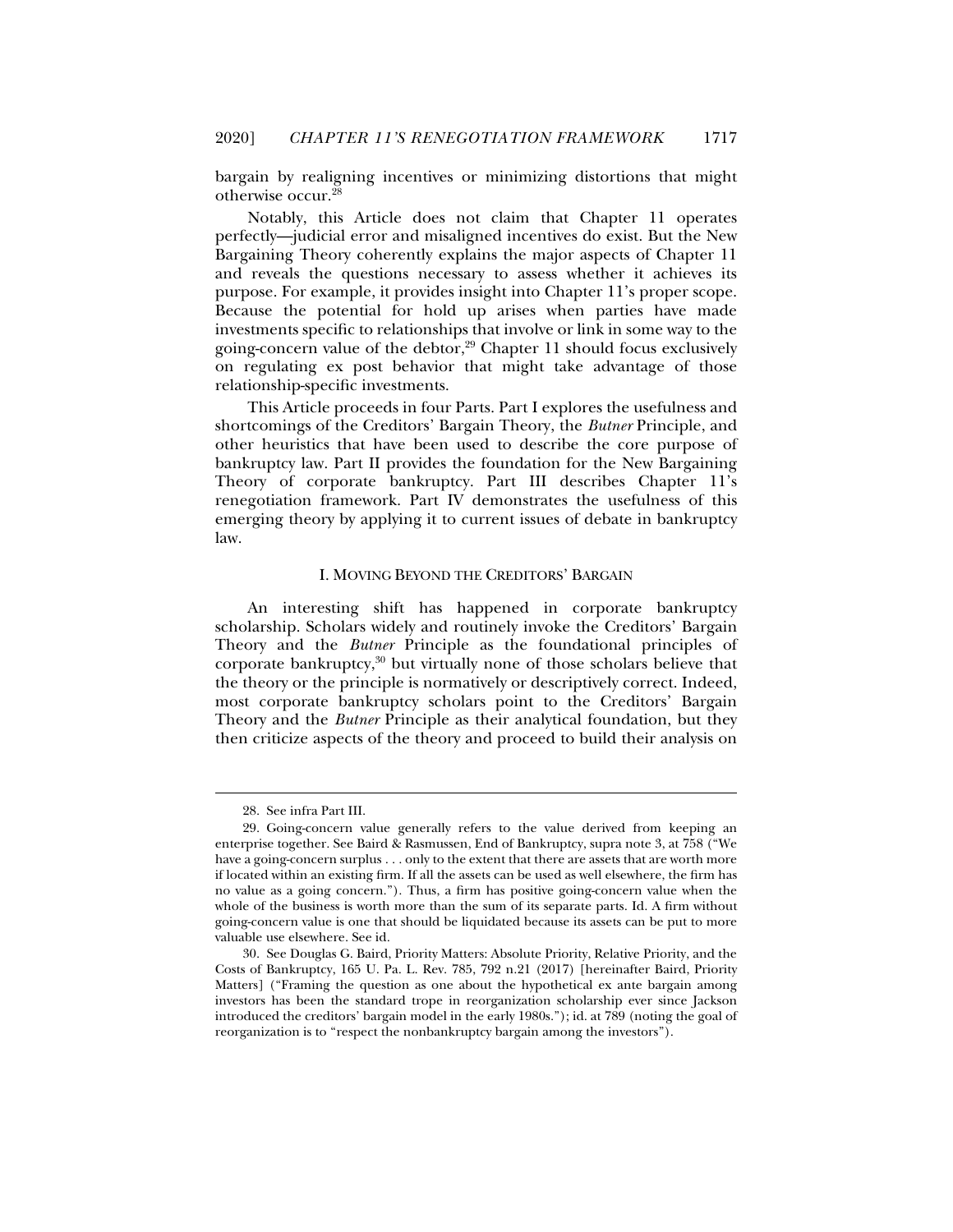bargain by realigning incentives or minimizing distortions that might otherwise occur.[28]

Notably, this Article does not claim that Chapter 11 operates perfectly—judicial error and misaligned incentives do exist. But the New Bargaining Theory coherently explains the major aspects of Chapter 11 and reveals the questions necessary to assess whether it achieves its purpose. For example, it provides insight into Chapter 11's proper scope. Because the potential for hold up arises when parties have made investments specific to relationships that involve or link in some way to the going-concern value of the debtor,[29] Chapter 11 should focus exclusively on regulating ex post behavior that might take advantage of those relationship-specific investments.

This Article proceeds in four Parts. Part I explores the usefulness and shortcomings of the Creditors' Bargain Theory, the *Butner* Principle, and other heuristics that have been used to describe the core purpose of bankruptcy law. Part II provides the foundation for the New Bargaining Theory of corporate bankruptcy. Part III describes Chapter 11's renegotiation framework. Part IV demonstrates the usefulness of this emerging theory by applying it to current issues of debate in bankruptcy law.

## I. MOVING BEYOND THE CREDITORS' BARGAIN

An interesting shift has happened in corporate bankruptcy scholarship. Scholars widely and routinely invoke the Creditors' Bargain Theory and the *Butner* Principle as the foundational principles of corporate bankruptcy,[30] but virtually none of those scholars believe that the theory or the principle is normatively or descriptively correct. Indeed, most corporate bankruptcy scholars point to the Creditors' Bargain Theory and the *Butner* Principle as their analytical foundation, but they then criticize aspects of the theory and proceed to build their analysis on

---

28. See infra Part III.

29. Going-concern value generally refers to the value derived from keeping an enterprise together. See Baird & Rasmussen, End of Bankruptcy, supra note 3, at 758 ("We have a going-concern surplus . . . only to the extent that there are assets that are worth more if located within an existing firm. If all the assets can be used as well elsewhere, the firm has no value as a going concern."). Thus, a firm has positive going-concern value when the whole of the business is worth more than the sum of its separate parts. Id. A firm without going-concern value is one that should be liquidated because its assets can be put to more valuable use elsewhere. See id.

30. See Douglas G. Baird, Priority Matters: Absolute Priority, Relative Priority, and the Costs of Bankruptcy, 165 U. Pa. L. Rev. 785, 792 n.21 (2017) [hereinafter Baird, Priority Matters] ("Framing the question as one about the hypothetical ex ante bargain among investors has been the standard trope in reorganization scholarship ever since Jackson introduced the creditors' bargain model in the early 1980s."); id. at 789 (noting the goal of reorganization is to "respect the nonbankruptcy bargain among the investors").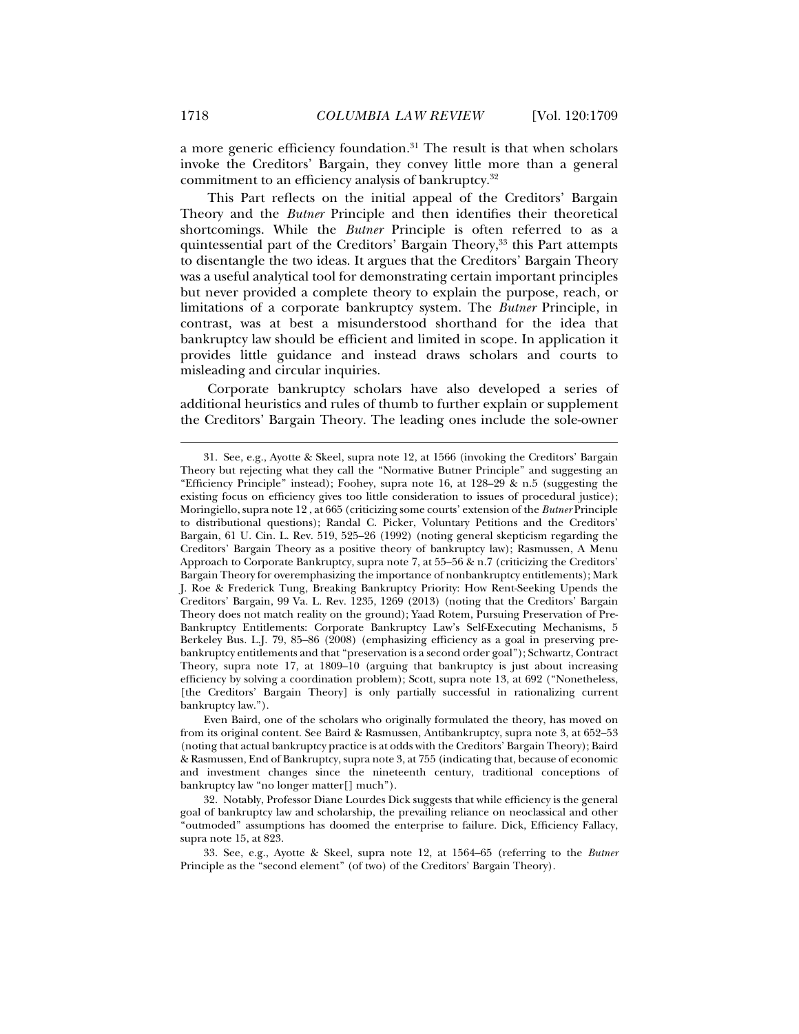a more generic efficiency foundation.[31] The result is that when scholars invoke the Creditors' Bargain, they convey little more than a general commitment to an efficiency analysis of bankruptcy.[32]

This Part reflects on the initial appeal of the Creditors' Bargain Theory and the *Butner* Principle and then identifies their theoretical shortcomings. While the *Butner* Principle is often referred to as a quintessential part of the Creditors' Bargain Theory,[33] this Part attempts to disentangle the two ideas. It argues that the Creditors' Bargain Theory was a useful analytical tool for demonstrating certain important principles but never provided a complete theory to explain the purpose, reach, or limitations of a corporate bankruptcy system. The *Butner* Principle, in contrast, was at best a misunderstood shorthand for the idea that bankruptcy law should be efficient and limited in scope. In application it provides little guidance and instead draws scholars and courts to misleading and circular inquiries.

Corporate bankruptcy scholars have also developed a series of additional heuristics and rules of thumb to further explain or supplement the Creditors' Bargain Theory. The leading ones include the sole-owner

---

31. See, e.g., Ayotte & Skeel, supra note 12, at 1566 (invoking the Creditors' Bargain Theory but rejecting what they call the "Normative Butner Principle" and suggesting an "Efficiency Principle" instead); Foohey, supra note 16, at 128–29 & n.5 (suggesting the existing focus on efficiency gives too little consideration to issues of procedural justice); Moringiello, supra note 12 , at 665 (criticizing some courts' extension of the *Butner* Principle to distributional questions); Randal C. Picker, Voluntary Petitions and the Creditors' Bargain, 61 U. Cin. L. Rev. 519, 525–26 (1992) (noting general skepticism regarding the Creditors' Bargain Theory as a positive theory of bankruptcy law); Rasmussen, A Menu Approach to Corporate Bankruptcy, supra note 7, at 55–56 & n.7 (criticizing the Creditors' Bargain Theory for overemphasizing the importance of nonbankruptcy entitlements); Mark J. Roe & Frederick Tung, Breaking Bankruptcy Priority: How Rent-Seeking Upends the Creditors' Bargain, 99 Va. L. Rev. 1235, 1269 (2013) (noting that the Creditors' Bargain Theory does not match reality on the ground); Yaad Rotem, Pursuing Preservation of Pre-Bankruptcy Entitlements: Corporate Bankruptcy Law's Self-Executing Mechanisms, 5 Berkeley Bus. L.J. 79, 85–86 (2008) (emphasizing efficiency as a goal in preserving pre-bankruptcy entitlements and that "preservation is a second order goal"); Schwartz, Contract Theory, supra note 17, at 1809–10 (arguing that bankruptcy is just about increasing efficiency by solving a coordination problem); Scott, supra note 13, at 692 ("Nonetheless, [the Creditors' Bargain Theory] is only partially successful in rationalizing current bankruptcy law.").

Even Baird, one of the scholars who originally formulated the theory, has moved on from its original content. See Baird & Rasmussen, Antibankruptcy, supra note 3, at 652–53 (noting that actual bankruptcy practice is at odds with the Creditors' Bargain Theory); Baird & Rasmussen, End of Bankruptcy, supra note 3, at 755 (indicating that, because of economic and investment changes since the nineteenth century, traditional conceptions of bankruptcy law "no longer matter[] much").

32. Notably, Professor Diane Lourdes Dick suggests that while efficiency is the general goal of bankruptcy law and scholarship, the prevailing reliance on neoclassical and other "outmoded" assumptions has doomed the enterprise to failure. Dick, Efficiency Fallacy, supra note 15, at 823.

33. See, e.g., Ayotte & Skeel, supra note 12, at 1564–65 (referring to the *Butner* Principle as the "second element" (of two) of the Creditors' Bargain Theory).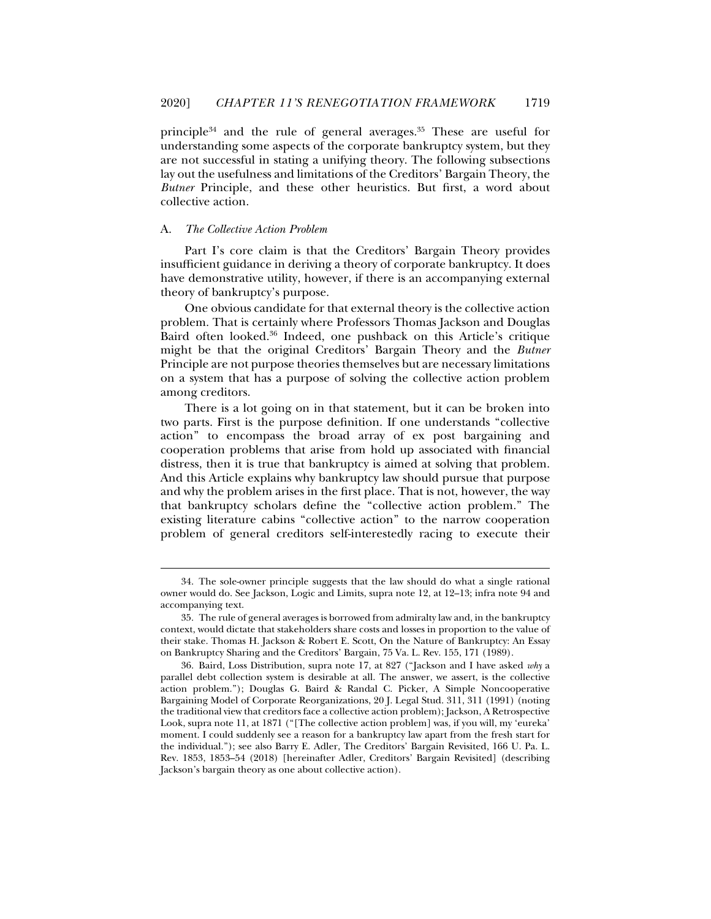principle[34] and the rule of general averages.[35] These are useful for understanding some aspects of the corporate bankruptcy system, but they are not successful in stating a unifying theory. The following subsections lay out the usefulness and limitations of the Creditors' Bargain Theory, the *Butner* Principle, and these other heuristics. But first, a word about collective action.

### A. *The Collective Action Problem*

Part I's core claim is that the Creditors' Bargain Theory provides insufficient guidance in deriving a theory of corporate bankruptcy. It does have demonstrative utility, however, if there is an accompanying external theory of bankruptcy's purpose.

One obvious candidate for that external theory is the collective action problem. That is certainly where Professors Thomas Jackson and Douglas Baird often looked.[36] Indeed, one pushback on this Article's critique might be that the original Creditors' Bargain Theory and the *Butner* Principle are not purpose theories themselves but are necessary limitations on a system that has a purpose of solving the collective action problem among creditors.

There is a lot going on in that statement, but it can be broken into two parts. First is the purpose definition. If one understands "collective action" to encompass the broad array of ex post bargaining and cooperation problems that arise from hold up associated with financial distress, then it is true that bankruptcy is aimed at solving that problem. And this Article explains why bankruptcy law should pursue that purpose and why the problem arises in the first place. That is not, however, the way that bankruptcy scholars define the "collective action problem." The existing literature cabins "collective action" to the narrow cooperation problem of general creditors self-interestedly racing to execute their

---

34. The sole-owner principle suggests that the law should do what a single rational owner would do. See Jackson, Logic and Limits, supra note 12, at 12–13; infra note 94 and accompanying text.

35. The rule of general averages is borrowed from admiralty law and, in the bankruptcy context, would dictate that stakeholders share costs and losses in proportion to the value of their stake. Thomas H. Jackson & Robert E. Scott, On the Nature of Bankruptcy: An Essay on Bankruptcy Sharing and the Creditors' Bargain, 75 Va. L. Rev. 155, 171 (1989).

36. Baird, Loss Distribution, supra note 17, at 827 ("Jackson and I have asked *why* a parallel debt collection system is desirable at all. The answer, we assert, is the collective action problem."); Douglas G. Baird & Randal C. Picker, A Simple Noncooperative Bargaining Model of Corporate Reorganizations, 20 J. Legal Stud. 311, 311 (1991) (noting the traditional view that creditors face a collective action problem); Jackson, A Retrospective Look, supra note 11, at 1871 ("[The collective action problem] was, if you will, my 'eureka' moment. I could suddenly see a reason for a bankruptcy law apart from the fresh start for the individual."); see also Barry E. Adler, The Creditors' Bargain Revisited, 166 U. Pa. L. Rev. 1853, 1853–54 (2018) [hereinafter Adler, Creditors' Bargain Revisited] (describing Jackson's bargain theory as one about collective action).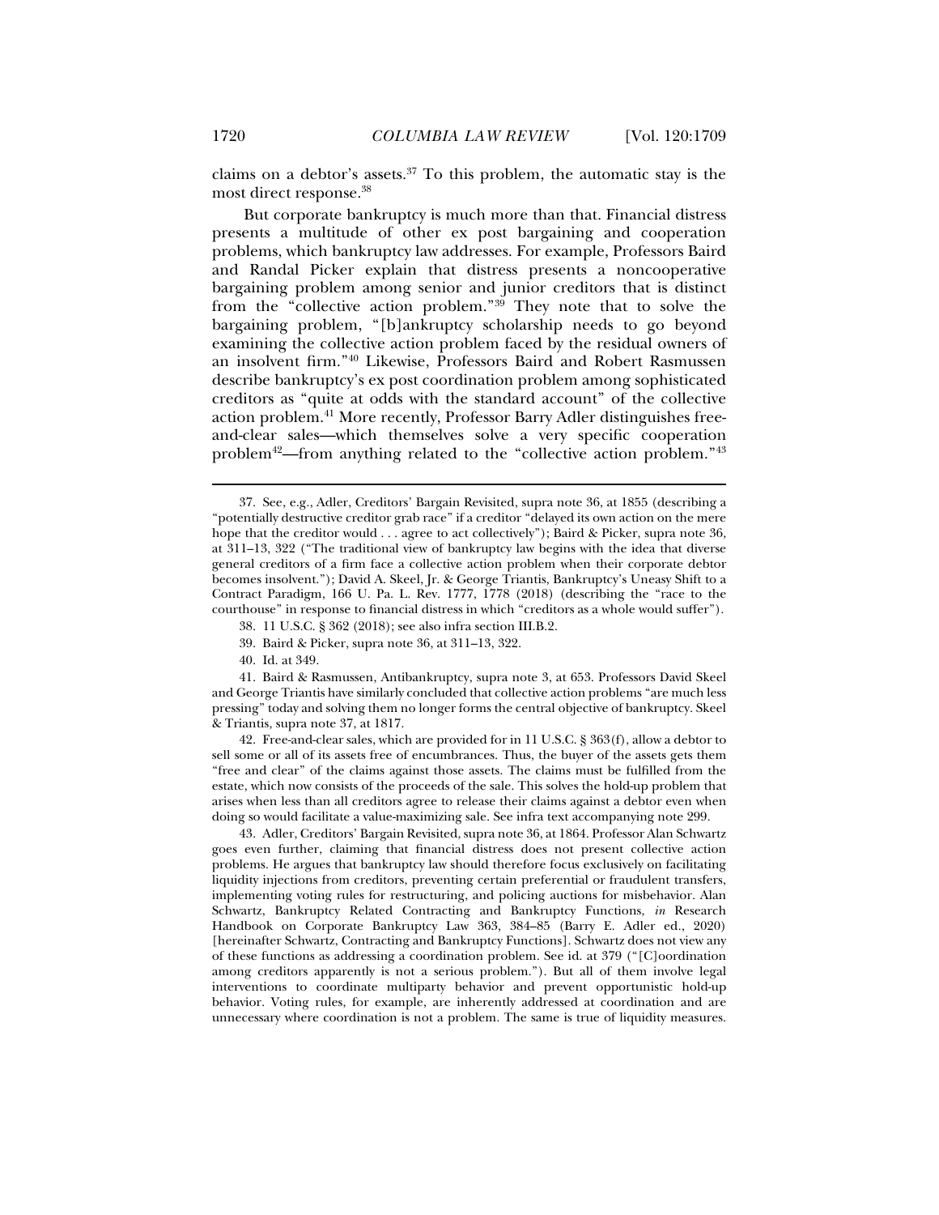claims on a debtor's assets.[37] To this problem, the automatic stay is the most direct response.[38]

But corporate bankruptcy is much more than that. Financial distress presents a multitude of other ex post bargaining and cooperation problems, which bankruptcy law addresses. For example, Professors Baird and Randal Picker explain that distress presents a noncooperative bargaining problem among senior and junior creditors that is distinct from the "collective action problem."[39] They note that to solve the bargaining problem, "[b]ankruptcy scholarship needs to go beyond examining the collective action problem faced by the residual owners of an insolvent firm."[40] Likewise, Professors Baird and Robert Rasmussen describe bankruptcy's ex post coordination problem among sophisticated creditors as "quite at odds with the standard account" of the collective action problem.[41] More recently, Professor Barry Adler distinguishes free-and-clear sales—which themselves solve a very specific cooperation problem[42]—from anything related to the "collective action problem."[43]

---

37. See, e.g., Adler, Creditors' Bargain Revisited, supra note 36, at 1855 (describing a "potentially destructive creditor grab race" if a creditor "delayed its own action on the mere hope that the creditor would . . . agree to act collectively"); Baird & Picker, supra note 36, at 311–13, 322 ("The traditional view of bankruptcy law begins with the idea that diverse general creditors of a firm face a collective action problem when their corporate debtor becomes insolvent."); David A. Skeel, Jr. & George Triantis, Bankruptcy's Uneasy Shift to a Contract Paradigm, 166 U. Pa. L. Rev. 1777, 1778 (2018) (describing the "race to the courthouse" in response to financial distress in which "creditors as a whole would suffer").

38. 11 U.S.C. § 362 (2018); see also infra section III.B.2.

39. Baird & Picker, supra note 36, at 311–13, 322.

40. Id. at 349.

41. Baird & Rasmussen, Antibankruptcy, supra note 3, at 653. Professors David Skeel and George Triantis have similarly concluded that collective action problems "are much less pressing" today and solving them no longer forms the central objective of bankruptcy. Skeel & Triantis, supra note 37, at 1817.

42. Free-and-clear sales, which are provided for in 11 U.S.C. § 363(f), allow a debtor to sell some or all of its assets free of encumbrances. Thus, the buyer of the assets gets them "free and clear" of the claims against those assets. The claims must be fulfilled from the estate, which now consists of the proceeds of the sale. This solves the hold-up problem that arises when less than all creditors agree to release their claims against a debtor even when doing so would facilitate a value-maximizing sale. See infra text accompanying note 299.

43. Adler, Creditors' Bargain Revisited, supra note 36, at 1864. Professor Alan Schwartz goes even further, claiming that financial distress does not present collective action problems. He argues that bankruptcy law should therefore focus exclusively on facilitating liquidity injections from creditors, preventing certain preferential or fraudulent transfers, implementing voting rules for restructuring, and policing auctions for misbehavior. Alan Schwartz, Bankruptcy Related Contracting and Bankruptcy Functions, *in* Research Handbook on Corporate Bankruptcy Law 363, 384–85 (Barry E. Adler ed., 2020) [hereinafter Schwartz, Contracting and Bankruptcy Functions]. Schwartz does not view any of these functions as addressing a coordination problem. See id. at 379 ("[C]oordination among creditors apparently is not a serious problem."). But all of them involve legal interventions to coordinate multiparty behavior and prevent opportunistic hold-up behavior. Voting rules, for example, are inherently addressed at coordination and are unnecessary where coordination is not a problem. The same is true of liquidity measures.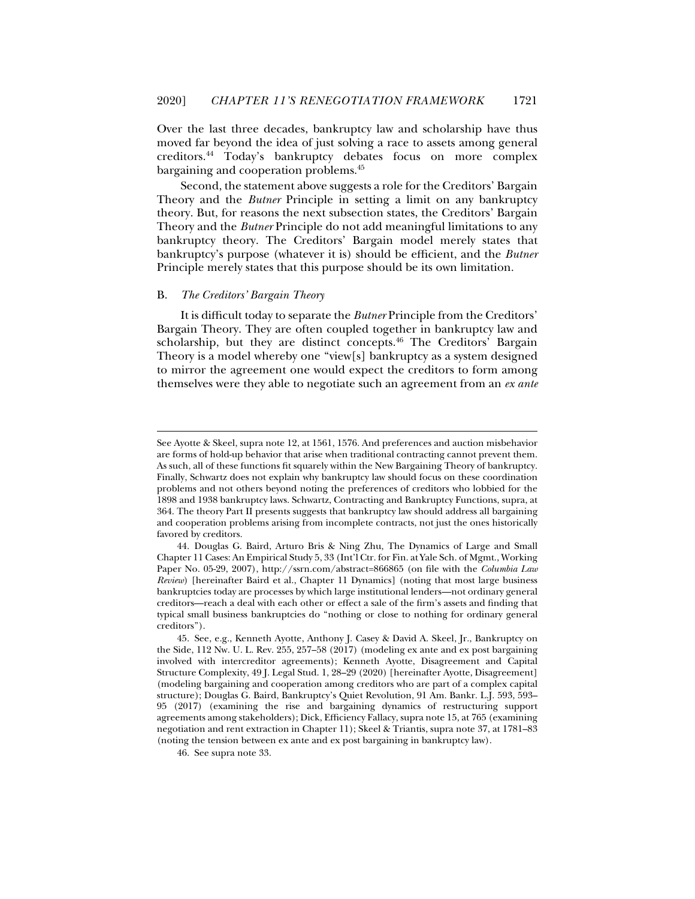Over the last three decades, bankruptcy law and scholarship have thus moved far beyond the idea of just solving a race to assets among general creditors.[44] Today's bankruptcy debates focus on more complex bargaining and cooperation problems.[45]

Second, the statement above suggests a role for the Creditors' Bargain Theory and the *Butner* Principle in setting a limit on any bankruptcy theory. But, for reasons the next subsection states, the Creditors' Bargain Theory and the *Butner* Principle do not add meaningful limitations to any bankruptcy theory. The Creditors' Bargain model merely states that bankruptcy's purpose (whatever it is) should be efficient, and the *Butner* Principle merely states that this purpose should be its own limitation.

### B. *The Creditors' Bargain Theory*

It is difficult today to separate the *Butner* Principle from the Creditors' Bargain Theory. They are often coupled together in bankruptcy law and scholarship, but they are distinct concepts.[46] The Creditors' Bargain Theory is a model whereby one "view[s] bankruptcy as a system designed to mirror the agreement one would expect the creditors to form among themselves were they able to negotiate such an agreement from an *ex ante*

---

See Ayotte & Skeel, supra note 12, at 1561, 1576. And preferences and auction misbehavior are forms of hold-up behavior that arise when traditional contracting cannot prevent them. As such, all of these functions fit squarely within the New Bargaining Theory of bankruptcy. Finally, Schwartz does not explain why bankruptcy law should focus on these coordination problems and not others beyond noting the preferences of creditors who lobbied for the 1898 and 1938 bankruptcy laws. Schwartz, Contracting and Bankruptcy Functions, supra, at 364. The theory Part II presents suggests that bankruptcy law should address all bargaining and cooperation problems arising from incomplete contracts, not just the ones historically favored by creditors.

44. Douglas G. Baird, Arturo Bris & Ning Zhu, The Dynamics of Large and Small Chapter 11 Cases: An Empirical Study 5, 33 (Int'l Ctr. for Fin. at Yale Sch. of Mgmt., Working Paper No. 05-29, 2007), http://ssrn.com/abstract=866865 (on file with the *Columbia Law Review*) [hereinafter Baird et al., Chapter 11 Dynamics] (noting that most large business bankruptcies today are processes by which large institutional lenders—not ordinary general creditors—reach a deal with each other or effect a sale of the firm's assets and finding that typical small business bankruptcies do "nothing or close to nothing for ordinary general creditors").

45. See, e.g., Kenneth Ayotte, Anthony J. Casey & David A. Skeel, Jr., Bankruptcy on the Side, 112 Nw. U. L. Rev. 255, 257–58 (2017) (modeling ex ante and ex post bargaining involved with intercreditor agreements); Kenneth Ayotte, Disagreement and Capital Structure Complexity, 49 J. Legal Stud. 1, 28–29 (2020) [hereinafter Ayotte, Disagreement] (modeling bargaining and cooperation among creditors who are part of a complex capital structure); Douglas G. Baird, Bankruptcy's Quiet Revolution, 91 Am. Bankr. L.J. 593, 593–95 (2017) (examining the rise and bargaining dynamics of restructuring support agreements among stakeholders); Dick, Efficiency Fallacy, supra note 15, at 765 (examining negotiation and rent extraction in Chapter 11); Skeel & Triantis, supra note 37, at 1781–83 (noting the tension between ex ante and ex post bargaining in bankruptcy law).

46. See supra note 33.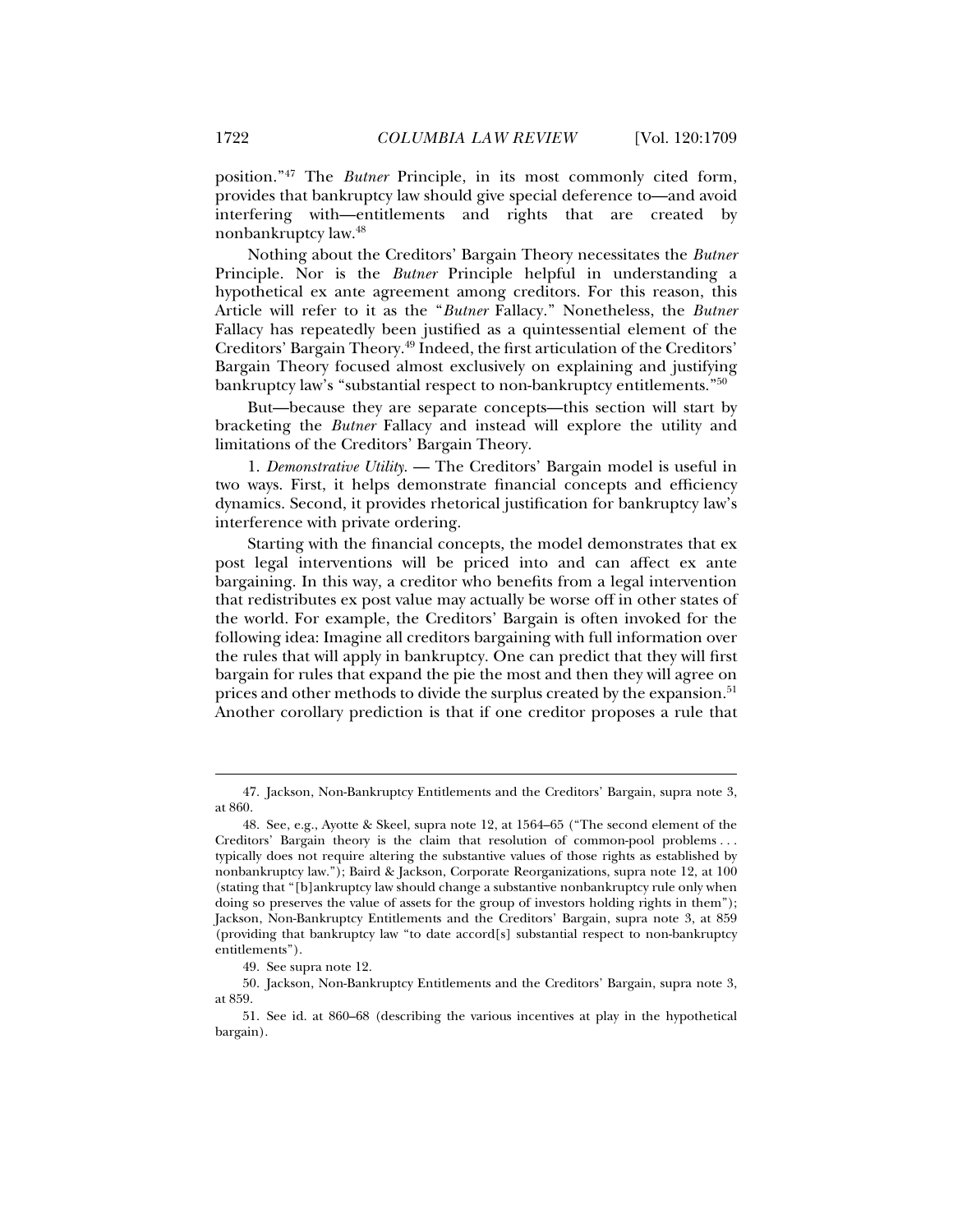position."[47] The *Butner* Principle, in its most commonly cited form, provides that bankruptcy law should give special deference to—and avoid interfering with—entitlements and rights that are created by nonbankruptcy law.[48]

Nothing about the Creditors' Bargain Theory necessitates the *Butner* Principle. Nor is the *Butner* Principle helpful in understanding a hypothetical ex ante agreement among creditors. For this reason, this Article will refer to it as the "*Butner* Fallacy." Nonetheless, the *Butner* Fallacy has repeatedly been justified as a quintessential element of the Creditors' Bargain Theory.[49] Indeed, the first articulation of the Creditors' Bargain Theory focused almost exclusively on explaining and justifying bankruptcy law's "substantial respect to non-bankruptcy entitlements."[50]

But—because they are separate concepts—this section will start by bracketing the *Butner* Fallacy and instead will explore the utility and limitations of the Creditors' Bargain Theory.

1. *Demonstrative Utility.* — The Creditors' Bargain model is useful in two ways. First, it helps demonstrate financial concepts and efficiency dynamics. Second, it provides rhetorical justification for bankruptcy law's interference with private ordering.

Starting with the financial concepts, the model demonstrates that ex post legal interventions will be priced into and can affect ex ante bargaining. In this way, a creditor who benefits from a legal intervention that redistributes ex post value may actually be worse off in other states of the world. For example, the Creditors' Bargain is often invoked for the following idea: Imagine all creditors bargaining with full information over the rules that will apply in bankruptcy. One can predict that they will first bargain for rules that expand the pie the most and then they will agree on prices and other methods to divide the surplus created by the expansion.[51] Another corollary prediction is that if one creditor proposes a rule that

---

47. Jackson, Non-Bankruptcy Entitlements and the Creditors' Bargain, supra note 3, at 860.

48. See, e.g., Ayotte & Skeel, supra note 12, at 1564–65 ("The second element of the Creditors' Bargain theory is the claim that resolution of common-pool problems . . . typically does not require altering the substantive values of those rights as established by nonbankruptcy law."); Baird & Jackson, Corporate Reorganizations, supra note 12, at 100 (stating that "[b]ankruptcy law should change a substantive nonbankruptcy rule only when doing so preserves the value of assets for the group of investors holding rights in them"); Jackson, Non-Bankruptcy Entitlements and the Creditors' Bargain, supra note 3, at 859 (providing that bankruptcy law "to date accord[s] substantial respect to non-bankruptcy entitlements").

49. See supra note 12.

50. Jackson, Non-Bankruptcy Entitlements and the Creditors' Bargain, supra note 3, at 859.

51. See id. at 860–68 (describing the various incentives at play in the hypothetical bargain).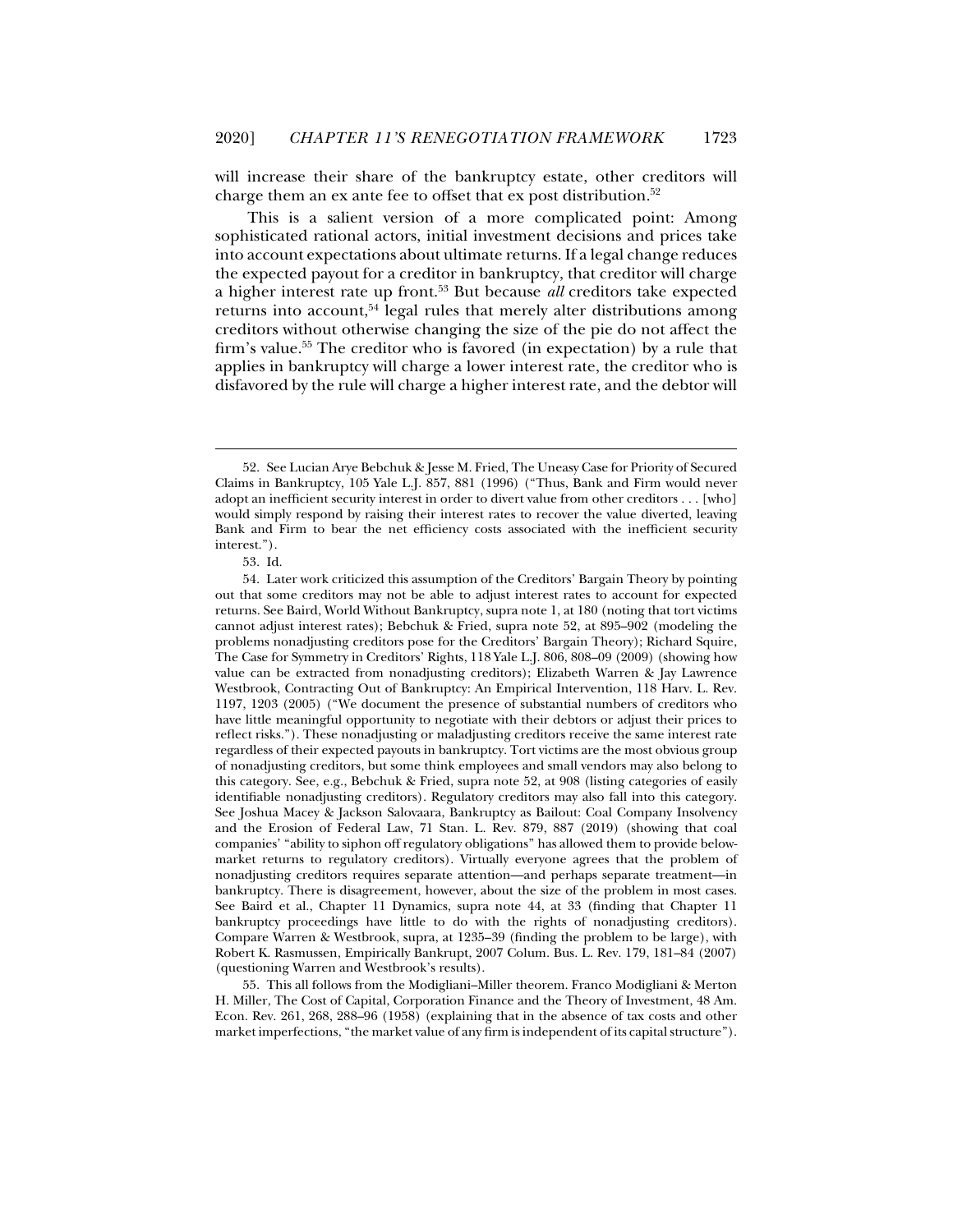will increase their share of the bankruptcy estate, other creditors will charge them an ex ante fee to offset that ex post distribution.[52]

This is a salient version of a more complicated point: Among sophisticated rational actors, initial investment decisions and prices take into account expectations about ultimate returns. If a legal change reduces the expected payout for a creditor in bankruptcy, that creditor will charge a higher interest rate up front.[53] But because *all* creditors take expected returns into account,[54] legal rules that merely alter distributions among creditors without otherwise changing the size of the pie do not affect the firm's value.[55] The creditor who is favored (in expectation) by a rule that applies in bankruptcy will charge a lower interest rate, the creditor who is disfavored by the rule will charge a higher interest rate, and the debtor will

---

52. See Lucian Arye Bebchuk & Jesse M. Fried, The Uneasy Case for Priority of Secured Claims in Bankruptcy, 105 Yale L.J. 857, 881 (1996) ("Thus, Bank and Firm would never adopt an inefficient security interest in order to divert value from other creditors . . . [who] would simply respond by raising their interest rates to recover the value diverted, leaving Bank and Firm to bear the net efficiency costs associated with the inefficient security interest.").

53. Id.

54. Later work criticized this assumption of the Creditors' Bargain Theory by pointing out that some creditors may not be able to adjust interest rates to account for expected returns. See Baird, World Without Bankruptcy, supra note 1, at 180 (noting that tort victims cannot adjust interest rates); Bebchuk & Fried, supra note 52, at 895–902 (modeling the problems nonadjusting creditors pose for the Creditors' Bargain Theory); Richard Squire, The Case for Symmetry in Creditors' Rights, 118 Yale L.J. 806, 808–09 (2009) (showing how value can be extracted from nonadjusting creditors); Elizabeth Warren & Jay Lawrence Westbrook, Contracting Out of Bankruptcy: An Empirical Intervention, 118 Harv. L. Rev. 1197, 1203 (2005) ("We document the presence of substantial numbers of creditors who have little meaningful opportunity to negotiate with their debtors or adjust their prices to reflect risks."). These nonadjusting or maladjusting creditors receive the same interest rate regardless of their expected payouts in bankruptcy. Tort victims are the most obvious group of nonadjusting creditors, but some think employees and small vendors may also belong to this category. See, e.g., Bebchuk & Fried, supra note 52, at 908 (listing categories of easily identifiable nonadjusting creditors). Regulatory creditors may also fall into this category. See Joshua Macey & Jackson Salovaara, Bankruptcy as Bailout: Coal Company Insolvency and the Erosion of Federal Law, 71 Stan. L. Rev. 879, 887 (2019) (showing that coal companies' "ability to siphon off regulatory obligations" has allowed them to provide below-market returns to regulatory creditors). Virtually everyone agrees that the problem of nonadjusting creditors requires separate attention—and perhaps separate treatment—in bankruptcy. There is disagreement, however, about the size of the problem in most cases. See Baird et al., Chapter 11 Dynamics, supra note 44, at 33 (finding that Chapter 11 bankruptcy proceedings have little to do with the rights of nonadjusting creditors). Compare Warren & Westbrook, supra, at 1235–39 (finding the problem to be large), with Robert K. Rasmussen, Empirically Bankrupt, 2007 Colum. Bus. L. Rev. 179, 181–84 (2007) (questioning Warren and Westbrook's results).

55. This all follows from the Modigliani–Miller theorem. Franco Modigliani & Merton H. Miller, The Cost of Capital, Corporation Finance and the Theory of Investment, 48 Am. Econ. Rev. 261, 268, 288–96 (1958) (explaining that in the absence of tax costs and other market imperfections, "the market value of any firm is independent of its capital structure").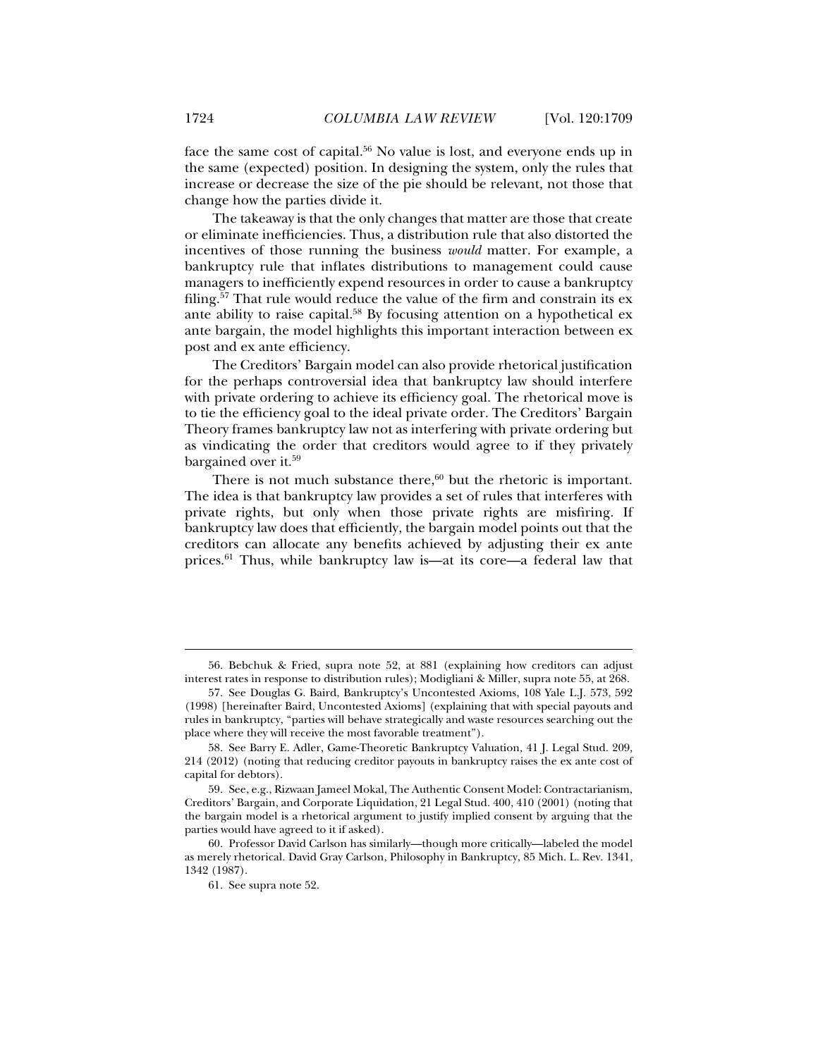face the same cost of capital.[56] No value is lost, and everyone ends up in the same (expected) position. In designing the system, only the rules that increase or decrease the size of the pie should be relevant, not those that change how the parties divide it.

The takeaway is that the only changes that matter are those that create or eliminate inefficiencies. Thus, a distribution rule that also distorted the incentives of those running the business *would* matter. For example, a bankruptcy rule that inflates distributions to management could cause managers to inefficiently expend resources in order to cause a bankruptcy filing.[57] That rule would reduce the value of the firm and constrain its ex ante ability to raise capital.[58] By focusing attention on a hypothetical ex ante bargain, the model highlights this important interaction between ex post and ex ante efficiency.

The Creditors' Bargain model can also provide rhetorical justification for the perhaps controversial idea that bankruptcy law should interfere with private ordering to achieve its efficiency goal. The rhetorical move is to tie the efficiency goal to the ideal private order. The Creditors' Bargain Theory frames bankruptcy law not as interfering with private ordering but as vindicating the order that creditors would agree to if they privately bargained over it.[59]

There is not much substance there,[60] but the rhetoric is important. The idea is that bankruptcy law provides a set of rules that interferes with private rights, but only when those private rights are misfiring. If bankruptcy law does that efficiently, the bargain model points out that the creditors can allocate any benefits achieved by adjusting their ex ante prices.[61] Thus, while bankruptcy law is—at its core—a federal law that

---

56. Bebchuk & Fried, supra note 52, at 881 (explaining how creditors can adjust interest rates in response to distribution rules); Modigliani & Miller, supra note 55, at 268.

57. See Douglas G. Baird, Bankruptcy's Uncontested Axioms, 108 Yale L.J. 573, 592 (1998) [hereinafter Baird, Uncontested Axioms] (explaining that with special payouts and rules in bankruptcy, "parties will behave strategically and waste resources searching out the place where they will receive the most favorable treatment").

58. See Barry E. Adler, Game-Theoretic Bankruptcy Valuation, 41 J. Legal Stud. 209, 214 (2012) (noting that reducing creditor payouts in bankruptcy raises the ex ante cost of capital for debtors).

59. See, e.g., Rizwaan Jameel Mokal, The Authentic Consent Model: Contractarianism, Creditors' Bargain, and Corporate Liquidation, 21 Legal Stud. 400, 410 (2001) (noting that the bargain model is a rhetorical argument to justify implied consent by arguing that the parties would have agreed to it if asked).

60. Professor David Carlson has similarly—though more critically—labeled the model as merely rhetorical. David Gray Carlson, Philosophy in Bankruptcy, 85 Mich. L. Rev. 1341, 1342 (1987).

61. See supra note 52.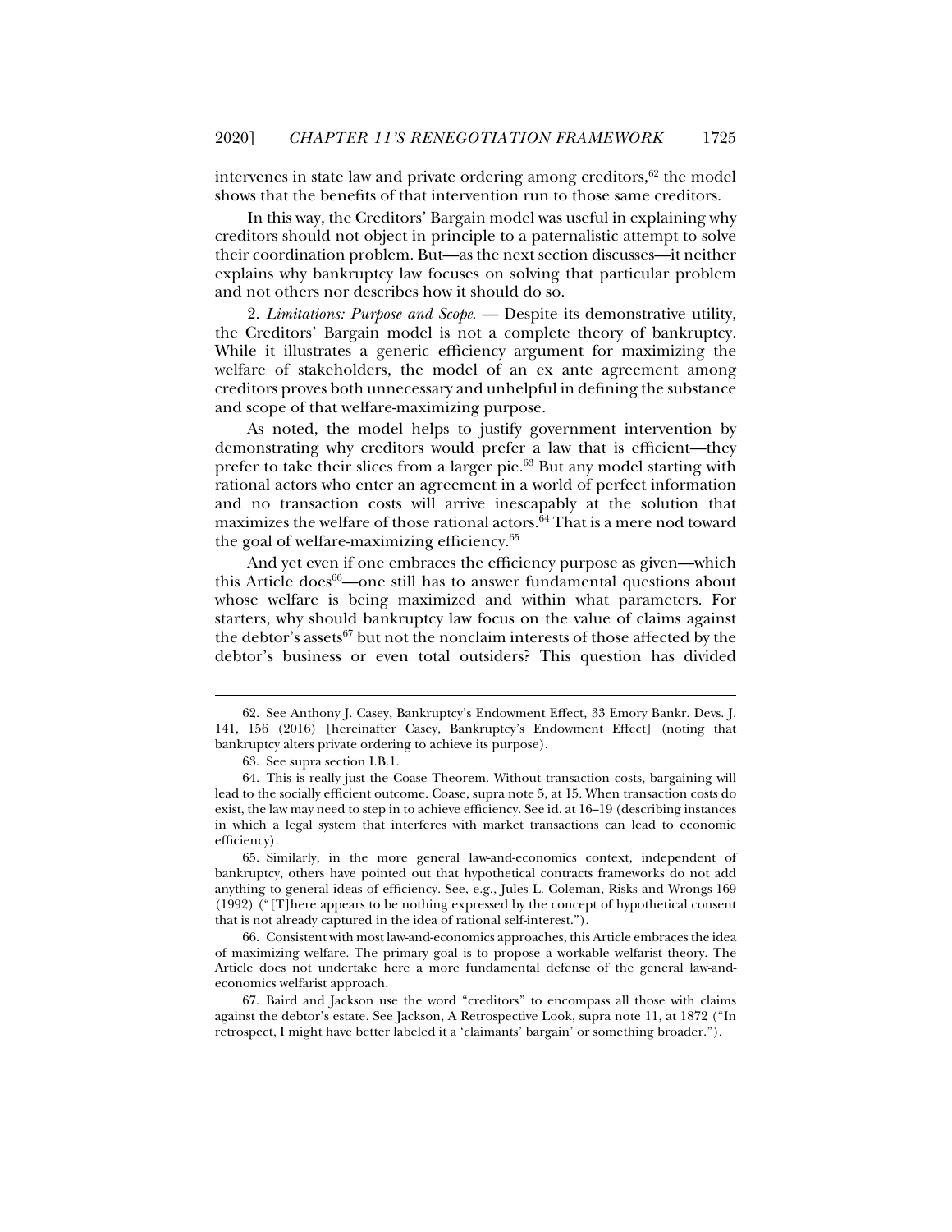intervenes in state law and private ordering among creditors,[62] the model shows that the benefits of that intervention run to those same creditors.

In this way, the Creditors' Bargain model was useful in explaining why creditors should not object in principle to a paternalistic attempt to solve their coordination problem. But—as the next section discusses—it neither explains why bankruptcy law focuses on solving that particular problem and not others nor describes how it should do so.

2. *Limitations: Purpose and Scope*. — Despite its demonstrative utility, the Creditors' Bargain model is not a complete theory of bankruptcy. While it illustrates a generic efficiency argument for maximizing the welfare of stakeholders, the model of an ex ante agreement among creditors proves both unnecessary and unhelpful in defining the substance and scope of that welfare-maximizing purpose.

As noted, the model helps to justify government intervention by demonstrating why creditors would prefer a law that is efficient—they prefer to take their slices from a larger pie.[63] But any model starting with rational actors who enter an agreement in a world of perfect information and no transaction costs will arrive inescapably at the solution that maximizes the welfare of those rational actors.[64] That is a mere nod toward the goal of welfare-maximizing efficiency.[65]

And yet even if one embraces the efficiency purpose as given—which this Article does[66]—one still has to answer fundamental questions about whose welfare is being maximized and within what parameters. For starters, why should bankruptcy law focus on the value of claims against the debtor's assets[67] but not the nonclaim interests of those affected by the debtor's business or even total outsiders? This question has divided

---

62. See Anthony J. Casey, Bankruptcy's Endowment Effect, 33 Emory Bankr. Devs. J. 141, 156 (2016) [hereinafter Casey, Bankruptcy's Endowment Effect] (noting that bankruptcy alters private ordering to achieve its purpose).

63. See supra section I.B.1.

64. This is really just the Coase Theorem. Without transaction costs, bargaining will lead to the socially efficient outcome. Coase, supra note 5, at 15. When transaction costs do exist, the law may need to step in to achieve efficiency. See id. at 16–19 (describing instances in which a legal system that interferes with market transactions can lead to economic efficiency).

65. Similarly, in the more general law-and-economics context, independent of bankruptcy, others have pointed out that hypothetical contracts frameworks do not add anything to general ideas of efficiency. See, e.g., Jules L. Coleman, Risks and Wrongs 169 (1992) ("[T]here appears to be nothing expressed by the concept of hypothetical consent that is not already captured in the idea of rational self-interest.").

66. Consistent with most law-and-economics approaches, this Article embraces the idea of maximizing welfare. The primary goal is to propose a workable welfarist theory. The Article does not undertake here a more fundamental defense of the general law-and-economics welfarist approach.

67. Baird and Jackson use the word "creditors" to encompass all those with claims against the debtor's estate. See Jackson, A Retrospective Look, supra note 11, at 1872 ("In retrospect, I might have better labeled it a 'claimants' bargain' or something broader.").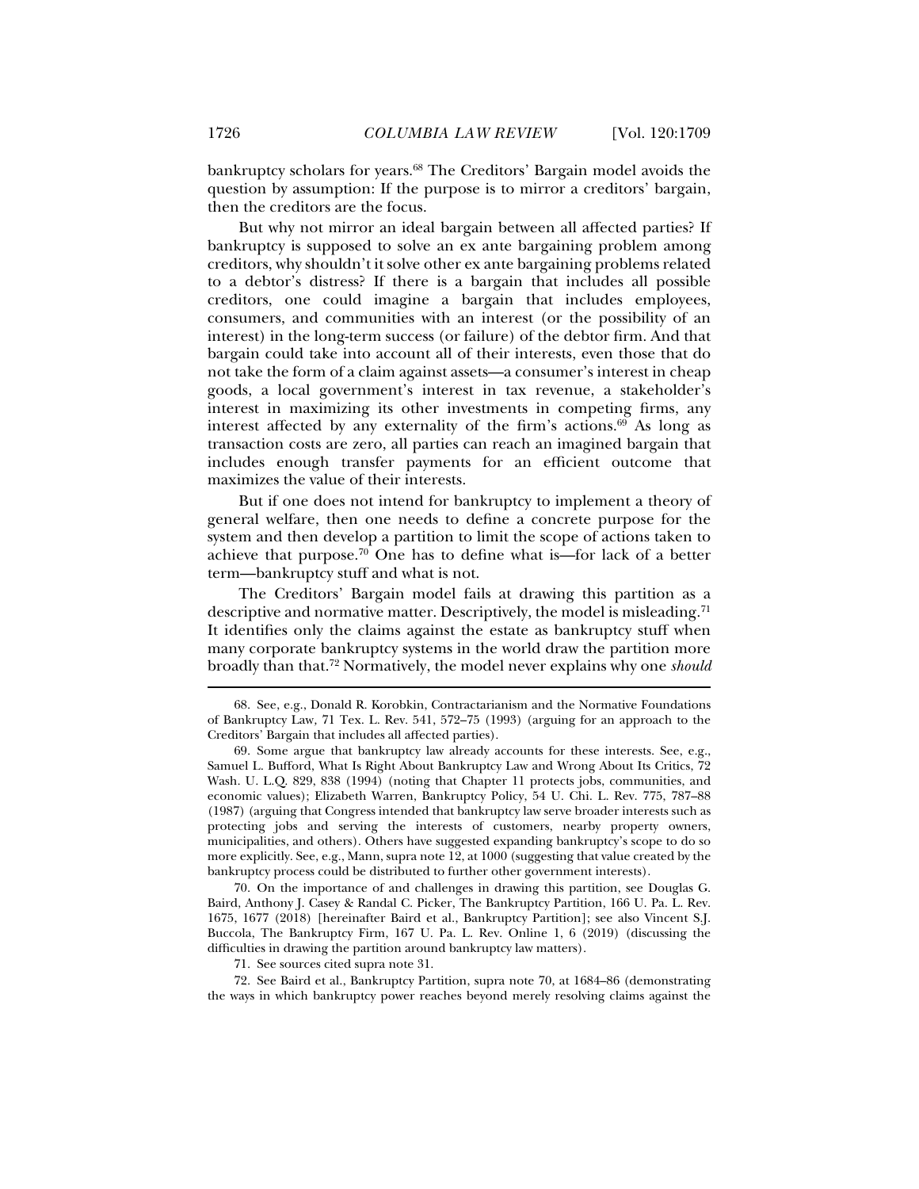bankruptcy scholars for years.[68] The Creditors' Bargain model avoids the question by assumption: If the purpose is to mirror a creditors' bargain, then the creditors are the focus.

But why not mirror an ideal bargain between all affected parties? If bankruptcy is supposed to solve an ex ante bargaining problem among creditors, why shouldn't it solve other ex ante bargaining problems related to a debtor's distress? If there is a bargain that includes all possible creditors, one could imagine a bargain that includes employees, consumers, and communities with an interest (or the possibility of an interest) in the long-term success (or failure) of the debtor firm. And that bargain could take into account all of their interests, even those that do not take the form of a claim against assets—a consumer's interest in cheap goods, a local government's interest in tax revenue, a stakeholder's interest in maximizing its other investments in competing firms, any interest affected by any externality of the firm's actions.[69] As long as transaction costs are zero, all parties can reach an imagined bargain that includes enough transfer payments for an efficient outcome that maximizes the value of their interests.

But if one does not intend for bankruptcy to implement a theory of general welfare, then one needs to define a concrete purpose for the system and then develop a partition to limit the scope of actions taken to achieve that purpose.[70] One has to define what is—for lack of a better term—bankruptcy stuff and what is not.

The Creditors' Bargain model fails at drawing this partition as a descriptive and normative matter. Descriptively, the model is misleading.[71] It identifies only the claims against the estate as bankruptcy stuff when many corporate bankruptcy systems in the world draw the partition more broadly than that.[72] Normatively, the model never explains why one *should*

---

68. See, e.g., Donald R. Korobkin, Contractarianism and the Normative Foundations of Bankruptcy Law, 71 Tex. L. Rev. 541, 572–75 (1993) (arguing for an approach to the Creditors' Bargain that includes all affected parties).

69. Some argue that bankruptcy law already accounts for these interests. See, e.g., Samuel L. Bufford, What Is Right About Bankruptcy Law and Wrong About Its Critics, 72 Wash. U. L.Q. 829, 838 (1994) (noting that Chapter 11 protects jobs, communities, and economic values); Elizabeth Warren, Bankruptcy Policy, 54 U. Chi. L. Rev. 775, 787–88 (1987) (arguing that Congress intended that bankruptcy law serve broader interests such as protecting jobs and serving the interests of customers, nearby property owners, municipalities, and others). Others have suggested expanding bankruptcy's scope to do so more explicitly. See, e.g., Mann, supra note 12, at 1000 (suggesting that value created by the bankruptcy process could be distributed to further other government interests).

70. On the importance of and challenges in drawing this partition, see Douglas G. Baird, Anthony J. Casey & Randal C. Picker, The Bankruptcy Partition, 166 U. Pa. L. Rev. 1675, 1677 (2018) [hereinafter Baird et al., Bankruptcy Partition]; see also Vincent S.J. Buccola, The Bankruptcy Firm, 167 U. Pa. L. Rev. Online 1, 6 (2019) (discussing the difficulties in drawing the partition around bankruptcy law matters).

71. See sources cited supra note 31.

72. See Baird et al., Bankruptcy Partition, supra note 70, at 1684–86 (demonstrating the ways in which bankruptcy power reaches beyond merely resolving claims against the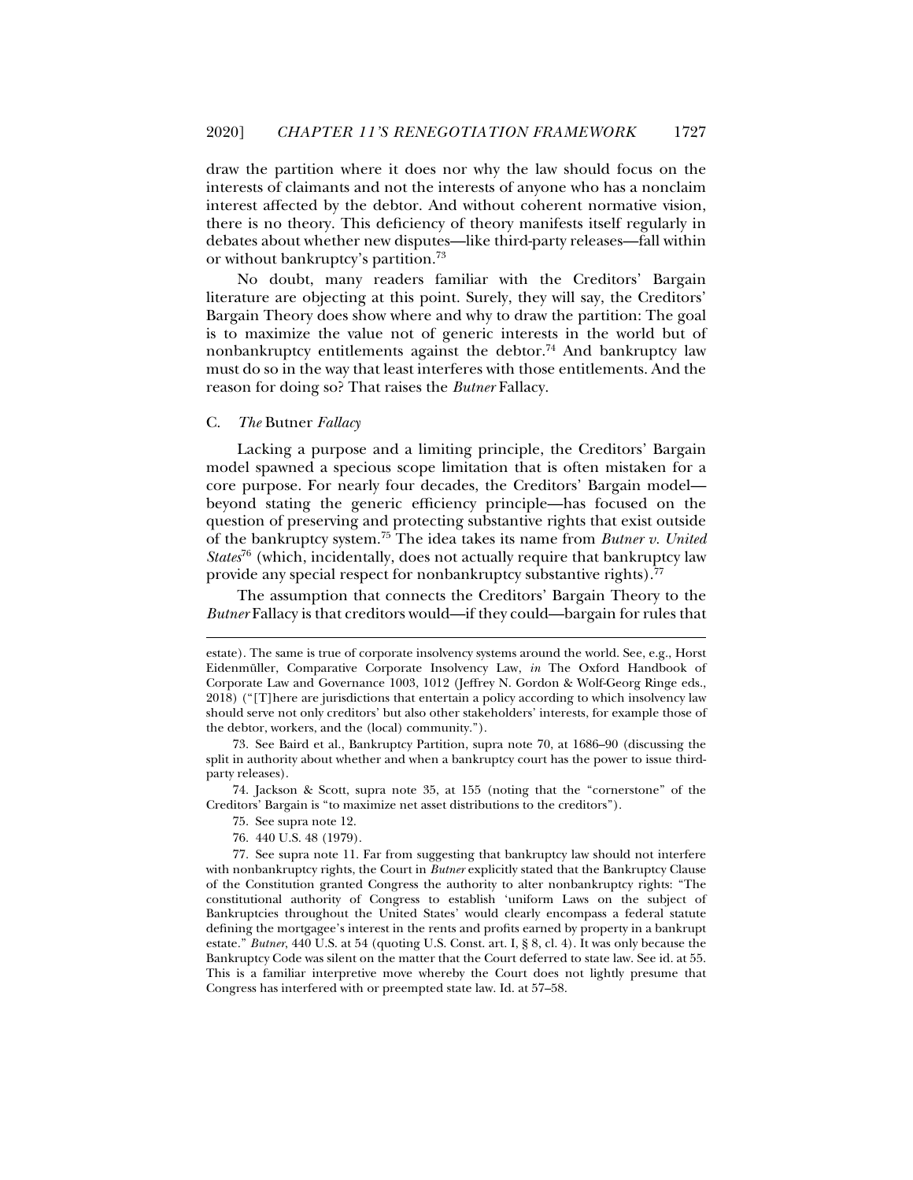draw the partition where it does nor why the law should focus on the interests of claimants and not the interests of anyone who has a nonclaim interest affected by the debtor. And without coherent normative vision, there is no theory. This deficiency of theory manifests itself regularly in debates about whether new disputes—like third-party releases—fall within or without bankruptcy's partition.[73]

No doubt, many readers familiar with the Creditors' Bargain literature are objecting at this point. Surely, they will say, the Creditors' Bargain Theory does show where and why to draw the partition: The goal is to maximize the value not of generic interests in the world but of nonbankruptcy entitlements against the debtor.[74] And bankruptcy law must do so in the way that least interferes with those entitlements. And the reason for doing so? That raises the *Butner* Fallacy.

### C. *The* Butner *Fallacy*

Lacking a purpose and a limiting principle, the Creditors' Bargain model spawned a specious scope limitation that is often mistaken for a core purpose. For nearly four decades, the Creditors' Bargain model—beyond stating the generic efficiency principle—has focused on the question of preserving and protecting substantive rights that exist outside of the bankruptcy system.[75] The idea takes its name from *Butner v. United States*[76] (which, incidentally, does not actually require that bankruptcy law provide any special respect for nonbankruptcy substantive rights).[77]

The assumption that connects the Creditors' Bargain Theory to the *Butner* Fallacy is that creditors would—if they could—bargain for rules that

---

estate). The same is true of corporate insolvency systems around the world. See, e.g., Horst Eidenmüller, Comparative Corporate Insolvency Law, *in* The Oxford Handbook of Corporate Law and Governance 1003, 1012 (Jeffrey N. Gordon & Wolf-Georg Ringe eds., 2018) ("[T]here are jurisdictions that entertain a policy according to which insolvency law should serve not only creditors' but also other stakeholders' interests, for example those of the debtor, workers, and the (local) community.").

73. See Baird et al., Bankruptcy Partition, supra note 70, at 1686–90 (discussing the split in authority about whether and when a bankruptcy court has the power to issue third-party releases).

74. Jackson & Scott, supra note 35, at 155 (noting that the "cornerstone" of the Creditors' Bargain is "to maximize net asset distributions to the creditors").

75. See supra note 12.

76. 440 U.S. 48 (1979).

77. See supra note 11. Far from suggesting that bankruptcy law should not interfere with nonbankruptcy rights, the Court in *Butner* explicitly stated that the Bankruptcy Clause of the Constitution granted Congress the authority to alter nonbankruptcy rights: "The constitutional authority of Congress to establish 'uniform Laws on the subject of Bankruptcies throughout the United States' would clearly encompass a federal statute defining the mortgagee's interest in the rents and profits earned by property in a bankrupt estate." *Butner*, 440 U.S. at 54 (quoting U.S. Const. art. I, § 8, cl. 4). It was only because the Bankruptcy Code was silent on the matter that the Court deferred to state law. See id. at 55. This is a familiar interpretive move whereby the Court does not lightly presume that Congress has interfered with or preempted state law. Id. at 57–58.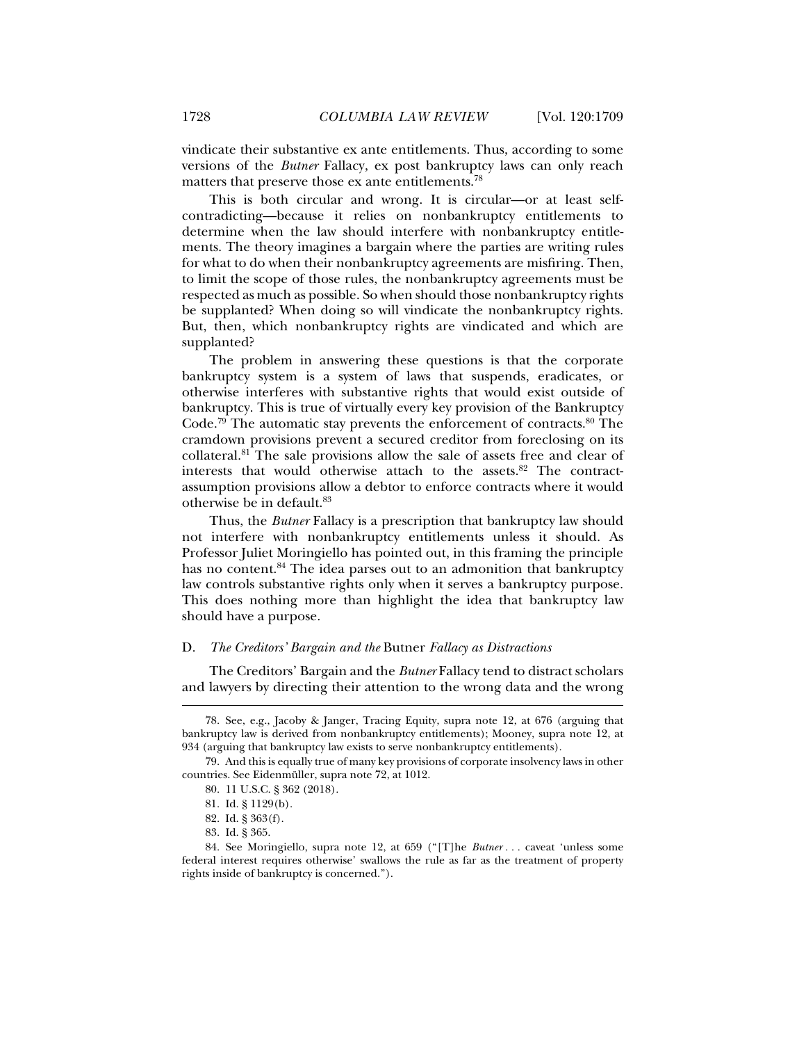vindicate their substantive ex ante entitlements. Thus, according to some versions of the *Butner* Fallacy, ex post bankruptcy laws can only reach matters that preserve those ex ante entitlements.[78]

This is both circular and wrong. It is circular—or at least self-contradicting—because it relies on nonbankruptcy entitlements to determine when the law should interfere with nonbankruptcy entitlements. The theory imagines a bargain where the parties are writing rules for what to do when their nonbankruptcy agreements are misfiring. Then, to limit the scope of those rules, the nonbankruptcy agreements must be respected as much as possible. So when should those nonbankruptcy rights be supplanted? When doing so will vindicate the nonbankruptcy rights. But, then, which nonbankruptcy rights are vindicated and which are supplanted?

The problem in answering these questions is that the corporate bankruptcy system is a system of laws that suspends, eradicates, or otherwise interferes with substantive rights that would exist outside of bankruptcy. This is true of virtually every key provision of the Bankruptcy Code.[79] The automatic stay prevents the enforcement of contracts.[80] The cramdown provisions prevent a secured creditor from foreclosing on its collateral.[81] The sale provisions allow the sale of assets free and clear of interests that would otherwise attach to the assets.[82] The contract-assumption provisions allow a debtor to enforce contracts where it would otherwise be in default.[83]

Thus, the *Butner* Fallacy is a prescription that bankruptcy law should not interfere with nonbankruptcy entitlements unless it should. As Professor Juliet Moringiello has pointed out, in this framing the principle has no content.[84] The idea parses out to an admonition that bankruptcy law controls substantive rights only when it serves a bankruptcy purpose. This does nothing more than highlight the idea that bankruptcy law should have a purpose.

### D. *The Creditors' Bargain and the* Butner *Fallacy as Distractions*

The Creditors' Bargain and the *Butner* Fallacy tend to distract scholars and lawyers by directing their attention to the wrong data and the wrong

---

78. See, e.g., Jacoby & Janger, Tracing Equity, supra note 12, at 676 (arguing that bankruptcy law is derived from nonbankruptcy entitlements); Mooney, supra note 12, at 934 (arguing that bankruptcy law exists to serve nonbankruptcy entitlements).

79. And this is equally true of many key provisions of corporate insolvency laws in other countries. See Eidenmüller, supra note 72, at 1012.

80. 11 U.S.C. § 362 (2018).

81. Id. § 1129(b).

82. Id. § 363(f).

83. Id. § 365.

84. See Moringiello, supra note 12, at 659 ("[T]he *Butner* . . . caveat 'unless some federal interest requires otherwise' swallows the rule as far as the treatment of property rights inside of bankruptcy is concerned.").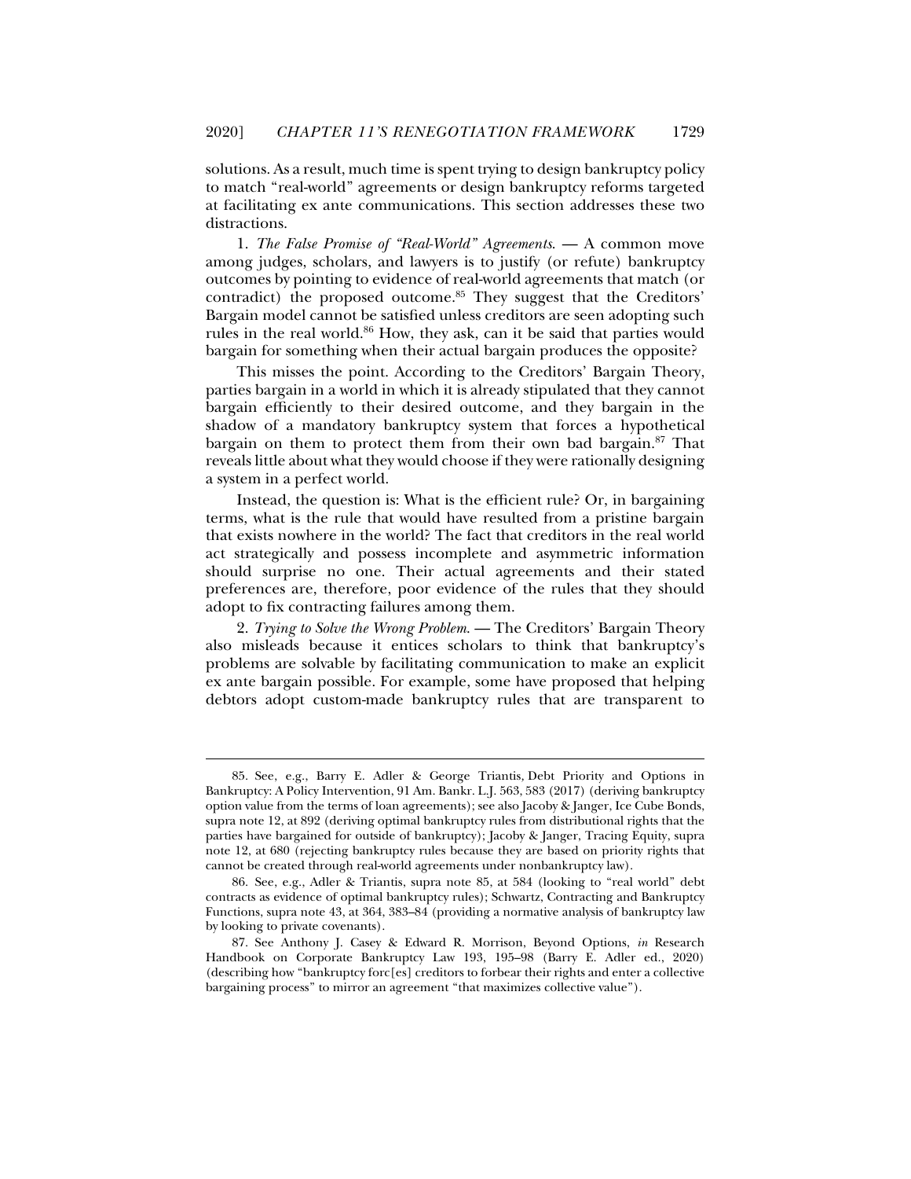solutions. As a result, much time is spent trying to design bankruptcy policy to match "real-world" agreements or design bankruptcy reforms targeted at facilitating ex ante communications. This section addresses these two distractions.

1. *The False Promise of "Real-World" Agreements*. — A common move among judges, scholars, and lawyers is to justify (or refute) bankruptcy outcomes by pointing to evidence of real-world agreements that match (or contradict) the proposed outcome.[85] They suggest that the Creditors' Bargain model cannot be satisfied unless creditors are seen adopting such rules in the real world.[86] How, they ask, can it be said that parties would bargain for something when their actual bargain produces the opposite?

This misses the point. According to the Creditors' Bargain Theory, parties bargain in a world in which it is already stipulated that they cannot bargain efficiently to their desired outcome, and they bargain in the shadow of a mandatory bankruptcy system that forces a hypothetical bargain on them to protect them from their own bad bargain.[87] That reveals little about what they would choose if they were rationally designing a system in a perfect world.

Instead, the question is: What is the efficient rule? Or, in bargaining terms, what is the rule that would have resulted from a pristine bargain that exists nowhere in the world? The fact that creditors in the real world act strategically and possess incomplete and asymmetric information should surprise no one. Their actual agreements and their stated preferences are, therefore, poor evidence of the rules that they should adopt to fix contracting failures among them.

2. *Trying to Solve the Wrong Problem*. — The Creditors' Bargain Theory also misleads because it entices scholars to think that bankruptcy's problems are solvable by facilitating communication to make an explicit ex ante bargain possible. For example, some have proposed that helping debtors adopt custom-made bankruptcy rules that are transparent to

---

85. See, e.g., Barry E. Adler & George Triantis, Debt Priority and Options in Bankruptcy: A Policy Intervention, 91 Am. Bankr. L.J. 563, 583 (2017) (deriving bankruptcy option value from the terms of loan agreements); see also Jacoby & Janger, Ice Cube Bonds, supra note 12, at 892 (deriving optimal bankruptcy rules from distributional rights that the parties have bargained for outside of bankruptcy); Jacoby & Janger, Tracing Equity, supra note 12, at 680 (rejecting bankruptcy rules because they are based on priority rights that cannot be created through real-world agreements under nonbankruptcy law).

86. See, e.g., Adler & Triantis, supra note 85, at 584 (looking to "real world" debt contracts as evidence of optimal bankruptcy rules); Schwartz, Contracting and Bankruptcy Functions, supra note 43, at 364, 383–84 (providing a normative analysis of bankruptcy law by looking to private covenants).

87. See Anthony J. Casey & Edward R. Morrison, Beyond Options, *in* Research Handbook on Corporate Bankruptcy Law 193, 195–98 (Barry E. Adler ed., 2020) (describing how "bankruptcy forc[es] creditors to forbear their rights and enter a collective bargaining process" to mirror an agreement "that maximizes collective value").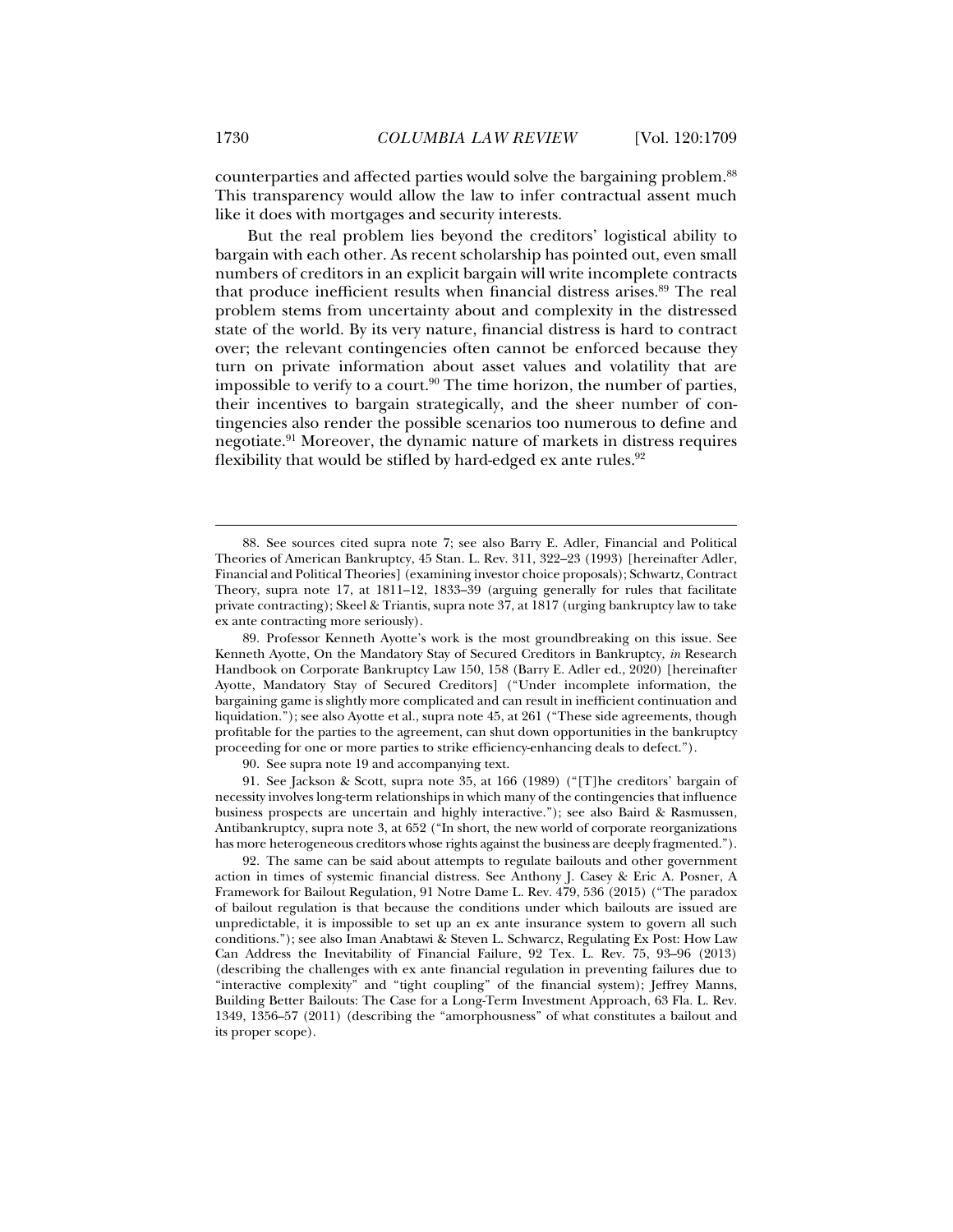counterparties and affected parties would solve the bargaining problem.[88] This transparency would allow the law to infer contractual assent much like it does with mortgages and security interests.

But the real problem lies beyond the creditors' logistical ability to bargain with each other. As recent scholarship has pointed out, even small numbers of creditors in an explicit bargain will write incomplete contracts that produce inefficient results when financial distress arises.[89] The real problem stems from uncertainty about and complexity in the distressed state of the world. By its very nature, financial distress is hard to contract over; the relevant contingencies often cannot be enforced because they turn on private information about asset values and volatility that are impossible to verify to a court.[90] The time horizon, the number of parties, their incentives to bargain strategically, and the sheer number of contingencies also render the possible scenarios too numerous to define and negotiate.[91] Moreover, the dynamic nature of markets in distress requires flexibility that would be stifled by hard-edged ex ante rules.[92]

---

88. See sources cited supra note 7; see also Barry E. Adler, Financial and Political Theories of American Bankruptcy, 45 Stan. L. Rev. 311, 322–23 (1993) [hereinafter Adler, Financial and Political Theories] (examining investor choice proposals); Schwartz, Contract Theory, supra note 17, at 1811–12, 1833–39 (arguing generally for rules that facilitate private contracting); Skeel & Triantis, supra note 37, at 1817 (urging bankruptcy law to take ex ante contracting more seriously).

89. Professor Kenneth Ayotte's work is the most groundbreaking on this issue. See Kenneth Ayotte, On the Mandatory Stay of Secured Creditors in Bankruptcy, *in* Research Handbook on Corporate Bankruptcy Law 150, 158 (Barry E. Adler ed., 2020) [hereinafter Ayotte, Mandatory Stay of Secured Creditors] ("Under incomplete information, the bargaining game is slightly more complicated and can result in inefficient continuation and liquidation."); see also Ayotte et al., supra note 45, at 261 ("These side agreements, though profitable for the parties to the agreement, can shut down opportunities in the bankruptcy proceeding for one or more parties to strike efficiency-enhancing deals to defect.").

90. See supra note 19 and accompanying text.

91. See Jackson & Scott, supra note 35, at 166 (1989) ("[T]he creditors' bargain of necessity involves long-term relationships in which many of the contingencies that influence business prospects are uncertain and highly interactive."); see also Baird & Rasmussen, Antibankruptcy, supra note 3, at 652 ("In short, the new world of corporate reorganizations has more heterogeneous creditors whose rights against the business are deeply fragmented.").

92. The same can be said about attempts to regulate bailouts and other government action in times of systemic financial distress. See Anthony J. Casey & Eric A. Posner, A Framework for Bailout Regulation, 91 Notre Dame L. Rev. 479, 536 (2015) ("The paradox of bailout regulation is that because the conditions under which bailouts are issued are unpredictable, it is impossible to set up an ex ante insurance system to govern all such conditions."); see also Iman Anabtawi & Steven L. Schwarcz, Regulating Ex Post: How Law Can Address the Inevitability of Financial Failure, 92 Tex. L. Rev. 75, 93–96 (2013) (describing the challenges with ex ante financial regulation in preventing failures due to "interactive complexity" and "tight coupling" of the financial system); Jeffrey Manns, Building Better Bailouts: The Case for a Long-Term Investment Approach, 63 Fla. L. Rev. 1349, 1356–57 (2011) (describing the "amorphousness" of what constitutes a bailout and its proper scope).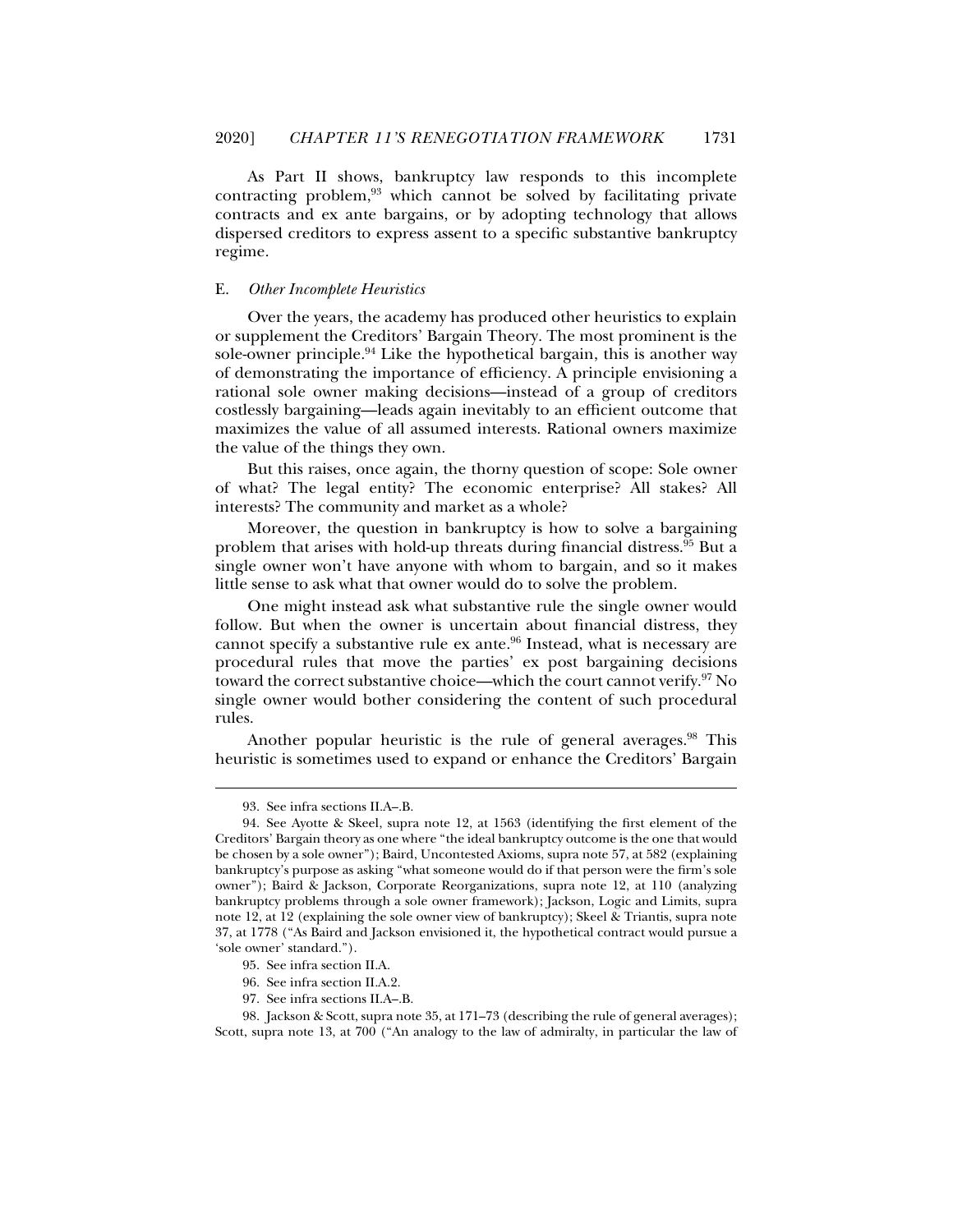As Part II shows, bankruptcy law responds to this incomplete contracting problem,[93] which cannot be solved by facilitating private contracts and ex ante bargains, or by adopting technology that allows dispersed creditors to express assent to a specific substantive bankruptcy regime.

## E. *Other Incomplete Heuristics*

Over the years, the academy has produced other heuristics to explain or supplement the Creditors' Bargain Theory. The most prominent is the sole-owner principle.[94] Like the hypothetical bargain, this is another way of demonstrating the importance of efficiency. A principle envisioning a rational sole owner making decisions—instead of a group of creditors costlessly bargaining—leads again inevitably to an efficient outcome that maximizes the value of all assumed interests. Rational owners maximize the value of the things they own.

But this raises, once again, the thorny question of scope: Sole owner of what? The legal entity? The economic enterprise? All stakes? All interests? The community and market as a whole?

Moreover, the question in bankruptcy is how to solve a bargaining problem that arises with hold-up threats during financial distress.[95] But a single owner won't have anyone with whom to bargain, and so it makes little sense to ask what that owner would do to solve the problem.

One might instead ask what substantive rule the single owner would follow. But when the owner is uncertain about financial distress, they cannot specify a substantive rule ex ante.[96] Instead, what is necessary are procedural rules that move the parties' ex post bargaining decisions toward the correct substantive choice—which the court cannot verify.[97] No single owner would bother considering the content of such procedural rules.

Another popular heuristic is the rule of general averages.[98] This heuristic is sometimes used to expand or enhance the Creditors' Bargain

---

93. See infra sections II.A–.B.

94. See Ayotte & Skeel, supra note 12, at 1563 (identifying the first element of the Creditors' Bargain theory as one where "the ideal bankruptcy outcome is the one that would be chosen by a sole owner"); Baird, Uncontested Axioms, supra note 57, at 582 (explaining bankruptcy's purpose as asking "what someone would do if that person were the firm's sole owner"); Baird & Jackson, Corporate Reorganizations, supra note 12, at 110 (analyzing bankruptcy problems through a sole owner framework); Jackson, Logic and Limits, supra note 12, at 12 (explaining the sole owner view of bankruptcy); Skeel & Triantis, supra note 37, at 1778 ("As Baird and Jackson envisioned it, the hypothetical contract would pursue a 'sole owner' standard.").

95. See infra section II.A.

96. See infra section II.A.2.

97. See infra sections II.A–.B.

98. Jackson & Scott, supra note 35, at 171–73 (describing the rule of general averages); Scott, supra note 13, at 700 ("An analogy to the law of admiralty, in particular the law of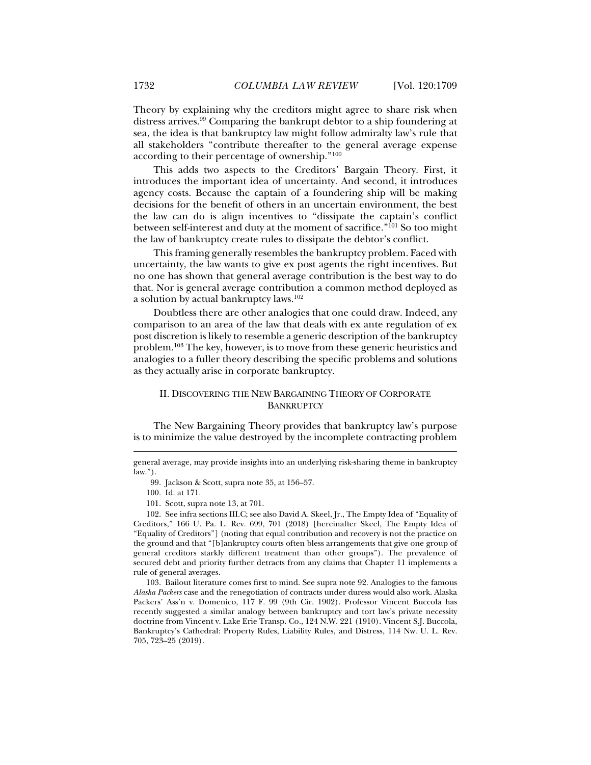Theory by explaining why the creditors might agree to share risk when distress arrives.[99] Comparing the bankrupt debtor to a ship foundering at sea, the idea is that bankruptcy law might follow admiralty law's rule that all stakeholders "contribute thereafter to the general average expense according to their percentage of ownership."[100]

This adds two aspects to the Creditors' Bargain Theory. First, it introduces the important idea of uncertainty. And second, it introduces agency costs. Because the captain of a foundering ship will be making decisions for the benefit of others in an uncertain environment, the best the law can do is align incentives to "dissipate the captain's conflict between self-interest and duty at the moment of sacrifice."[101] So too might the law of bankruptcy create rules to dissipate the debtor's conflict.

This framing generally resembles the bankruptcy problem. Faced with uncertainty, the law wants to give ex post agents the right incentives. But no one has shown that general average contribution is the best way to do that. Nor is general average contribution a common method deployed as a solution by actual bankruptcy laws.[102]

Doubtless there are other analogies that one could draw. Indeed, any comparison to an area of the law that deals with ex ante regulation of ex post discretion is likely to resemble a generic description of the bankruptcy problem.[103] The key, however, is to move from these generic heuristics and analogies to a fuller theory describing the specific problems and solutions as they actually arise in corporate bankruptcy.

## II. DISCOVERING THE NEW BARGAINING THEORY OF CORPORATE BANKRUPTCY

The New Bargaining Theory provides that bankruptcy law's purpose is to minimize the value destroyed by the incomplete contracting problem

---

general average, may provide insights into an underlying risk-sharing theme in bankruptcy law.").

99. Jackson & Scott, supra note 35, at 156–57.

100. Id. at 171.

101. Scott, supra note 13, at 701.

102. See infra sections III.C; see also David A. Skeel, Jr., The Empty Idea of "Equality of Creditors," 166 U. Pa. L. Rev. 699, 701 (2018) [hereinafter Skeel, The Empty Idea of "Equality of Creditors"] (noting that equal contribution and recovery is not the practice on the ground and that "[b]ankruptcy courts often bless arrangements that give one group of general creditors starkly different treatment than other groups"). The prevalence of secured debt and priority further detracts from any claims that Chapter 11 implements a rule of general averages.

103. Bailout literature comes first to mind. See supra note 92. Analogies to the famous *Alaska Packers* case and the renegotiation of contracts under duress would also work. Alaska Packers' Ass'n v. Domenico, 117 F. 99 (9th Cir. 1902). Professor Vincent Buccola has recently suggested a similar analogy between bankruptcy and tort law's private necessity doctrine from Vincent v. Lake Erie Transp. Co., 124 N.W. 221 (1910). Vincent S.J. Buccola, Bankruptcy's Cathedral: Property Rules, Liability Rules, and Distress, 114 Nw. U. L. Rev. 705, 723–25 (2019).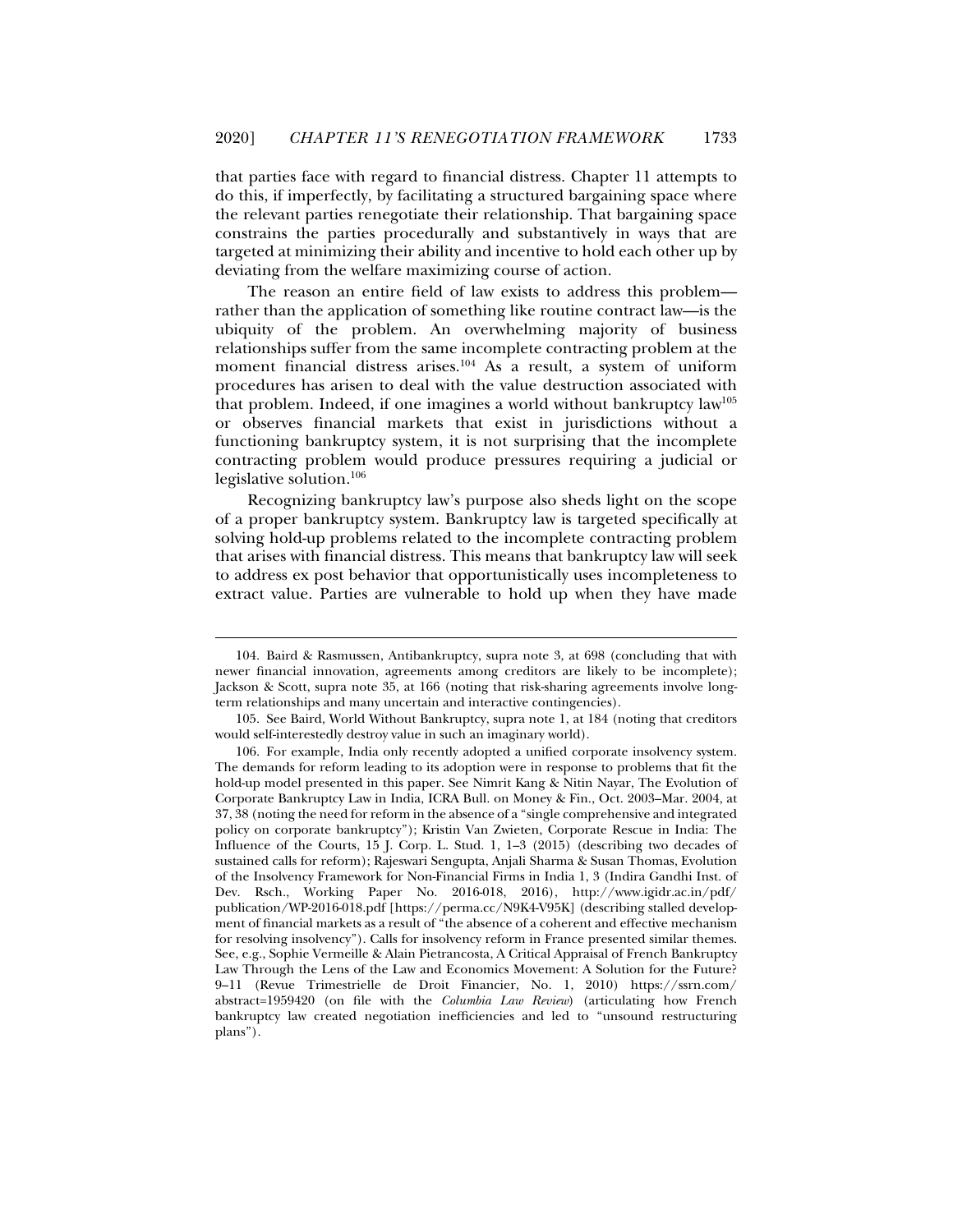that parties face with regard to financial distress. Chapter 11 attempts to do this, if imperfectly, by facilitating a structured bargaining space where the relevant parties renegotiate their relationship. That bargaining space constrains the parties procedurally and substantively in ways that are targeted at minimizing their ability and incentive to hold each other up by deviating from the welfare maximizing course of action.

The reason an entire field of law exists to address this problem—rather than the application of something like routine contract law—is the ubiquity of the problem. An overwhelming majority of business relationships suffer from the same incomplete contracting problem at the moment financial distress arises.[104] As a result, a system of uniform procedures has arisen to deal with the value destruction associated with that problem. Indeed, if one imagines a world without bankruptcy law[105] or observes financial markets that exist in jurisdictions without a functioning bankruptcy system, it is not surprising that the incomplete contracting problem would produce pressures requiring a judicial or legislative solution.[106]

Recognizing bankruptcy law's purpose also sheds light on the scope of a proper bankruptcy system. Bankruptcy law is targeted specifically at solving hold-up problems related to the incomplete contracting problem that arises with financial distress. This means that bankruptcy law will seek to address ex post behavior that opportunistically uses incompleteness to extract value. Parties are vulnerable to hold up when they have made

---

104. Baird & Rasmussen, Antibankruptcy, supra note 3, at 698 (concluding that with newer financial innovation, agreements among creditors are likely to be incomplete); Jackson & Scott, supra note 35, at 166 (noting that risk-sharing agreements involve long-term relationships and many uncertain and interactive contingencies).

105. See Baird, World Without Bankruptcy, supra note 1, at 184 (noting that creditors would self-interestedly destroy value in such an imaginary world).

106. For example, India only recently adopted a unified corporate insolvency system. The demands for reform leading to its adoption were in response to problems that fit the hold-up model presented in this paper. See Nimrit Kang & Nitin Nayar, The Evolution of Corporate Bankruptcy Law in India, ICRA Bull. on Money & Fin., Oct. 2003–Mar. 2004, at 37, 38 (noting the need for reform in the absence of a "single comprehensive and integrated policy on corporate bankruptcy"); Kristin Van Zwieten, Corporate Rescue in India: The Influence of the Courts, 15 J. Corp. L. Stud. 1, 1–3 (2015) (describing two decades of sustained calls for reform); Rajeswari Sengupta, Anjali Sharma & Susan Thomas, Evolution of the Insolvency Framework for Non-Financial Firms in India 1, 3 (Indira Gandhi Inst. of Dev. Rsch., Working Paper No. 2016-018, 2016), http://www.igidr.ac.in/pdf/publication/WP-2016-018.pdf [https://perma.cc/N9K4-V95K] (describing stalled development of financial markets as a result of "the absence of a coherent and effective mechanism for resolving insolvency"). Calls for insolvency reform in France presented similar themes. See, e.g., Sophie Vermeille & Alain Pietrancosta, A Critical Appraisal of French Bankruptcy Law Through the Lens of the Law and Economics Movement: A Solution for the Future? 9–11 (Revue Trimestrielle de Droit Financier, No. 1, 2010) https://ssrn.com/abstract=1959420 (on file with the *Columbia Law Review*) (articulating how French bankruptcy law created negotiation inefficiencies and led to "unsound restructuring plans").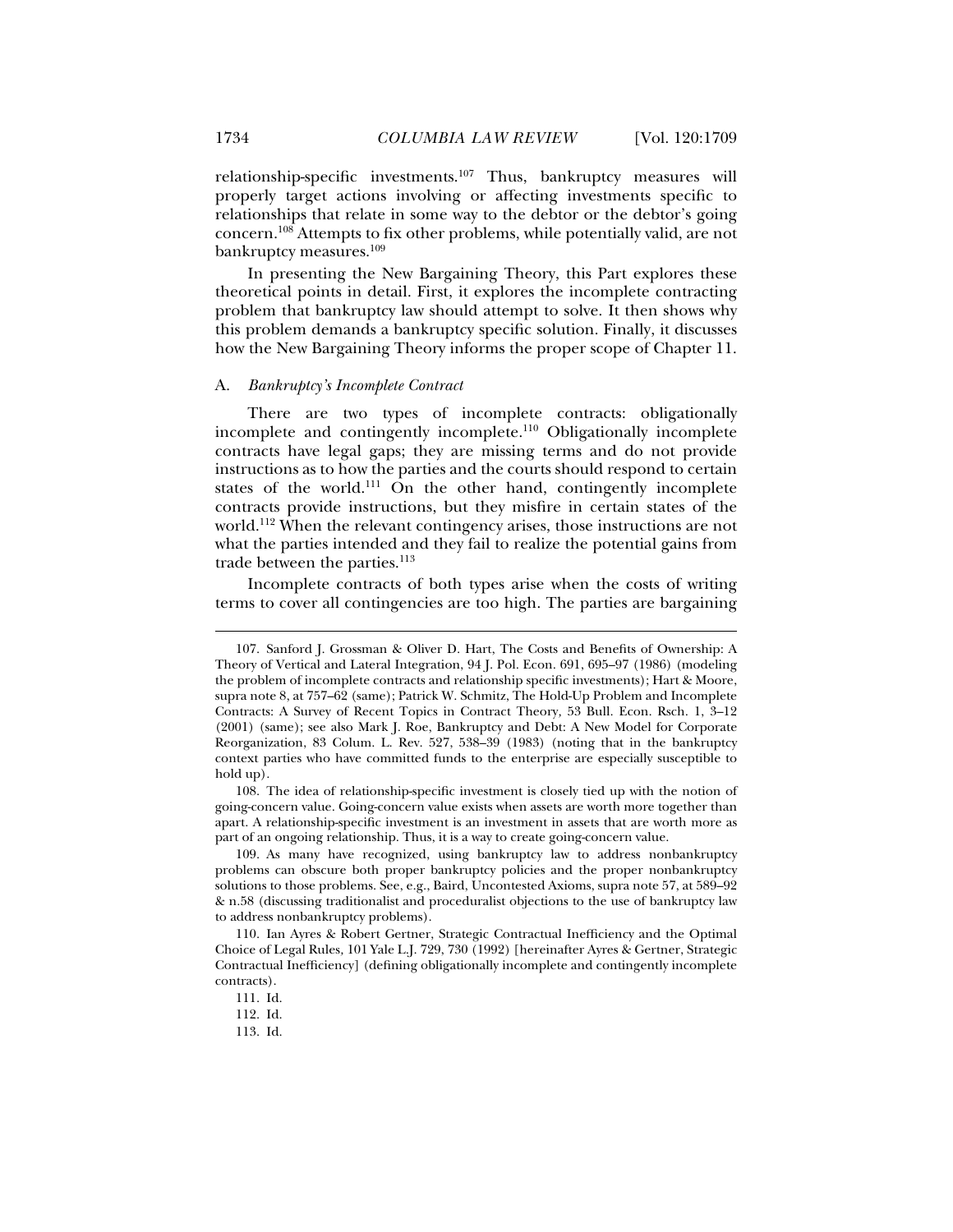relationship-specific investments.[107] Thus, bankruptcy measures will properly target actions involving or affecting investments specific to relationships that relate in some way to the debtor or the debtor's going concern.[108] Attempts to fix other problems, while potentially valid, are not bankruptcy measures.[109]

In presenting the New Bargaining Theory, this Part explores these theoretical points in detail. First, it explores the incomplete contracting problem that bankruptcy law should attempt to solve. It then shows why this problem demands a bankruptcy specific solution. Finally, it discusses how the New Bargaining Theory informs the proper scope of Chapter 11.

### A. *Bankruptcy's Incomplete Contract*

There are two types of incomplete contracts: obligationally incomplete and contingently incomplete.[110] Obligationally incomplete contracts have legal gaps; they are missing terms and do not provide instructions as to how the parties and the courts should respond to certain states of the world.[111] On the other hand, contingently incomplete contracts provide instructions, but they misfire in certain states of the world.[112] When the relevant contingency arises, those instructions are not what the parties intended and they fail to realize the potential gains from trade between the parties.[113]

Incomplete contracts of both types arise when the costs of writing terms to cover all contingencies are too high. The parties are bargaining

---

107. Sanford J. Grossman & Oliver D. Hart, The Costs and Benefits of Ownership: A Theory of Vertical and Lateral Integration, 94 J. Pol. Econ. 691, 695–97 (1986) (modeling the problem of incomplete contracts and relationship specific investments); Hart & Moore, supra note 8, at 757–62 (same); Patrick W. Schmitz, The Hold-Up Problem and Incomplete Contracts: A Survey of Recent Topics in Contract Theory, 53 Bull. Econ. Rsch. 1, 3–12 (2001) (same); see also Mark J. Roe, Bankruptcy and Debt: A New Model for Corporate Reorganization, 83 Colum. L. Rev. 527, 538–39 (1983) (noting that in the bankruptcy context parties who have committed funds to the enterprise are especially susceptible to hold up).

108. The idea of relationship-specific investment is closely tied up with the notion of going-concern value. Going-concern value exists when assets are worth more together than apart. A relationship-specific investment is an investment in assets that are worth more as part of an ongoing relationship. Thus, it is a way to create going-concern value.

109. As many have recognized, using bankruptcy law to address nonbankruptcy problems can obscure both proper bankruptcy policies and the proper nonbankruptcy solutions to those problems. See, e.g., Baird, Uncontested Axioms, supra note 57, at 589–92 & n.58 (discussing traditionalist and proceduralist objections to the use of bankruptcy law to address nonbankruptcy problems).

110. Ian Ayres & Robert Gertner, Strategic Contractual Inefficiency and the Optimal Choice of Legal Rules, 101 Yale L.J. 729, 730 (1992) [hereinafter Ayres & Gertner, Strategic Contractual Inefficiency] (defining obligationally incomplete and contingently incomplete contracts).

111. Id.

112. Id.

113. Id.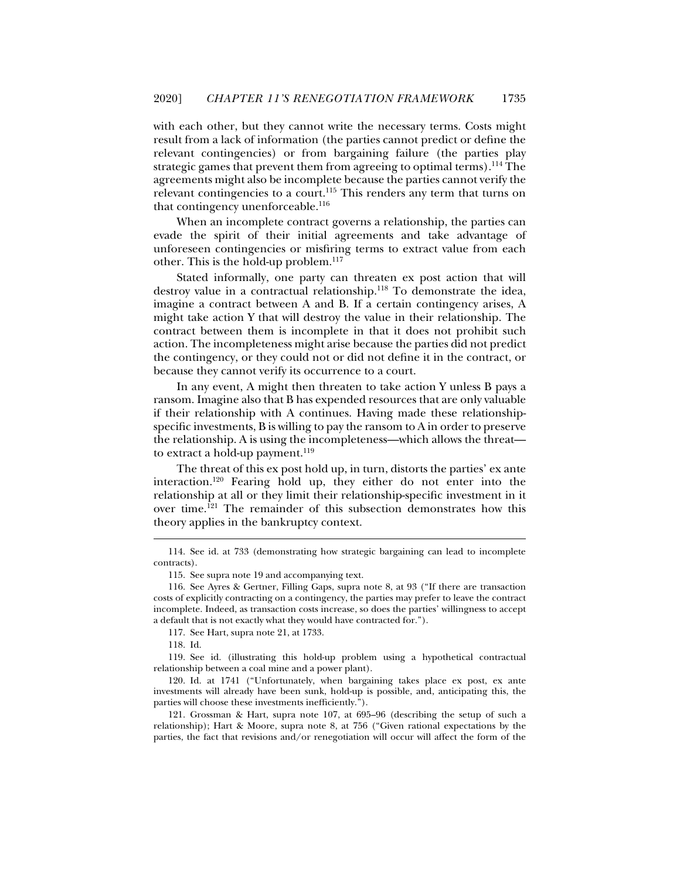with each other, but they cannot write the necessary terms. Costs might result from a lack of information (the parties cannot predict or define the relevant contingencies) or from bargaining failure (the parties play strategic games that prevent them from agreeing to optimal terms).[114] The agreements might also be incomplete because the parties cannot verify the relevant contingencies to a court.[115] This renders any term that turns on that contingency unenforceable.[116]

When an incomplete contract governs a relationship, the parties can evade the spirit of their initial agreements and take advantage of unforeseen contingencies or misfiring terms to extract value from each other. This is the hold-up problem.[117]

Stated informally, one party can threaten ex post action that will destroy value in a contractual relationship.[118] To demonstrate the idea, imagine a contract between A and B. If a certain contingency arises, A might take action Y that will destroy the value in their relationship. The contract between them is incomplete in that it does not prohibit such action. The incompleteness might arise because the parties did not predict the contingency, or they could not or did not define it in the contract, or because they cannot verify its occurrence to a court.

In any event, A might then threaten to take action Y unless B pays a ransom. Imagine also that B has expended resources that are only valuable if their relationship with A continues. Having made these relationship-specific investments, B is willing to pay the ransom to A in order to preserve the relationship. A is using the incompleteness—which allows the threat—to extract a hold-up payment.[119]

The threat of this ex post hold up, in turn, distorts the parties' ex ante interaction.[120] Fearing hold up, they either do not enter into the relationship at all or they limit their relationship-specific investment in it over time.[121] The remainder of this subsection demonstrates how this theory applies in the bankruptcy context.

---

114. See id. at 733 (demonstrating how strategic bargaining can lead to incomplete contracts).

115. See supra note 19 and accompanying text.

116. See Ayres & Gertner, Filling Gaps, supra note 8, at 93 ("If there are transaction costs of explicitly contracting on a contingency, the parties may prefer to leave the contract incomplete. Indeed, as transaction costs increase, so does the parties' willingness to accept a default that is not exactly what they would have contracted for.").

117. See Hart, supra note 21, at 1733.

118. Id.

119. See id. (illustrating this hold-up problem using a hypothetical contractual relationship between a coal mine and a power plant).

120. Id. at 1741 ("Unfortunately, when bargaining takes place ex post, ex ante investments will already have been sunk, hold-up is possible, and, anticipating this, the parties will choose these investments inefficiently.").

121. Grossman & Hart, supra note 107, at 695–96 (describing the setup of such a relationship); Hart & Moore, supra note 8, at 756 ("Given rational expectations by the parties, the fact that revisions and/or renegotiation will occur will affect the form of the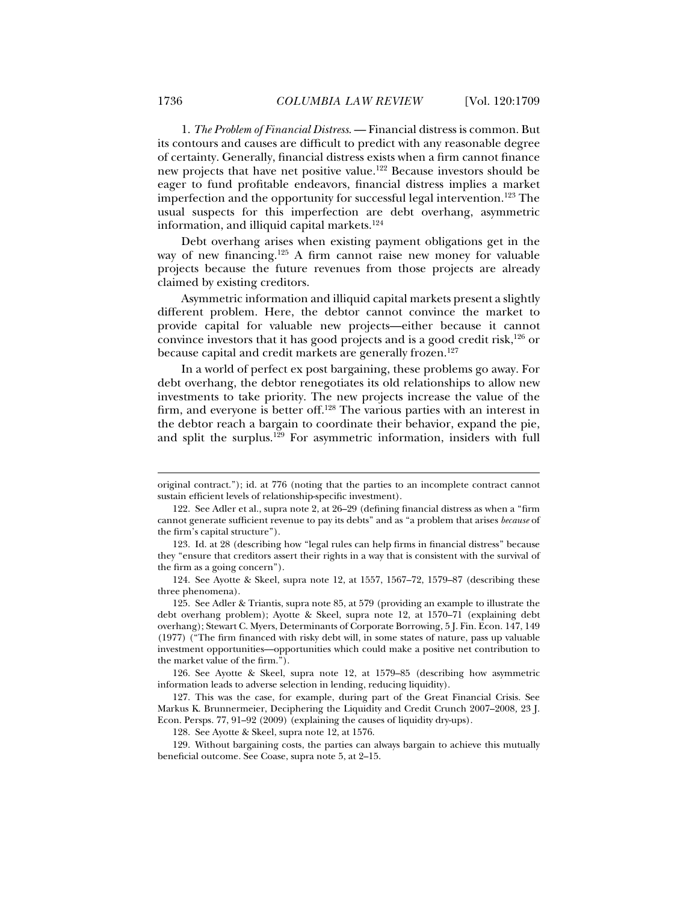1. *The Problem of Financial Distress.* — Financial distress is common. But its contours and causes are difficult to predict with any reasonable degree of certainty. Generally, financial distress exists when a firm cannot finance new projects that have net positive value.[122] Because investors should be eager to fund profitable endeavors, financial distress implies a market imperfection and the opportunity for successful legal intervention.[123] The usual suspects for this imperfection are debt overhang, asymmetric information, and illiquid capital markets.[124]

Debt overhang arises when existing payment obligations get in the way of new financing.[125] A firm cannot raise new money for valuable projects because the future revenues from those projects are already claimed by existing creditors.

Asymmetric information and illiquid capital markets present a slightly different problem. Here, the debtor cannot convince the market to provide capital for valuable new projects—either because it cannot convince investors that it has good projects and is a good credit risk,[126] or because capital and credit markets are generally frozen.[127]

In a world of perfect ex post bargaining, these problems go away. For debt overhang, the debtor renegotiates its old relationships to allow new investments to take priority. The new projects increase the value of the firm, and everyone is better off.[128] The various parties with an interest in the debtor reach a bargain to coordinate their behavior, expand the pie, and split the surplus.[129] For asymmetric information, insiders with full

---

original contract."); id. at 776 (noting that the parties to an incomplete contract cannot sustain efficient levels of relationship-specific investment).

122. See Adler et al., supra note 2, at 26–29 (defining financial distress as when a "firm cannot generate sufficient revenue to pay its debts" and as "a problem that arises *because* of the firm's capital structure").

123. Id. at 28 (describing how "legal rules can help firms in financial distress" because they "ensure that creditors assert their rights in a way that is consistent with the survival of the firm as a going concern").

124. See Ayotte & Skeel, supra note 12, at 1557, 1567–72, 1579–87 (describing these three phenomena).

125. See Adler & Triantis, supra note 85, at 579 (providing an example to illustrate the debt overhang problem); Ayotte & Skeel, supra note 12, at 1570–71 (explaining debt overhang); Stewart C. Myers, Determinants of Corporate Borrowing, 5 J. Fin. Econ. 147, 149 (1977) ("The firm financed with risky debt will, in some states of nature, pass up valuable investment opportunities—opportunities which could make a positive net contribution to the market value of the firm.").

126. See Ayotte & Skeel, supra note 12, at 1579–85 (describing how asymmetric information leads to adverse selection in lending, reducing liquidity).

127. This was the case, for example, during part of the Great Financial Crisis. See Markus K. Brunnermeier, Deciphering the Liquidity and Credit Crunch 2007–2008, 23 J. Econ. Persps. 77, 91–92 (2009) (explaining the causes of liquidity dry-ups).

128. See Ayotte & Skeel, supra note 12, at 1576.

129. Without bargaining costs, the parties can always bargain to achieve this mutually beneficial outcome. See Coase, supra note 5, at 2–15.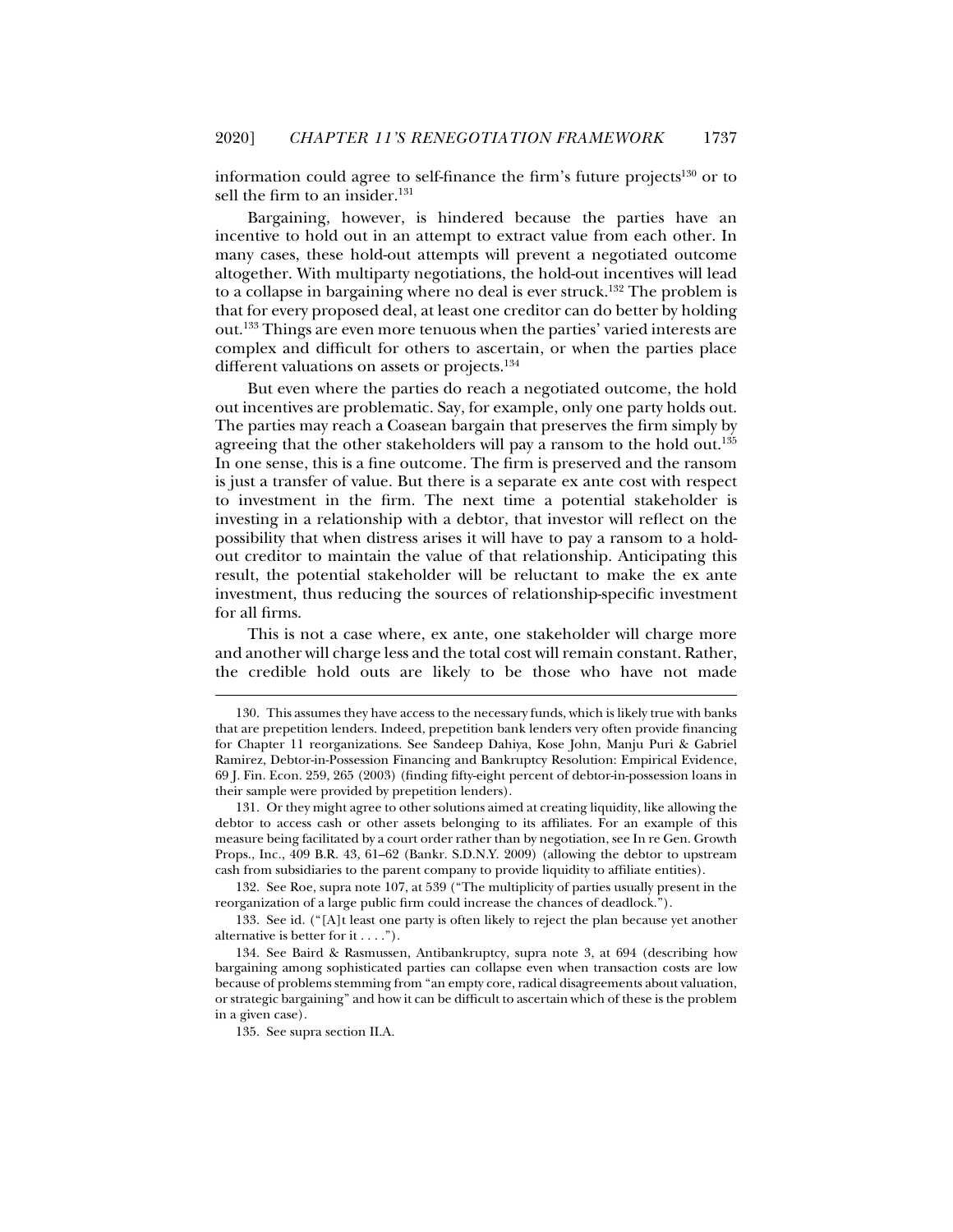information could agree to self-finance the firm's future projects[130] or to sell the firm to an insider.[131]

Bargaining, however, is hindered because the parties have an incentive to hold out in an attempt to extract value from each other. In many cases, these hold-out attempts will prevent a negotiated outcome altogether. With multiparty negotiations, the hold-out incentives will lead to a collapse in bargaining where no deal is ever struck.[132] The problem is that for every proposed deal, at least one creditor can do better by holding out.[133] Things are even more tenuous when the parties' varied interests are complex and difficult for others to ascertain, or when the parties place different valuations on assets or projects.[134]

But even where the parties do reach a negotiated outcome, the hold out incentives are problematic. Say, for example, only one party holds out. The parties may reach a Coasean bargain that preserves the firm simply by agreeing that the other stakeholders will pay a ransom to the hold out.[135] In one sense, this is a fine outcome. The firm is preserved and the ransom is just a transfer of value. But there is a separate ex ante cost with respect to investment in the firm. The next time a potential stakeholder is investing in a relationship with a debtor, that investor will reflect on the possibility that when distress arises it will have to pay a ransom to a hold-out creditor to maintain the value of that relationship. Anticipating this result, the potential stakeholder will be reluctant to make the ex ante investment, thus reducing the sources of relationship-specific investment for all firms.

This is not a case where, ex ante, one stakeholder will charge more and another will charge less and the total cost will remain constant. Rather, the credible hold outs are likely to be those who have not made

---

130. This assumes they have access to the necessary funds, which is likely true with banks that are prepetition lenders. Indeed, prepetition bank lenders very often provide financing for Chapter 11 reorganizations. See Sandeep Dahiya, Kose John, Manju Puri & Gabriel Ramirez, Debtor-in-Possession Financing and Bankruptcy Resolution: Empirical Evidence, 69 J. Fin. Econ. 259, 265 (2003) (finding fifty-eight percent of debtor-in-possession loans in their sample were provided by prepetition lenders).

131. Or they might agree to other solutions aimed at creating liquidity, like allowing the debtor to access cash or other assets belonging to its affiliates. For an example of this measure being facilitated by a court order rather than by negotiation, see In re Gen. Growth Props., Inc., 409 B.R. 43, 61–62 (Bankr. S.D.N.Y. 2009) (allowing the debtor to upstream cash from subsidiaries to the parent company to provide liquidity to affiliate entities).

132. See Roe, supra note 107, at 539 ("The multiplicity of parties usually present in the reorganization of a large public firm could increase the chances of deadlock.").

133. See id. ("[A]t least one party is often likely to reject the plan because yet another alternative is better for it . . . .").

134. See Baird & Rasmussen, Antibankruptcy, supra note 3, at 694 (describing how bargaining among sophisticated parties can collapse even when transaction costs are low because of problems stemming from "an empty core, radical disagreements about valuation, or strategic bargaining" and how it can be difficult to ascertain which of these is the problem in a given case).

135. See supra section II.A.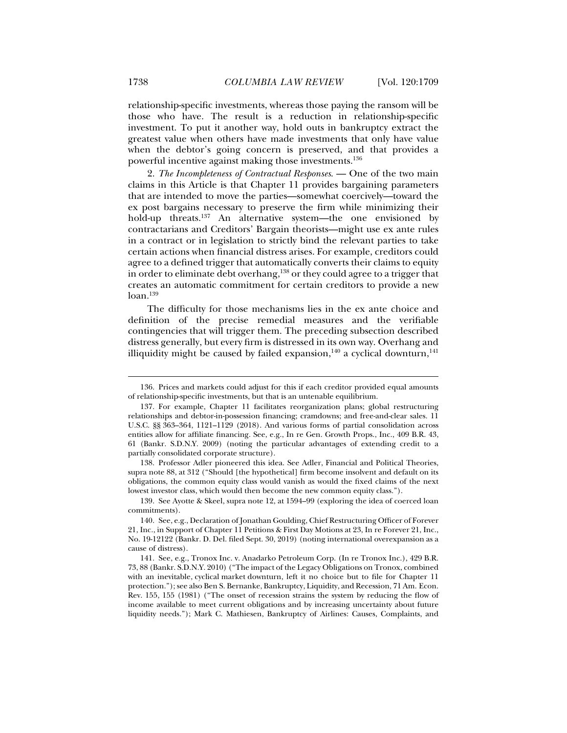relationship-specific investments, whereas those paying the ransom will be those who have. The result is a reduction in relationship-specific investment. To put it another way, hold outs in bankruptcy extract the greatest value when others have made investments that only have value when the debtor's going concern is preserved, and that provides a powerful incentive against making those investments.[136]

2. *The Incompleteness of Contractual Responses.* — One of the two main claims in this Article is that Chapter 11 provides bargaining parameters that are intended to move the parties—somewhat coercively—toward the ex post bargains necessary to preserve the firm while minimizing their hold-up threats.[137] An alternative system—the one envisioned by contractarians and Creditors' Bargain theorists—might use ex ante rules in a contract or in legislation to strictly bind the relevant parties to take certain actions when financial distress arises. For example, creditors could agree to a defined trigger that automatically converts their claims to equity in order to eliminate debt overhang,[138] or they could agree to a trigger that creates an automatic commitment for certain creditors to provide a new loan.[139]

The difficulty for those mechanisms lies in the ex ante choice and definition of the precise remedial measures and the verifiable contingencies that will trigger them. The preceding subsection described distress generally, but every firm is distressed in its own way. Overhang and illiquidity might be caused by failed expansion,[140] a cyclical downturn,[141]

---

136. Prices and markets could adjust for this if each creditor provided equal amounts of relationship-specific investments, but that is an untenable equilibrium.

137. For example, Chapter 11 facilitates reorganization plans; global restructuring relationships and debtor-in-possession financing; cramdowns; and free-and-clear sales. 11 U.S.C. §§ 363–364, 1121–1129 (2018). And various forms of partial consolidation across entities allow for affiliate financing. See, e.g., In re Gen. Growth Props., Inc., 409 B.R. 43, 61 (Bankr. S.D.N.Y. 2009) (noting the particular advantages of extending credit to a partially consolidated corporate structure).

138. Professor Adler pioneered this idea. See Adler, Financial and Political Theories, supra note 88, at 312 ("Should [the hypothetical] firm become insolvent and default on its obligations, the common equity class would vanish as would the fixed claims of the next lowest investor class, which would then become the new common equity class.").

139. See Ayotte & Skeel, supra note 12, at 1594–99 (exploring the idea of coerced loan commitments).

140. See, e.g., Declaration of Jonathan Goulding, Chief Restructuring Officer of Forever 21, Inc., in Support of Chapter 11 Petitions & First Day Motions at 23, In re Forever 21, Inc., No. 19-12122 (Bankr. D. Del. filed Sept. 30, 2019) (noting international overexpansion as a cause of distress).

141. See, e.g., Tronox Inc. v. Anadarko Petroleum Corp. (In re Tronox Inc.), 429 B.R. 73, 88 (Bankr. S.D.N.Y. 2010) ("The impact of the Legacy Obligations on Tronox, combined with an inevitable, cyclical market downturn, left it no choice but to file for Chapter 11 protection."); see also Ben S. Bernanke, Bankruptcy, Liquidity, and Recession, 71 Am. Econ. Rev. 155, 155 (1981) ("The onset of recession strains the system by reducing the flow of income available to meet current obligations and by increasing uncertainty about future liquidity needs."); Mark C. Mathiesen, Bankruptcy of Airlines: Causes, Complaints, and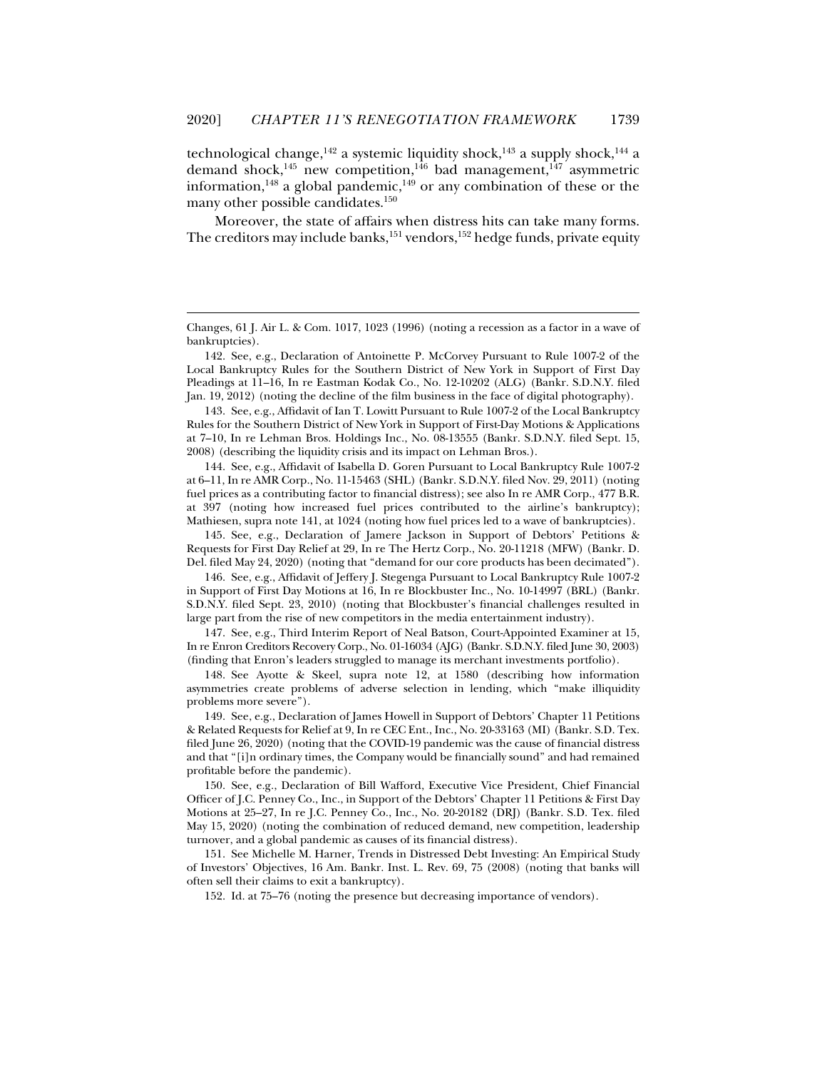technological change,[142] a systemic liquidity shock,[143] a supply shock,[144] a demand shock,[145] new competition,[146] bad management,[147] asymmetric information,[148] a global pandemic,[149] or any combination of these or the many other possible candidates.[150]

Moreover, the state of affairs when distress hits can take many forms. The creditors may include banks,[151] vendors,[152] hedge funds, private equity

---

Changes, 61 J. Air L. & Com. 1017, 1023 (1996) (noting a recession as a factor in a wave of bankruptcies).

142. See, e.g., Declaration of Antoinette P. McCorvey Pursuant to Rule 1007-2 of the Local Bankruptcy Rules for the Southern District of New York in Support of First Day Pleadings at 11–16, In re Eastman Kodak Co., No. 12-10202 (ALG) (Bankr. S.D.N.Y. filed Jan. 19, 2012) (noting the decline of the film business in the face of digital photography).

143. See, e.g., Affidavit of Ian T. Lowitt Pursuant to Rule 1007-2 of the Local Bankruptcy Rules for the Southern District of New York in Support of First-Day Motions & Applications at 7–10, In re Lehman Bros. Holdings Inc., No. 08-13555 (Bankr. S.D.N.Y. filed Sept. 15, 2008) (describing the liquidity crisis and its impact on Lehman Bros.).

144. See, e.g., Affidavit of Isabella D. Goren Pursuant to Local Bankruptcy Rule 1007-2 at 6–11, In re AMR Corp., No. 11-15463 (SHL) (Bankr. S.D.N.Y. filed Nov. 29, 2011) (noting fuel prices as a contributing factor to financial distress); see also In re AMR Corp., 477 B.R. at 397 (noting how increased fuel prices contributed to the airline's bankruptcy); Mathiesen, supra note 141, at 1024 (noting how fuel prices led to a wave of bankruptcies).

145. See, e.g., Declaration of Jamere Jackson in Support of Debtors' Petitions & Requests for First Day Relief at 29, In re The Hertz Corp., No. 20-11218 (MFW) (Bankr. D. Del. filed May 24, 2020) (noting that "demand for our core products has been decimated").

146. See, e.g., Affidavit of Jeffery J. Stegenga Pursuant to Local Bankruptcy Rule 1007-2 in Support of First Day Motions at 16, In re Blockbuster Inc., No. 10-14997 (BRL) (Bankr. S.D.N.Y. filed Sept. 23, 2010) (noting that Blockbuster's financial challenges resulted in large part from the rise of new competitors in the media entertainment industry).

147. See, e.g., Third Interim Report of Neal Batson, Court-Appointed Examiner at 15, In re Enron Creditors Recovery Corp., No. 01-16034 (AJG) (Bankr. S.D.N.Y. filed June 30, 2003) (finding that Enron's leaders struggled to manage its merchant investments portfolio).

148. See Ayotte & Skeel, supra note 12, at 1580 (describing how information asymmetries create problems of adverse selection in lending, which "make illiquidity problems more severe").

149. See, e.g., Declaration of James Howell in Support of Debtors' Chapter 11 Petitions & Related Requests for Relief at 9, In re CEC Ent., Inc., No. 20-33163 (MI) (Bankr. S.D. Tex. filed June 26, 2020) (noting that the COVID-19 pandemic was the cause of financial distress and that "[i]n ordinary times, the Company would be financially sound" and had remained profitable before the pandemic).

150. See, e.g., Declaration of Bill Wafford, Executive Vice President, Chief Financial Officer of J.C. Penney Co., Inc., in Support of the Debtors' Chapter 11 Petitions & First Day Motions at 25–27, In re J.C. Penney Co., Inc., No. 20-20182 (DRJ) (Bankr. S.D. Tex. filed May 15, 2020) (noting the combination of reduced demand, new competition, leadership turnover, and a global pandemic as causes of its financial distress).

151. See Michelle M. Harner, Trends in Distressed Debt Investing: An Empirical Study of Investors' Objectives, 16 Am. Bankr. Inst. L. Rev. 69, 75 (2008) (noting that banks will often sell their claims to exit a bankruptcy).

152. Id. at 75–76 (noting the presence but decreasing importance of vendors).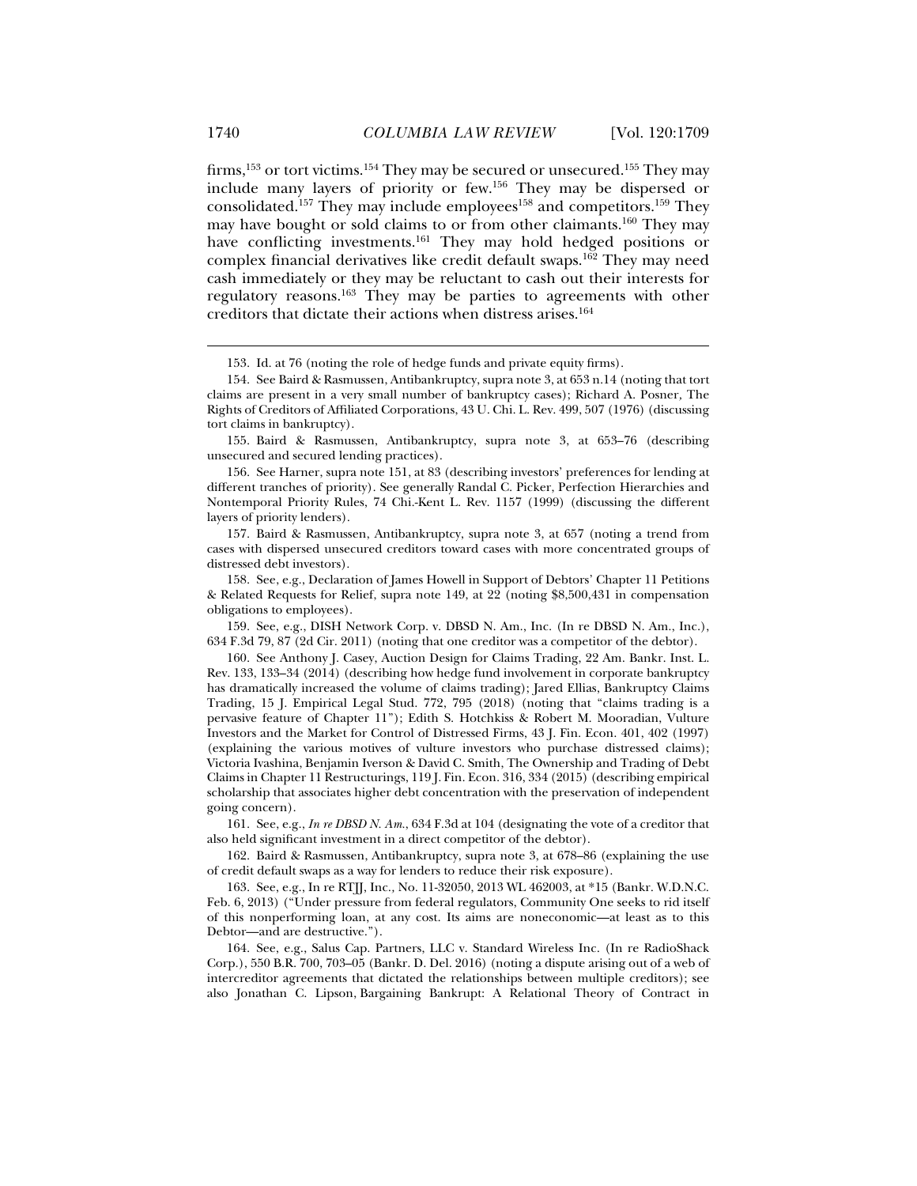firms,[153] or tort victims.[154] They may be secured or unsecured.[155] They may include many layers of priority or few.[156] They may be dispersed or consolidated.[157] They may include employees[158] and competitors.[159] They may have bought or sold claims to or from other claimants.[160] They may have conflicting investments.[161] They may hold hedged positions or complex financial derivatives like credit default swaps.[162] They may need cash immediately or they may be reluctant to cash out their interests for regulatory reasons.[163] They may be parties to agreements with other creditors that dictate their actions when distress arises.[164]

---

153. Id. at 76 (noting the role of hedge funds and private equity firms).

154. See Baird & Rasmussen, Antibankruptcy, supra note 3, at 653 n.14 (noting that tort claims are present in a very small number of bankruptcy cases); Richard A. Posner, The Rights of Creditors of Affiliated Corporations, 43 U. Chi. L. Rev. 499, 507 (1976) (discussing tort claims in bankruptcy).

155. Baird & Rasmussen, Antibankruptcy, supra note 3, at 653–76 (describing unsecured and secured lending practices).

156. See Harner, supra note 151, at 83 (describing investors' preferences for lending at different tranches of priority). See generally Randal C. Picker, Perfection Hierarchies and Nontemporal Priority Rules, 74 Chi.-Kent L. Rev. 1157 (1999) (discussing the different layers of priority lenders).

157. Baird & Rasmussen, Antibankruptcy, supra note 3, at 657 (noting a trend from cases with dispersed unsecured creditors toward cases with more concentrated groups of distressed debt investors).

158. See, e.g., Declaration of James Howell in Support of Debtors' Chapter 11 Petitions & Related Requests for Relief, supra note 149, at 22 (noting $8,500,431 in compensation obligations to employees).

159. See, e.g., DISH Network Corp. v. DBSD N. Am., Inc. (In re DBSD N. Am., Inc.), 634 F.3d 79, 87 (2d Cir. 2011) (noting that one creditor was a competitor of the debtor).

160. See Anthony J. Casey, Auction Design for Claims Trading, 22 Am. Bankr. Inst. L. Rev. 133, 133–34 (2014) (describing how hedge fund involvement in corporate bankruptcy has dramatically increased the volume of claims trading); Jared Ellias, Bankruptcy Claims Trading, 15 J. Empirical Legal Stud. 772, 795 (2018) (noting that "claims trading is a pervasive feature of Chapter 11"); Edith S. Hotchkiss & Robert M. Mooradian, Vulture Investors and the Market for Control of Distressed Firms, 43 J. Fin. Econ. 401, 402 (1997) (explaining the various motives of vulture investors who purchase distressed claims); Victoria Ivashina, Benjamin Iverson & David C. Smith, The Ownership and Trading of Debt Claims in Chapter 11 Restructurings, 119 J. Fin. Econ. 316, 334 (2015) (describing empirical scholarship that associates higher debt concentration with the preservation of independent going concern).

161. See, e.g., *In re DBSD N. Am.*, 634 F.3d at 104 (designating the vote of a creditor that also held significant investment in a direct competitor of the debtor).

162. Baird & Rasmussen, Antibankruptcy, supra note 3, at 678–86 (explaining the use of credit default swaps as a way for lenders to reduce their risk exposure).

163. See, e.g., In re RTJJ, Inc., No. 11-32050, 2013 WL 462003, at *15 (Bankr. W.D.N.C. Feb. 6, 2013) ("Under pressure from federal regulators, Community One seeks to rid itself of this nonperforming loan, at any cost. Its aims are noneconomic—at least as to this Debtor—and are destructive.").

164. See, e.g., Salus Cap. Partners, LLC v. Standard Wireless Inc. (In re RadioShack Corp.), 550 B.R. 700, 703–05 (Bankr. D. Del. 2016) (noting a dispute arising out of a web of intercreditor agreements that dictated the relationships between multiple creditors); see also Jonathan C. Lipson, Bargaining Bankrupt: A Relational Theory of Contract in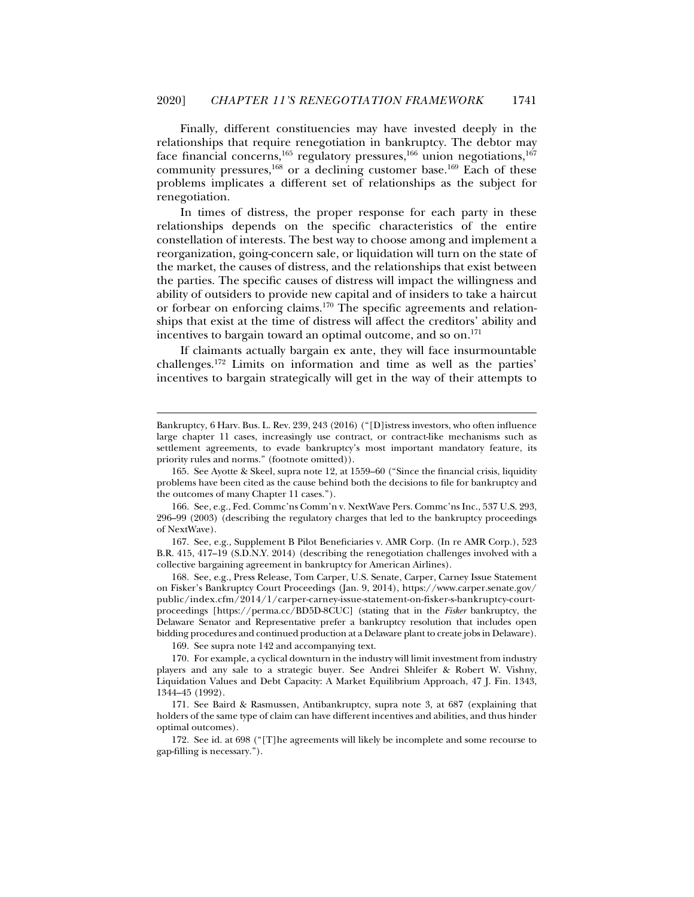Finally, different constituencies may have invested deeply in the relationships that require renegotiation in bankruptcy. The debtor may face financial concerns,[165] regulatory pressures,[166] union negotiations,[167] community pressures,[168] or a declining customer base.[169] Each of these problems implicates a different set of relationships as the subject for renegotiation.

In times of distress, the proper response for each party in these relationships depends on the specific characteristics of the entire constellation of interests. The best way to choose among and implement a reorganization, going-concern sale, or liquidation will turn on the state of the market, the causes of distress, and the relationships that exist between the parties. The specific causes of distress will impact the willingness and ability of outsiders to provide new capital and of insiders to take a haircut or forbear on enforcing claims.[170] The specific agreements and relationships that exist at the time of distress will affect the creditors' ability and incentives to bargain toward an optimal outcome, and so on.[171]

If claimants actually bargain ex ante, they will face insurmountable challenges.[172] Limits on information and time as well as the parties' incentives to bargain strategically will get in the way of their attempts to

---

Bankruptcy, 6 Harv. Bus. L. Rev. 239, 243 (2016) ("[D]istress investors, who often influence large chapter 11 cases, increasingly use contract, or contract-like mechanisms such as settlement agreements, to evade bankruptcy's most important mandatory feature, its priority rules and norms." (footnote omitted)).

165. See Ayotte & Skeel, supra note 12, at 1559–60 ("Since the financial crisis, liquidity problems have been cited as the cause behind both the decisions to file for bankruptcy and the outcomes of many Chapter 11 cases.").

166. See, e.g., Fed. Commc'ns Comm'n v. NextWave Pers. Commc'ns Inc., 537 U.S. 293, 296–99 (2003) (describing the regulatory charges that led to the bankruptcy proceedings of NextWave).

167. See, e.g., Supplement B Pilot Beneficiaries v. AMR Corp. (In re AMR Corp.), 523 B.R. 415, 417–19 (S.D.N.Y. 2014) (describing the renegotiation challenges involved with a collective bargaining agreement in bankruptcy for American Airlines).

168. See, e.g., Press Release, Tom Carper, U.S. Senate, Carper, Carney Issue Statement on Fisker's Bankruptcy Court Proceedings (Jan. 9, 2014), https://www.carper.senate.gov/public/index.cfm/2014/1/carper-carney-issue-statement-on-fisker-s-bankruptcy-court-proceedings [https://perma.cc/BD5D-8CUC] (stating that in the *Fisker* bankruptcy, the Delaware Senator and Representative prefer a bankruptcy resolution that includes open bidding procedures and continued production at a Delaware plant to create jobs in Delaware).

169. See supra note 142 and accompanying text.

170. For example, a cyclical downturn in the industry will limit investment from industry players and any sale to a strategic buyer. See Andrei Shleifer & Robert W. Vishny, Liquidation Values and Debt Capacity: A Market Equilibrium Approach, 47 J. Fin. 1343, 1344–45 (1992).

171. See Baird & Rasmussen, Antibankruptcy, supra note 3, at 687 (explaining that holders of the same type of claim can have different incentives and abilities, and thus hinder optimal outcomes).

172. See id. at 698 ("[T]he agreements will likely be incomplete and some recourse to gap-filling is necessary.").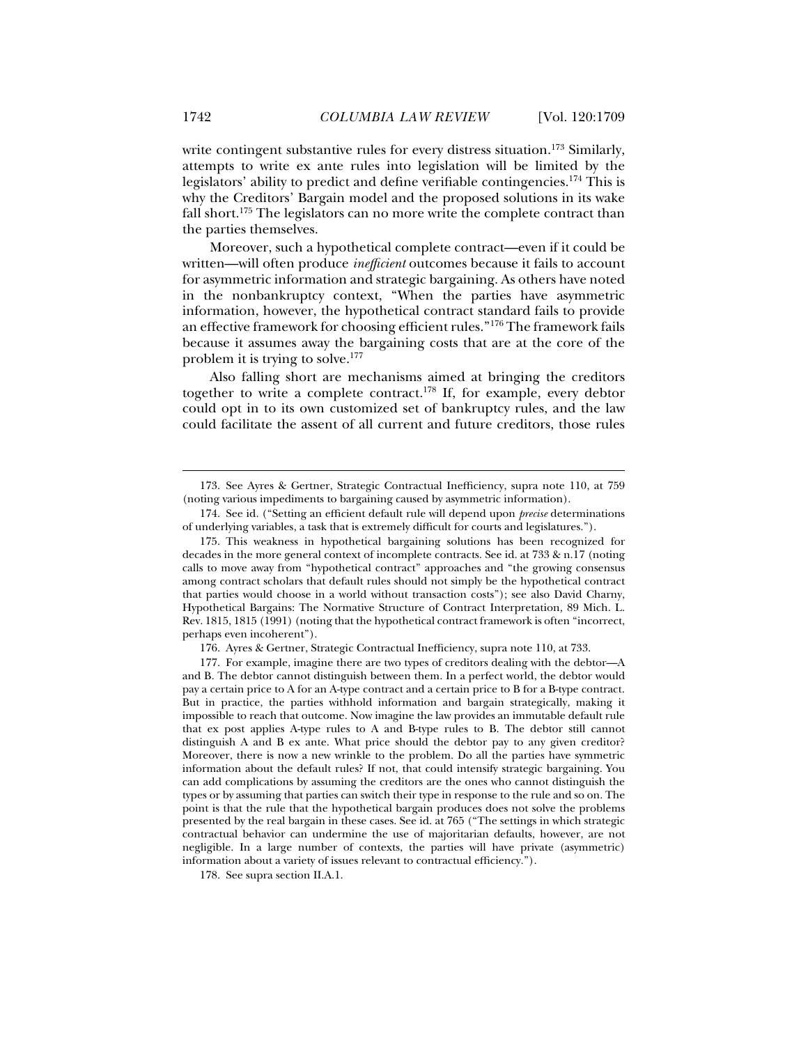write contingent substantive rules for every distress situation.[173] Similarly, attempts to write ex ante rules into legislation will be limited by the legislators' ability to predict and define verifiable contingencies.[174] This is why the Creditors' Bargain model and the proposed solutions in its wake fall short.[175] The legislators can no more write the complete contract than the parties themselves.

Moreover, such a hypothetical complete contract—even if it could be written—will often produce *inefficient* outcomes because it fails to account for asymmetric information and strategic bargaining. As others have noted in the nonbankruptcy context, "When the parties have asymmetric information, however, the hypothetical contract standard fails to provide an effective framework for choosing efficient rules."[176] The framework fails because it assumes away the bargaining costs that are at the core of the problem it is trying to solve.[177]

Also falling short are mechanisms aimed at bringing the creditors together to write a complete contract.[178] If, for example, every debtor could opt in to its own customized set of bankruptcy rules, and the law could facilitate the assent of all current and future creditors, those rules

---

173. See Ayres & Gertner, Strategic Contractual Inefficiency, supra note 110, at 759 (noting various impediments to bargaining caused by asymmetric information).

174. See id. ("Setting an efficient default rule will depend upon *precise* determinations of underlying variables, a task that is extremely difficult for courts and legislatures.").

175. This weakness in hypothetical bargaining solutions has been recognized for decades in the more general context of incomplete contracts. See id. at 733 & n.17 (noting calls to move away from "hypothetical contract" approaches and "the growing consensus among contract scholars that default rules should not simply be the hypothetical contract that parties would choose in a world without transaction costs"); see also David Charny, Hypothetical Bargains: The Normative Structure of Contract Interpretation, 89 Mich. L. Rev. 1815, 1815 (1991) (noting that the hypothetical contract framework is often "incorrect, perhaps even incoherent").

176. Ayres & Gertner, Strategic Contractual Inefficiency, supra note 110, at 733.

177. For example, imagine there are two types of creditors dealing with the debtor—A and B. The debtor cannot distinguish between them. In a perfect world, the debtor would pay a certain price to A for an A-type contract and a certain price to B for a B-type contract. But in practice, the parties withhold information and bargain strategically, making it impossible to reach that outcome. Now imagine the law provides an immutable default rule that ex post applies A-type rules to A and B-type rules to B. The debtor still cannot distinguish A and B ex ante. What price should the debtor pay to any given creditor? Moreover, there is now a new wrinkle to the problem. Do all the parties have symmetric information about the default rules? If not, that could intensify strategic bargaining. You can add complications by assuming the creditors are the ones who cannot distinguish the types or by assuming that parties can switch their type in response to the rule and so on. The point is that the rule that the hypothetical bargain produces does not solve the problems presented by the real bargain in these cases. See id. at 765 ("The settings in which strategic contractual behavior can undermine the use of majoritarian defaults, however, are not negligible. In a large number of contexts, the parties will have private (asymmetric) information about a variety of issues relevant to contractual efficiency.").

178. See supra section II.A.1.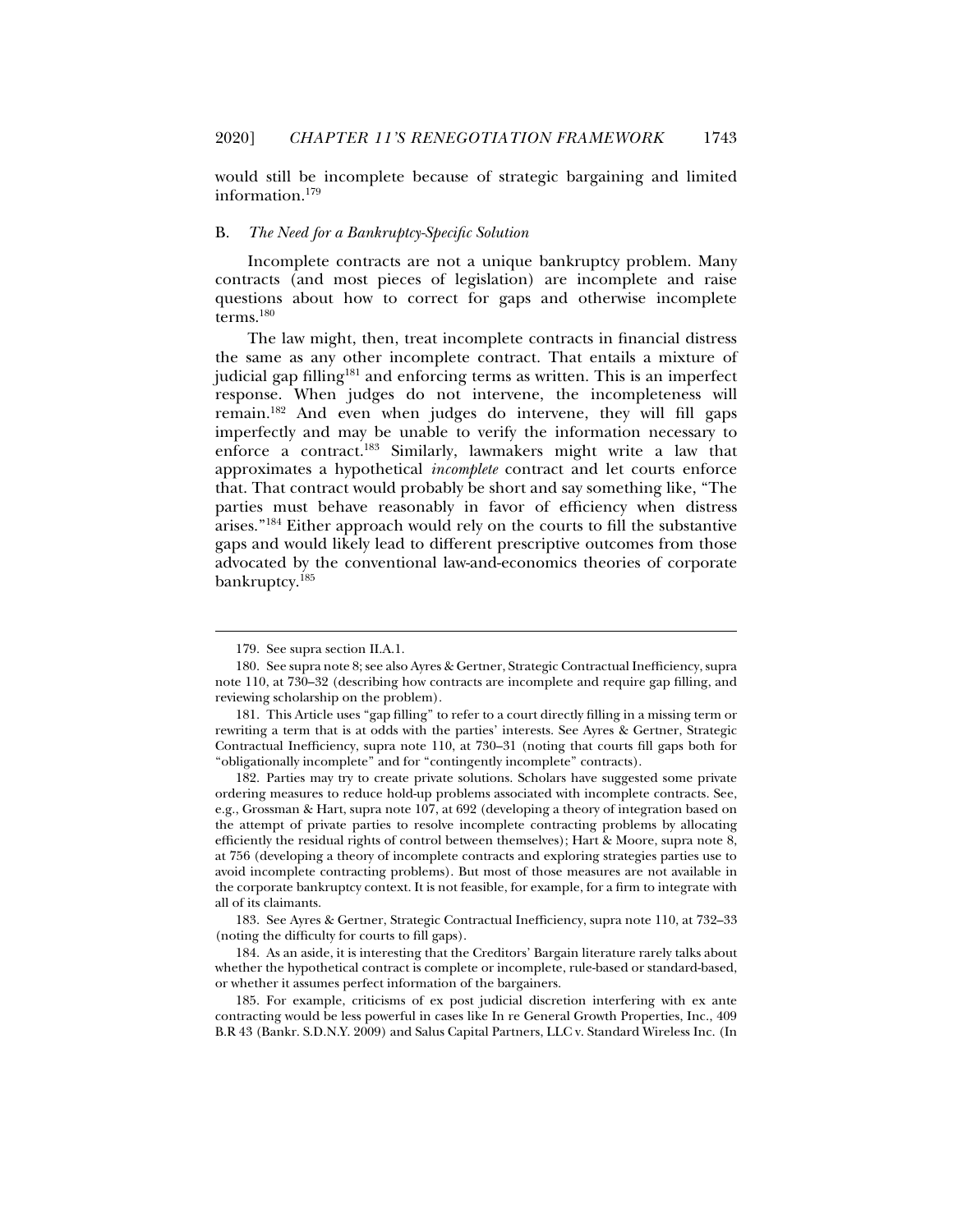would still be incomplete because of strategic bargaining and limited information.[179]

### B. *The Need for a Bankruptcy-Specific Solution*

Incomplete contracts are not a unique bankruptcy problem. Many contracts (and most pieces of legislation) are incomplete and raise questions about how to correct for gaps and otherwise incomplete terms.[180]

The law might, then, treat incomplete contracts in financial distress the same as any other incomplete contract. That entails a mixture of judicial gap filling[181] and enforcing terms as written. This is an imperfect response. When judges do not intervene, the incompleteness will remain.[182] And even when judges do intervene, they will fill gaps imperfectly and may be unable to verify the information necessary to enforce a contract.[183] Similarly, lawmakers might write a law that approximates a hypothetical *incomplete* contract and let courts enforce that. That contract would probably be short and say something like, "The parties must behave reasonably in favor of efficiency when distress arises."[184] Either approach would rely on the courts to fill the substantive gaps and would likely lead to different prescriptive outcomes from those advocated by the conventional law-and-economics theories of corporate bankruptcy.[185]

---

179. See supra section II.A.1.

180. See supra note 8; see also Ayres & Gertner, Strategic Contractual Inefficiency, supra note 110, at 730–32 (describing how contracts are incomplete and require gap filling, and reviewing scholarship on the problem).

181. This Article uses "gap filling" to refer to a court directly filling in a missing term or rewriting a term that is at odds with the parties' interests. See Ayres & Gertner, Strategic Contractual Inefficiency, supra note 110, at 730–31 (noting that courts fill gaps both for "obligationally incomplete" and for "contingently incomplete" contracts).

182. Parties may try to create private solutions. Scholars have suggested some private ordering measures to reduce hold-up problems associated with incomplete contracts. See, e.g., Grossman & Hart, supra note 107, at 692 (developing a theory of integration based on the attempt of private parties to resolve incomplete contracting problems by allocating efficiently the residual rights of control between themselves); Hart & Moore, supra note 8, at 756 (developing a theory of incomplete contracts and exploring strategies parties use to avoid incomplete contracting problems). But most of those measures are not available in the corporate bankruptcy context. It is not feasible, for example, for a firm to integrate with all of its claimants.

183. See Ayres & Gertner, Strategic Contractual Inefficiency, supra note 110, at 732–33 (noting the difficulty for courts to fill gaps).

184. As an aside, it is interesting that the Creditors' Bargain literature rarely talks about whether the hypothetical contract is complete or incomplete, rule-based or standard-based, or whether it assumes perfect information of the bargainers.

185. For example, criticisms of ex post judicial discretion interfering with ex ante contracting would be less powerful in cases like In re General Growth Properties, Inc., 409 B.R 43 (Bankr. S.D.N.Y. 2009) and Salus Capital Partners, LLC v. Standard Wireless Inc. (In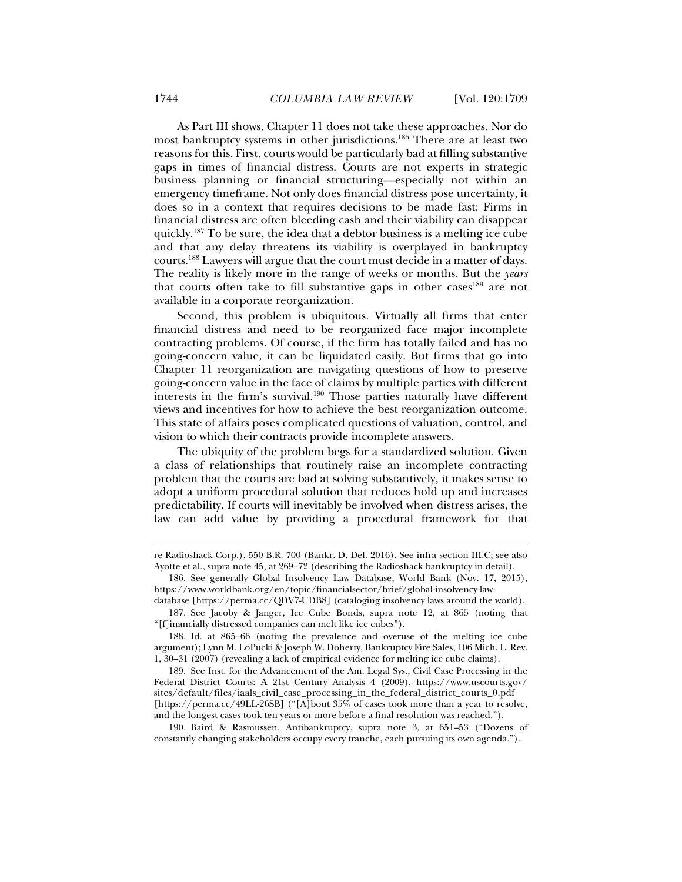As Part III shows, Chapter 11 does not take these approaches. Nor do most bankruptcy systems in other jurisdictions.[186] There are at least two reasons for this. First, courts would be particularly bad at filling substantive gaps in times of financial distress. Courts are not experts in strategic business planning or financial structuring—especially not within an emergency timeframe. Not only does financial distress pose uncertainty, it does so in a context that requires decisions to be made fast: Firms in financial distress are often bleeding cash and their viability can disappear quickly.[187] To be sure, the idea that a debtor business is a melting ice cube and that any delay threatens its viability is overplayed in bankruptcy courts.[188] Lawyers will argue that the court must decide in a matter of days. The reality is likely more in the range of weeks or months. But the *years* that courts often take to fill substantive gaps in other cases[189] are not available in a corporate reorganization.

Second, this problem is ubiquitous. Virtually all firms that enter financial distress and need to be reorganized face major incomplete contracting problems. Of course, if the firm has totally failed and has no going-concern value, it can be liquidated easily. But firms that go into Chapter 11 reorganization are navigating questions of how to preserve going-concern value in the face of claims by multiple parties with different interests in the firm's survival.[190] Those parties naturally have different views and incentives for how to achieve the best reorganization outcome. This state of affairs poses complicated questions of valuation, control, and vision to which their contracts provide incomplete answers.

The ubiquity of the problem begs for a standardized solution. Given a class of relationships that routinely raise an incomplete contracting problem that the courts are bad at solving substantively, it makes sense to adopt a uniform procedural solution that reduces hold up and increases predictability. If courts will inevitably be involved when distress arises, the law can add value by providing a procedural framework for that

---

re Radioshack Corp.), 550 B.R. 700 (Bankr. D. Del. 2016). See infra section III.C; see also Ayotte et al., supra note 45, at 269–72 (describing the Radioshack bankruptcy in detail).

186. See generally Global Insolvency Law Database, World Bank (Nov. 17, 2015), https://www.worldbank.org/en/topic/financialsector/brief/global-insolvency-law-database [https://perma.cc/QDV7-UDB8] (cataloging insolvency laws around the world).

187. See Jacoby & Janger, Ice Cube Bonds, supra note 12, at 865 (noting that "[f]inancially distressed companies can melt like ice cubes").

188. Id. at 865–66 (noting the prevalence and overuse of the melting ice cube argument); Lynn M. LoPucki & Joseph W. Doherty, Bankruptcy Fire Sales, 106 Mich. L. Rev. 1, 30–31 (2007) (revealing a lack of empirical evidence for melting ice cube claims).

189. See Inst. for the Advancement of the Am. Legal Sys., Civil Case Processing in the Federal District Courts: A 21st Century Analysis 4 (2009), https://www.uscourts.gov/sites/default/files/iaals_civil_case_processing_in_the_federal_district_courts_0.pdf [https://perma.cc/49LL-26SB] ("[A]bout 35% of cases took more than a year to resolve, and the longest cases took ten years or more before a final resolution was reached.").

190. Baird & Rasmussen, Antibankruptcy, supra note 3, at 651–53 ("Dozens of constantly changing stakeholders occupy every tranche, each pursuing its own agenda.").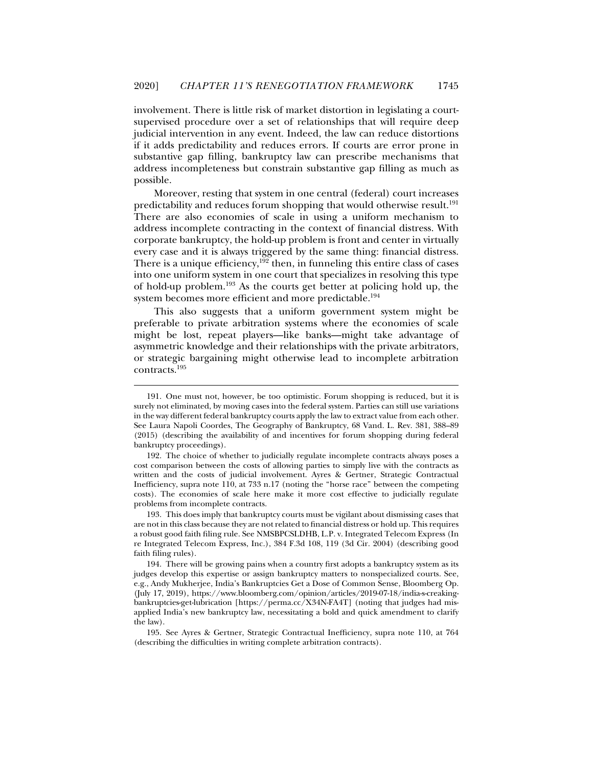involvement. There is little risk of market distortion in legislating a court-supervised procedure over a set of relationships that will require deep judicial intervention in any event. Indeed, the law can reduce distortions if it adds predictability and reduces errors. If courts are error prone in substantive gap filling, bankruptcy law can prescribe mechanisms that address incompleteness but constrain substantive gap filling as much as possible.

Moreover, resting that system in one central (federal) court increases predictability and reduces forum shopping that would otherwise result.[191] There are also economies of scale in using a uniform mechanism to address incomplete contracting in the context of financial distress. With corporate bankruptcy, the hold-up problem is front and center in virtually every case and it is always triggered by the same thing: financial distress. There is a unique efficiency,[192] then, in funneling this entire class of cases into one uniform system in one court that specializes in resolving this type of hold-up problem.[193] As the courts get better at policing hold up, the system becomes more efficient and more predictable.[194]

This also suggests that a uniform government system might be preferable to private arbitration systems where the economies of scale might be lost, repeat players—like banks—might take advantage of asymmetric knowledge and their relationships with the private arbitrators, or strategic bargaining might otherwise lead to incomplete arbitration contracts.[195]

---

191. One must not, however, be too optimistic. Forum shopping is reduced, but it is surely not eliminated, by moving cases into the federal system. Parties can still use variations in the way different federal bankruptcy courts apply the law to extract value from each other. See Laura Napoli Coordes, The Geography of Bankruptcy, 68 Vand. L. Rev. 381, 388–89 (2015) (describing the availability of and incentives for forum shopping during federal bankruptcy proceedings).

192. The choice of whether to judicially regulate incomplete contracts always poses a cost comparison between the costs of allowing parties to simply live with the contracts as written and the costs of judicial involvement. Ayres & Gertner, Strategic Contractual Inefficiency, supra note 110, at 733 n.17 (noting the "horse race" between the competing costs). The economies of scale here make it more cost effective to judicially regulate problems from incomplete contracts.

193. This does imply that bankruptcy courts must be vigilant about dismissing cases that are not in this class because they are not related to financial distress or hold up. This requires a robust good faith filing rule. See NMSBPCSLDHB, L.P. v. Integrated Telecom Express (In re Integrated Telecom Express, Inc.), 384 F.3d 108, 119 (3d Cir. 2004) (describing good faith filing rules).

194. There will be growing pains when a country first adopts a bankruptcy system as its judges develop this expertise or assign bankruptcy matters to nonspecialized courts. See, e.g., Andy Mukherjee, India's Bankruptcies Get a Dose of Common Sense, Bloomberg Op. (July 17, 2019), https://www.bloomberg.com/opinion/articles/2019-07-18/india-s-creaking-bankruptcies-get-lubrication [https://perma.cc/X34N-FA4T] (noting that judges had misapplied India's new bankruptcy law, necessitating a bold and quick amendment to clarify the law).

195. See Ayres & Gertner, Strategic Contractual Inefficiency, supra note 110, at 764 (describing the difficulties in writing complete arbitration contracts).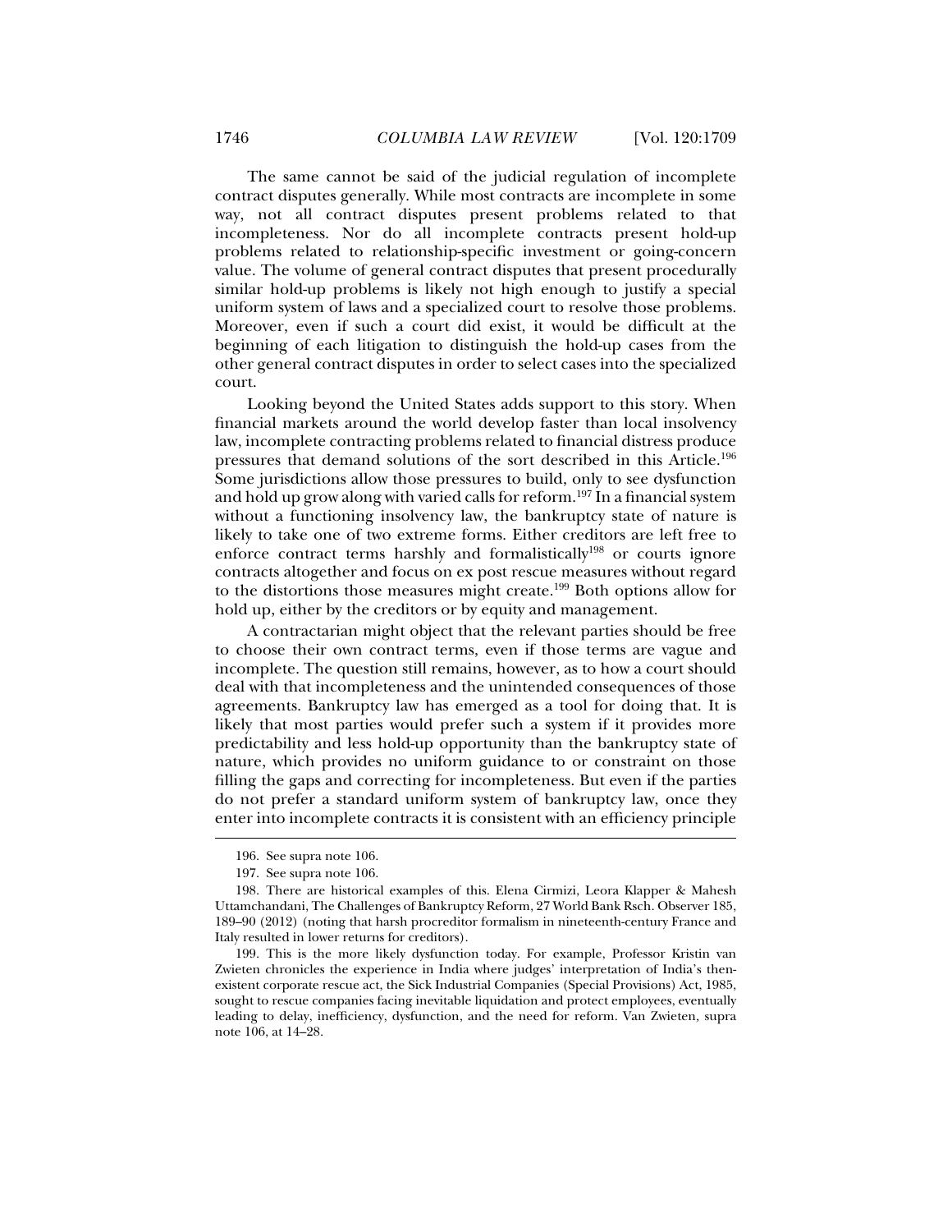The same cannot be said of the judicial regulation of incomplete contract disputes generally. While most contracts are incomplete in some way, not all contract disputes present problems related to that incompleteness. Nor do all incomplete contracts present hold-up problems related to relationship-specific investment or going-concern value. The volume of general contract disputes that present procedurally similar hold-up problems is likely not high enough to justify a special uniform system of laws and a specialized court to resolve those problems. Moreover, even if such a court did exist, it would be difficult at the beginning of each litigation to distinguish the hold-up cases from the other general contract disputes in order to select cases into the specialized court.

Looking beyond the United States adds support to this story. When financial markets around the world develop faster than local insolvency law, incomplete contracting problems related to financial distress produce pressures that demand solutions of the sort described in this Article.[196] Some jurisdictions allow those pressures to build, only to see dysfunction and hold up grow along with varied calls for reform.[197] In a financial system without a functioning insolvency law, the bankruptcy state of nature is likely to take one of two extreme forms. Either creditors are left free to enforce contract terms harshly and formalistically[198] or courts ignore contracts altogether and focus on ex post rescue measures without regard to the distortions those measures might create.[199] Both options allow for hold up, either by the creditors or by equity and management.

A contractarian might object that the relevant parties should be free to choose their own contract terms, even if those terms are vague and incomplete. The question still remains, however, as to how a court should deal with that incompleteness and the unintended consequences of those agreements. Bankruptcy law has emerged as a tool for doing that. It is likely that most parties would prefer such a system if it provides more predictability and less hold-up opportunity than the bankruptcy state of nature, which provides no uniform guidance to or constraint on those filling the gaps and correcting for incompleteness. But even if the parties do not prefer a standard uniform system of bankruptcy law, once they enter into incomplete contracts it is consistent with an efficiency principle

---

196. See supra note 106.

197. See supra note 106.

198. There are historical examples of this. Elena Cirmizi, Leora Klapper & Mahesh Uttamchandani, The Challenges of Bankruptcy Reform, 27 World Bank Rsch. Observer 185, 189–90 (2012) (noting that harsh procreditor formalism in nineteenth-century France and Italy resulted in lower returns for creditors).

199. This is the more likely dysfunction today. For example, Professor Kristin van Zwieten chronicles the experience in India where judges' interpretation of India's then-existent corporate rescue act, the Sick Industrial Companies (Special Provisions) Act, 1985, sought to rescue companies facing inevitable liquidation and protect employees, eventually leading to delay, inefficiency, dysfunction, and the need for reform. Van Zwieten, supra note 106, at 14–28.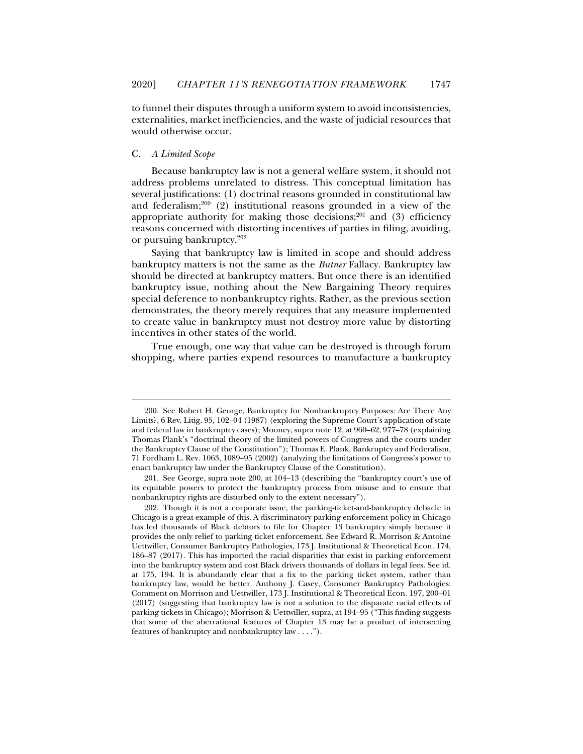to funnel their disputes through a uniform system to avoid inconsistencies, externalities, market inefficiencies, and the waste of judicial resources that would otherwise occur.

### C. *A Limited Scope*

Because bankruptcy law is not a general welfare system, it should not address problems unrelated to distress. This conceptual limitation has several justifications: (1) doctrinal reasons grounded in constitutional law and federalism;[200] (2) institutional reasons grounded in a view of the appropriate authority for making those decisions;[201] and (3) efficiency reasons concerned with distorting incentives of parties in filing, avoiding, or pursuing bankruptcy.[202]

Saying that bankruptcy law is limited in scope and should address bankruptcy matters is not the same as the *Butner* Fallacy. Bankruptcy law should be directed at bankruptcy matters. But once there is an identified bankruptcy issue, nothing about the New Bargaining Theory requires special deference to nonbankruptcy rights. Rather, as the previous section demonstrates, the theory merely requires that any measure implemented to create value in bankruptcy must not destroy more value by distorting incentives in other states of the world.

True enough, one way that value can be destroyed is through forum shopping, where parties expend resources to manufacture a bankruptcy

---

200. See Robert H. George, Bankruptcy for Nonbankruptcy Purposes: Are There Any Limits?, 6 Rev. Litig. 95, 102–04 (1987) (exploring the Supreme Court's application of state and federal law in bankruptcy cases); Mooney, supra note 12, at 960–62, 977–78 (explaining Thomas Plank's "doctrinal theory of the limited powers of Congress and the courts under the Bankruptcy Clause of the Constitution"); Thomas E. Plank, Bankruptcy and Federalism, 71 Fordham L. Rev. 1063, 1089–95 (2002) (analyzing the limitations of Congress's power to enact bankruptcy law under the Bankruptcy Clause of the Constitution).

201. See George, supra note 200, at 104–13 (describing the "bankruptcy court's use of its equitable powers to protect the bankruptcy process from misuse and to ensure that nonbankruptcy rights are disturbed only to the extent necessary").

202. Though it is not a corporate issue, the parking-ticket-and-bankruptcy debacle in Chicago is a great example of this. A discriminatory parking enforcement policy in Chicago has led thousands of Black debtors to file for Chapter 13 bankruptcy simply because it provides the only relief to parking ticket enforcement. See Edward R. Morrison & Antoine Uettwiller, Consumer Bankruptcy Pathologies, 173 J. Institutional & Theoretical Econ. 174, 186–87 (2017). This has imported the racial disparities that exist in parking enforcement into the bankruptcy system and cost Black drivers thousands of dollars in legal fees. See id. at 175, 194. It is abundantly clear that a fix to the parking ticket system, rather than bankruptcy law, would be better. Anthony J. Casey, Consumer Bankruptcy Pathologies: Comment on Morrison and Uettwiller, 173 J. Institutional & Theoretical Econ. 197, 200–01 (2017) (suggesting that bankruptcy law is not a solution to the disparate racial effects of parking tickets in Chicago); Morrison & Uettwiller, supra, at 194–95 ("This finding suggests that some of the aberrational features of Chapter 13 may be a product of intersecting features of bankruptcy and nonbankruptcy law . . . .").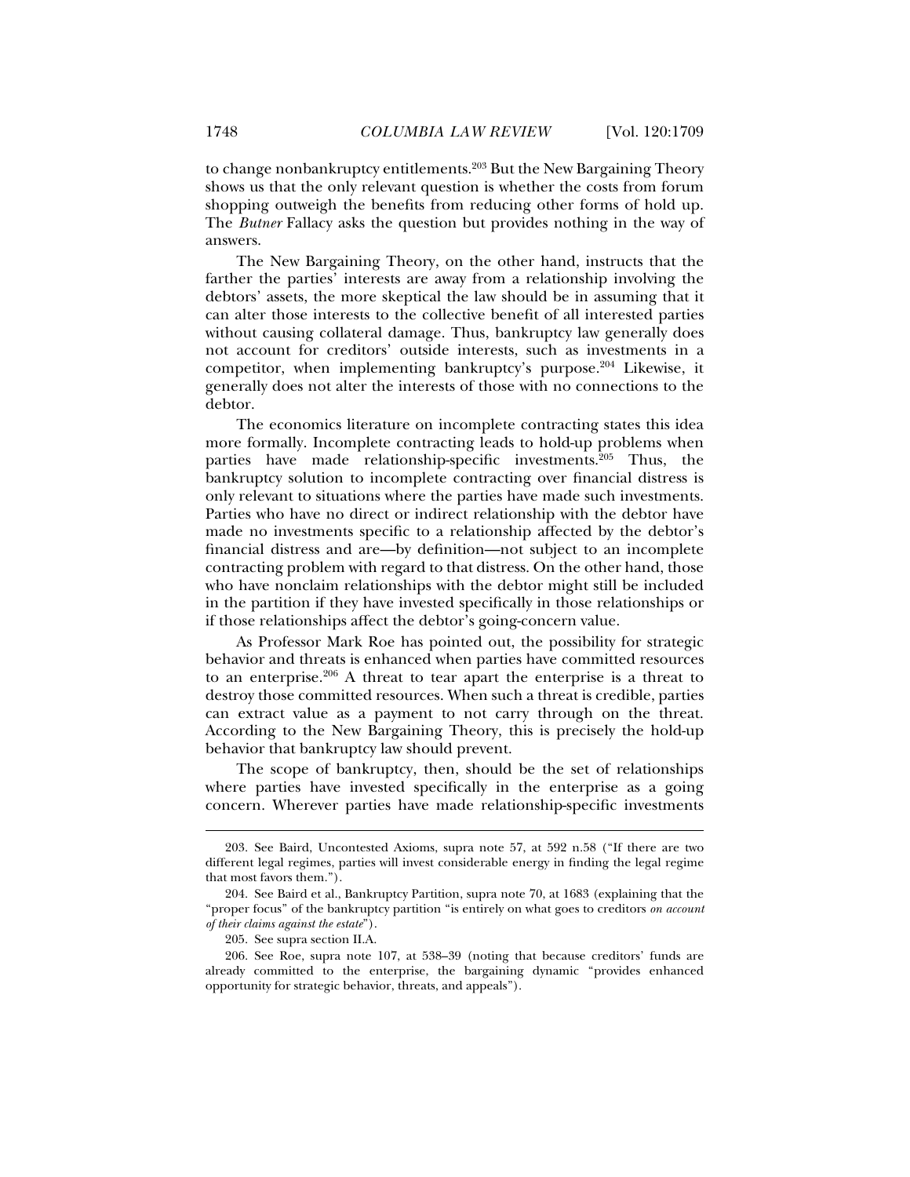to change nonbankruptcy entitlements.[203] But the New Bargaining Theory shows us that the only relevant question is whether the costs from forum shopping outweigh the benefits from reducing other forms of hold up. The *Butner* Fallacy asks the question but provides nothing in the way of answers.

The New Bargaining Theory, on the other hand, instructs that the farther the parties' interests are away from a relationship involving the debtors' assets, the more skeptical the law should be in assuming that it can alter those interests to the collective benefit of all interested parties without causing collateral damage. Thus, bankruptcy law generally does not account for creditors' outside interests, such as investments in a competitor, when implementing bankruptcy's purpose.[204] Likewise, it generally does not alter the interests of those with no connections to the debtor.

The economics literature on incomplete contracting states this idea more formally. Incomplete contracting leads to hold-up problems when parties have made relationship-specific investments.[205] Thus, the bankruptcy solution to incomplete contracting over financial distress is only relevant to situations where the parties have made such investments. Parties who have no direct or indirect relationship with the debtor have made no investments specific to a relationship affected by the debtor's financial distress and are—by definition—not subject to an incomplete contracting problem with regard to that distress. On the other hand, those who have nonclaim relationships with the debtor might still be included in the partition if they have invested specifically in those relationships or if those relationships affect the debtor's going-concern value.

As Professor Mark Roe has pointed out, the possibility for strategic behavior and threats is enhanced when parties have committed resources to an enterprise.[206] A threat to tear apart the enterprise is a threat to destroy those committed resources. When such a threat is credible, parties can extract value as a payment to not carry through on the threat. According to the New Bargaining Theory, this is precisely the hold-up behavior that bankruptcy law should prevent.

The scope of bankruptcy, then, should be the set of relationships where parties have invested specifically in the enterprise as a going concern. Wherever parties have made relationship-specific investments

---

203. See Baird, Uncontested Axioms, supra note 57, at 592 n.58 ("If there are two different legal regimes, parties will invest considerable energy in finding the legal regime that most favors them.").

204. See Baird et al., Bankruptcy Partition, supra note 70, at 1683 (explaining that the "proper focus" of the bankruptcy partition "is entirely on what goes to creditors *on account of their claims against the estate*").

205. See supra section II.A.

206. See Roe, supra note 107, at 538–39 (noting that because creditors' funds are already committed to the enterprise, the bargaining dynamic "provides enhanced opportunity for strategic behavior, threats, and appeals").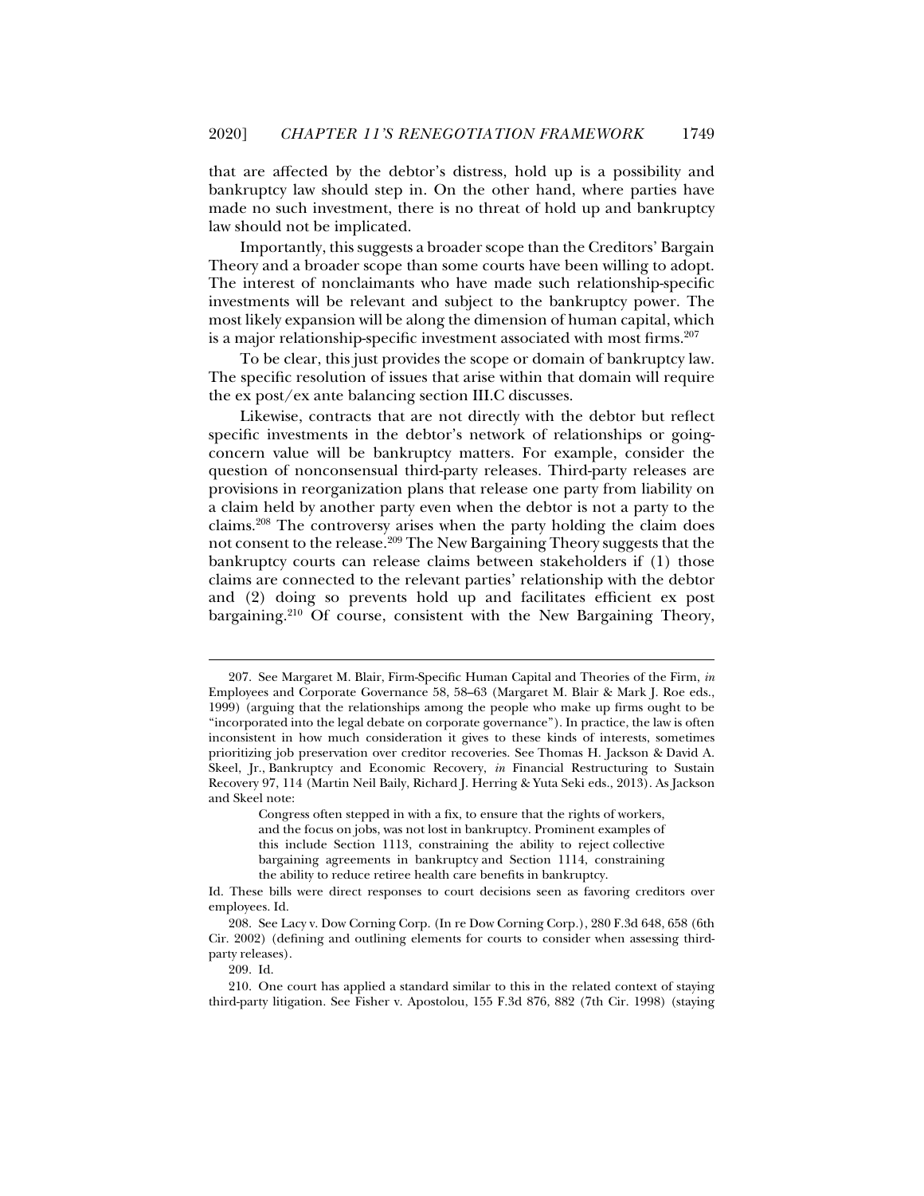that are affected by the debtor's distress, hold up is a possibility and bankruptcy law should step in. On the other hand, where parties have made no such investment, there is no threat of hold up and bankruptcy law should not be implicated.

Importantly, this suggests a broader scope than the Creditors' Bargain Theory and a broader scope than some courts have been willing to adopt. The interest of nonclaimants who have made such relationship-specific investments will be relevant and subject to the bankruptcy power. The most likely expansion will be along the dimension of human capital, which is a major relationship-specific investment associated with most firms.[207]

To be clear, this just provides the scope or domain of bankruptcy law. The specific resolution of issues that arise within that domain will require the ex post/ex ante balancing section III.C discusses.

Likewise, contracts that are not directly with the debtor but reflect specific investments in the debtor's network of relationships or going-concern value will be bankruptcy matters. For example, consider the question of nonconsensual third-party releases. Third-party releases are provisions in reorganization plans that release one party from liability on a claim held by another party even when the debtor is not a party to the claims.[208] The controversy arises when the party holding the claim does not consent to the release.[209] The New Bargaining Theory suggests that the bankruptcy courts can release claims between stakeholders if (1) those claims are connected to the relevant parties' relationship with the debtor and (2) doing so prevents hold up and facilitates efficient ex post bargaining.[210] Of course, consistent with the New Bargaining Theory,

---

207. See Margaret M. Blair, Firm-Specific Human Capital and Theories of the Firm, *in* Employees and Corporate Governance 58, 58–63 (Margaret M. Blair & Mark J. Roe eds., 1999) (arguing that the relationships among the people who make up firms ought to be "incorporated into the legal debate on corporate governance"). In practice, the law is often inconsistent in how much consideration it gives to these kinds of interests, sometimes prioritizing job preservation over creditor recoveries. See Thomas H. Jackson & David A. Skeel, Jr., Bankruptcy and Economic Recovery, *in* Financial Restructuring to Sustain Recovery 97, 114 (Martin Neil Baily, Richard J. Herring & Yuta Seki eds., 2013). As Jackson and Skeel note:

> Congress often stepped in with a fix, to ensure that the rights of workers, and the focus on jobs, was not lost in bankruptcy. Prominent examples of this include Section 1113, constraining the ability to reject collective bargaining agreements in bankruptcy and Section 1114, constraining the ability to reduce retiree health care benefits in bankruptcy.

Id. These bills were direct responses to court decisions seen as favoring creditors over employees. Id.

208. See Lacy v. Dow Corning Corp. (In re Dow Corning Corp.), 280 F.3d 648, 658 (6th Cir. 2002) (defining and outlining elements for courts to consider when assessing third-party releases).

209. Id.

210. One court has applied a standard similar to this in the related context of staying third-party litigation. See Fisher v. Apostolou, 155 F.3d 876, 882 (7th Cir. 1998) (staying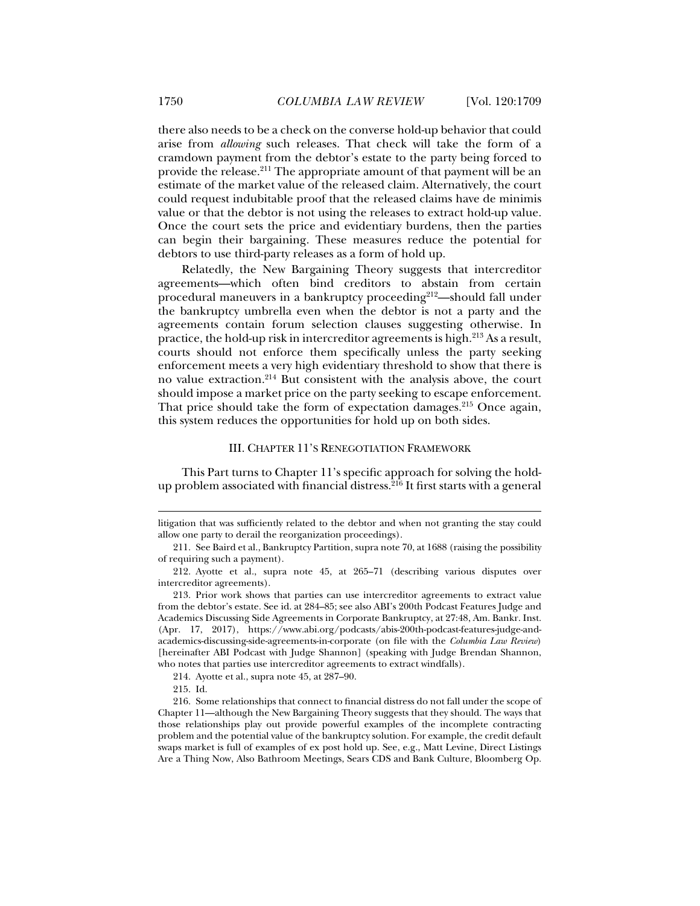there also needs to be a check on the converse hold-up behavior that could arise from *allowing* such releases. That check will take the form of a cramdown payment from the debtor's estate to the party being forced to provide the release.[211] The appropriate amount of that payment will be an estimate of the market value of the released claim. Alternatively, the court could request indubitable proof that the released claims have de minimis value or that the debtor is not using the releases to extract hold-up value. Once the court sets the price and evidentiary burdens, then the parties can begin their bargaining. These measures reduce the potential for debtors to use third-party releases as a form of hold up.

Relatedly, the New Bargaining Theory suggests that intercreditor agreements—which often bind creditors to abstain from certain procedural maneuvers in a bankruptcy proceeding[212]—should fall under the bankruptcy umbrella even when the debtor is not a party and the agreements contain forum selection clauses suggesting otherwise. In practice, the hold-up risk in intercreditor agreements is high.[213] As a result, courts should not enforce them specifically unless the party seeking enforcement meets a very high evidentiary threshold to show that there is no value extraction.[214] But consistent with the analysis above, the court should impose a market price on the party seeking to escape enforcement. That price should take the form of expectation damages.[215] Once again, this system reduces the opportunities for hold up on both sides.

## III. CHAPTER 11'S RENEGOTIATION FRAMEWORK

This Part turns to Chapter 11's specific approach for solving the hold-up problem associated with financial distress.[216] It first starts with a general

---

litigation that was sufficiently related to the debtor and when not granting the stay could allow one party to derail the reorganization proceedings).

211. See Baird et al., Bankruptcy Partition, supra note 70, at 1688 (raising the possibility of requiring such a payment).

212. Ayotte et al., supra note 45, at 265–71 (describing various disputes over intercreditor agreements).

213. Prior work shows that parties can use intercreditor agreements to extract value from the debtor's estate. See id. at 284–85; see also ABI's 200th Podcast Features Judge and Academics Discussing Side Agreements in Corporate Bankruptcy, at 27:48, Am. Bankr. Inst. (Apr. 17, 2017), https://www.abi.org/podcasts/abis-200th-podcast-features-judge-and-academics-discussing-side-agreements-in-corporate (on file with the *Columbia Law Review*) [hereinafter ABI Podcast with Judge Shannon] (speaking with Judge Brendan Shannon, who notes that parties use intercreditor agreements to extract windfalls).

214. Ayotte et al., supra note 45, at 287–90.

215. Id.

216. Some relationships that connect to financial distress do not fall under the scope of Chapter 11—although the New Bargaining Theory suggests that they should. The ways that those relationships play out provide powerful examples of the incomplete contracting problem and the potential value of the bankruptcy solution. For example, the credit default swaps market is full of examples of ex post hold up. See, e.g., Matt Levine, Direct Listings Are a Thing Now, Also Bathroom Meetings, Sears CDS and Bank Culture, Bloomberg Op.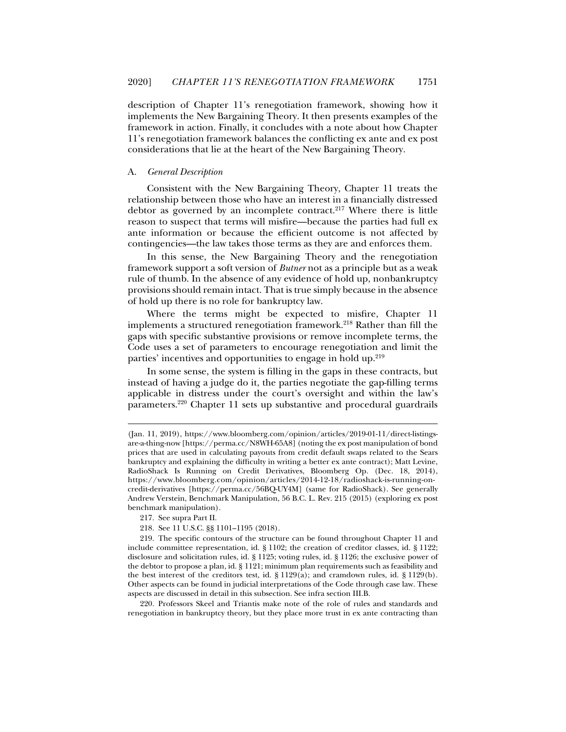description of Chapter 11's renegotiation framework, showing how it implements the New Bargaining Theory. It then presents examples of the framework in action. Finally, it concludes with a note about how Chapter 11's renegotiation framework balances the conflicting ex ante and ex post considerations that lie at the heart of the New Bargaining Theory.

### A. *General Description*

Consistent with the New Bargaining Theory, Chapter 11 treats the relationship between those who have an interest in a financially distressed debtor as governed by an incomplete contract.[217] Where there is little reason to suspect that terms will misfire—because the parties had full ex ante information or because the efficient outcome is not affected by contingencies—the law takes those terms as they are and enforces them.

In this sense, the New Bargaining Theory and the renegotiation framework support a soft version of *Butner* not as a principle but as a weak rule of thumb. In the absence of any evidence of hold up, nonbankruptcy provisions should remain intact. That is true simply because in the absence of hold up there is no role for bankruptcy law.

Where the terms might be expected to misfire, Chapter 11 implements a structured renegotiation framework.[218] Rather than fill the gaps with specific substantive provisions or remove incomplete terms, the Code uses a set of parameters to encourage renegotiation and limit the parties' incentives and opportunities to engage in hold up.[219]

In some sense, the system is filling in the gaps in these contracts, but instead of having a judge do it, the parties negotiate the gap-filling terms applicable in distress under the court's oversight and within the law's parameters.[220] Chapter 11 sets up substantive and procedural guardrails

---

(Jan. 11, 2019), https://www.bloomberg.com/opinion/articles/2019-01-11/direct-listings-are-a-thing-now [https://perma.cc/N8WH-65A8] (noting the ex post manipulation of bond prices that are used in calculating payouts from credit default swaps related to the Sears bankruptcy and explaining the difficulty in writing a better ex ante contract); Matt Levine, RadioShack Is Running on Credit Derivatives, Bloomberg Op. (Dec. 18, 2014), https://www.bloomberg.com/opinion/articles/2014-12-18/radioshack-is-running-on-credit-derivatives [https://perma.cc/56BQ-UY4M] (same for RadioShack). See generally Andrew Verstein, Benchmark Manipulation, 56 B.C. L. Rev. 215 (2015) (exploring ex post benchmark manipulation).

217. See supra Part II.

218. See 11 U.S.C. §§ 1101–1195 (2018).

219. The specific contours of the structure can be found throughout Chapter 11 and include committee representation, id. § 1102; the creation of creditor classes, id. § 1122; disclosure and solicitation rules, id. § 1125; voting rules, id. § 1126; the exclusive power of the debtor to propose a plan, id. § 1121; minimum plan requirements such as feasibility and the best interest of the creditors test, id. § 1129(a); and cramdown rules, id. § 1129(b). Other aspects can be found in judicial interpretations of the Code through case law. These aspects are discussed in detail in this subsection. See infra section III.B.

220. Professors Skeel and Triantis make note of the role of rules and standards and renegotiation in bankruptcy theory, but they place more trust in ex ante contracting than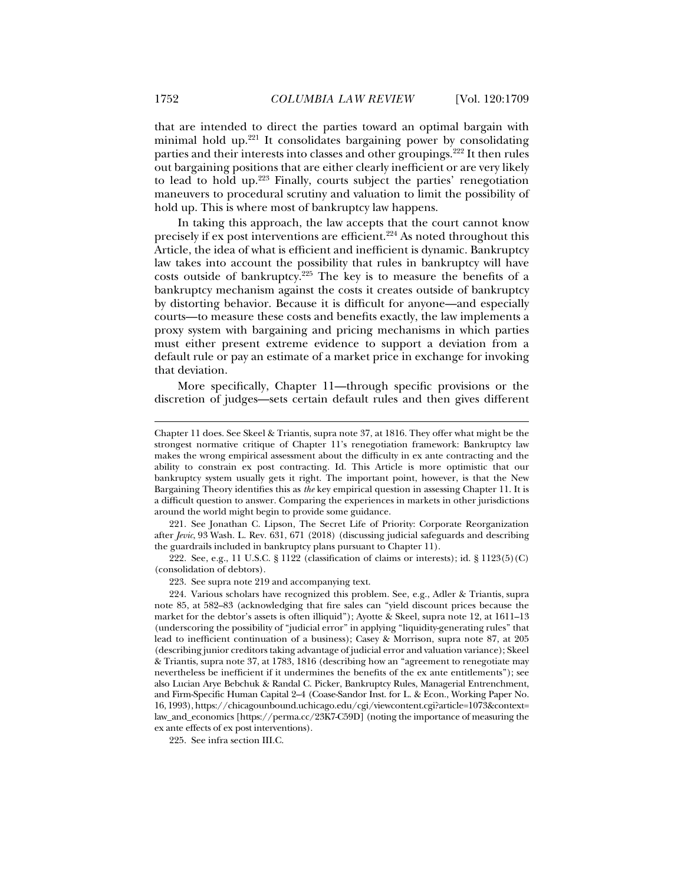that are intended to direct the parties toward an optimal bargain with minimal hold up.[221] It consolidates bargaining power by consolidating parties and their interests into classes and other groupings.[222] It then rules out bargaining positions that are either clearly inefficient or are very likely to lead to hold up.[223] Finally, courts subject the parties' renegotiation maneuvers to procedural scrutiny and valuation to limit the possibility of hold up. This is where most of bankruptcy law happens.

In taking this approach, the law accepts that the court cannot know precisely if ex post interventions are efficient.[224] As noted throughout this Article, the idea of what is efficient and inefficient is dynamic. Bankruptcy law takes into account the possibility that rules in bankruptcy will have costs outside of bankruptcy.[225] The key is to measure the benefits of a bankruptcy mechanism against the costs it creates outside of bankruptcy by distorting behavior. Because it is difficult for anyone—and especially courts—to measure these costs and benefits exactly, the law implements a proxy system with bargaining and pricing mechanisms in which parties must either present extreme evidence to support a deviation from a default rule or pay an estimate of a market price in exchange for invoking that deviation.

More specifically, Chapter 11—through specific provisions or the discretion of judges—sets certain default rules and then gives different

---

Chapter 11 does. See Skeel & Triantis, supra note 37, at 1816. They offer what might be the strongest normative critique of Chapter 11's renegotiation framework: Bankruptcy law makes the wrong empirical assessment about the difficulty in ex ante contracting and the ability to constrain ex post contracting. Id. This Article is more optimistic that our bankruptcy system usually gets it right. The important point, however, is that the New Bargaining Theory identifies this as *the* key empirical question in assessing Chapter 11. It is a difficult question to answer. Comparing the experiences in markets in other jurisdictions around the world might begin to provide some guidance.

221. See Jonathan C. Lipson, The Secret Life of Priority: Corporate Reorganization after *Jevic*, 93 Wash. L. Rev. 631, 671 (2018) (discussing judicial safeguards and describing the guardrails included in bankruptcy plans pursuant to Chapter 11).

222. See, e.g., 11 U.S.C. § 1122 (classification of claims or interests); id. § 1123(5)(C) (consolidation of debtors).

223. See supra note 219 and accompanying text.

224. Various scholars have recognized this problem. See, e.g., Adler & Triantis, supra note 85, at 582–83 (acknowledging that fire sales can "yield discount prices because the market for the debtor's assets is often illiquid"); Ayotte & Skeel, supra note 12, at 1611–13 (underscoring the possibility of "judicial error" in applying "liquidity-generating rules" that lead to inefficient continuation of a business); Casey & Morrison, supra note 87, at 205 (describing junior creditors taking advantage of judicial error and valuation variance); Skeel & Triantis, supra note 37, at 1783, 1816 (describing how an "agreement to renegotiate may nevertheless be inefficient if it undermines the benefits of the ex ante entitlements"); see also Lucian Arye Bebchuk & Randal C. Picker, Bankruptcy Rules, Managerial Entrenchment, and Firm-Specific Human Capital 2–4 (Coase-Sandor Inst. for L. & Econ., Working Paper No. 16, 1993), https://chicagounbound.uchicago.edu/cgi/viewcontent.cgi?article=1073&context=law_and_economics [https://perma.cc/23K7-C59D] (noting the importance of measuring the ex ante effects of ex post interventions).

225. See infra section III.C.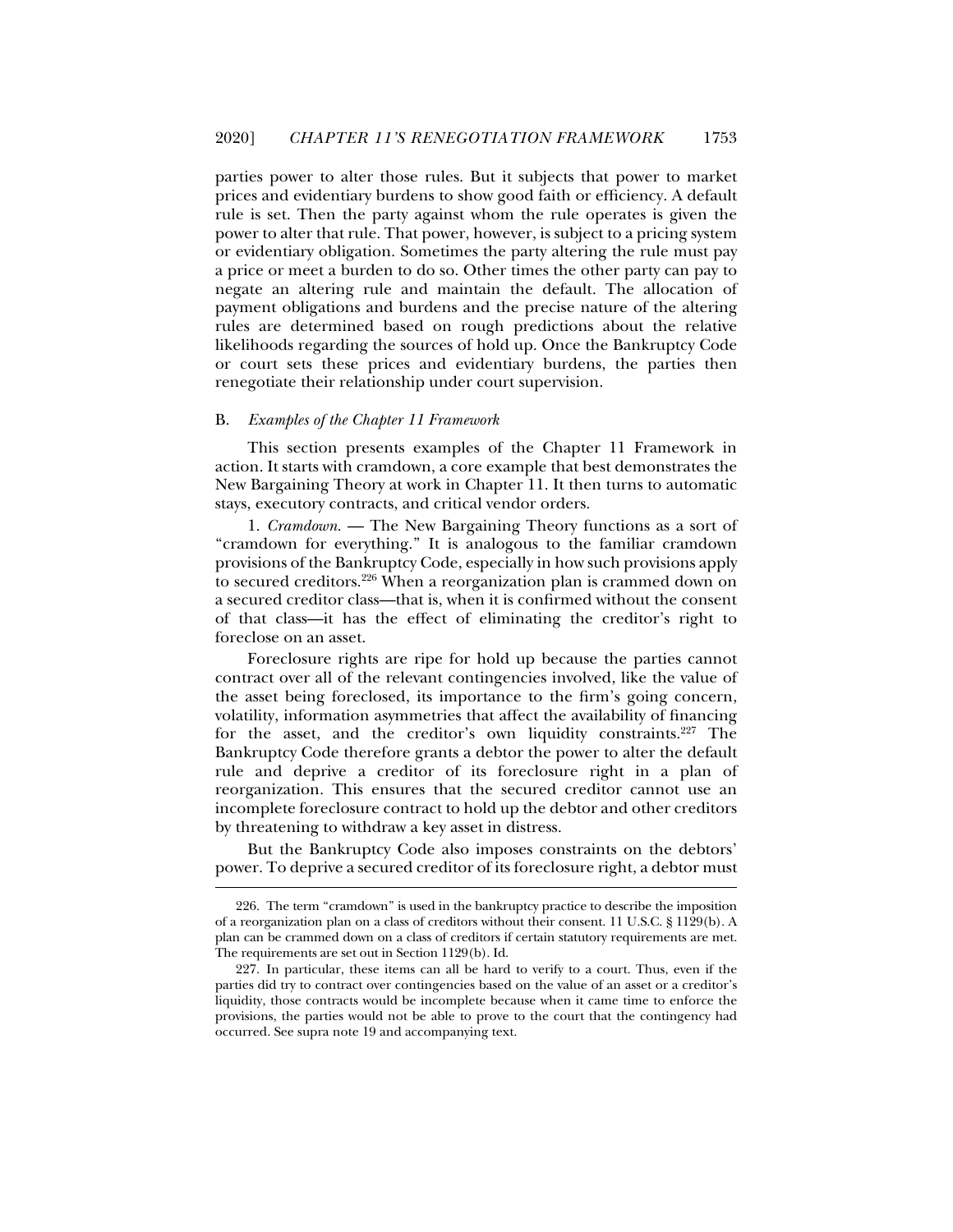parties power to alter those rules. But it subjects that power to market prices and evidentiary burdens to show good faith or efficiency. A default rule is set. Then the party against whom the rule operates is given the power to alter that rule. That power, however, is subject to a pricing system or evidentiary obligation. Sometimes the party altering the rule must pay a price or meet a burden to do so. Other times the other party can pay to negate an altering rule and maintain the default. The allocation of payment obligations and burdens and the precise nature of the altering rules are determined based on rough predictions about the relative likelihoods regarding the sources of hold up. Once the Bankruptcy Code or court sets these prices and evidentiary burdens, the parties then renegotiate their relationship under court supervision.

### B. *Examples of the Chapter 11 Framework*

This section presents examples of the Chapter 11 Framework in action. It starts with cramdown, a core example that best demonstrates the New Bargaining Theory at work in Chapter 11. It then turns to automatic stays, executory contracts, and critical vendor orders.

1. *Cramdown.* — The New Bargaining Theory functions as a sort of "cramdown for everything." It is analogous to the familiar cramdown provisions of the Bankruptcy Code, especially in how such provisions apply to secured creditors.[226] When a reorganization plan is crammed down on a secured creditor class—that is, when it is confirmed without the consent of that class—it has the effect of eliminating the creditor's right to foreclose on an asset.

Foreclosure rights are ripe for hold up because the parties cannot contract over all of the relevant contingencies involved, like the value of the asset being foreclosed, its importance to the firm's going concern, volatility, information asymmetries that affect the availability of financing for the asset, and the creditor's own liquidity constraints.[227] The Bankruptcy Code therefore grants a debtor the power to alter the default rule and deprive a creditor of its foreclosure right in a plan of reorganization. This ensures that the secured creditor cannot use an incomplete foreclosure contract to hold up the debtor and other creditors by threatening to withdraw a key asset in distress.

But the Bankruptcy Code also imposes constraints on the debtors' power. To deprive a secured creditor of its foreclosure right, a debtor must

---

226. The term "cramdown" is used in the bankruptcy practice to describe the imposition of a reorganization plan on a class of creditors without their consent. 11 U.S.C. § 1129(b). A plan can be crammed down on a class of creditors if certain statutory requirements are met. The requirements are set out in Section 1129(b). Id.

227. In particular, these items can all be hard to verify to a court. Thus, even if the parties did try to contract over contingencies based on the value of an asset or a creditor's liquidity, those contracts would be incomplete because when it came time to enforce the provisions, the parties would not be able to prove to the court that the contingency had occurred. See supra note 19 and accompanying text.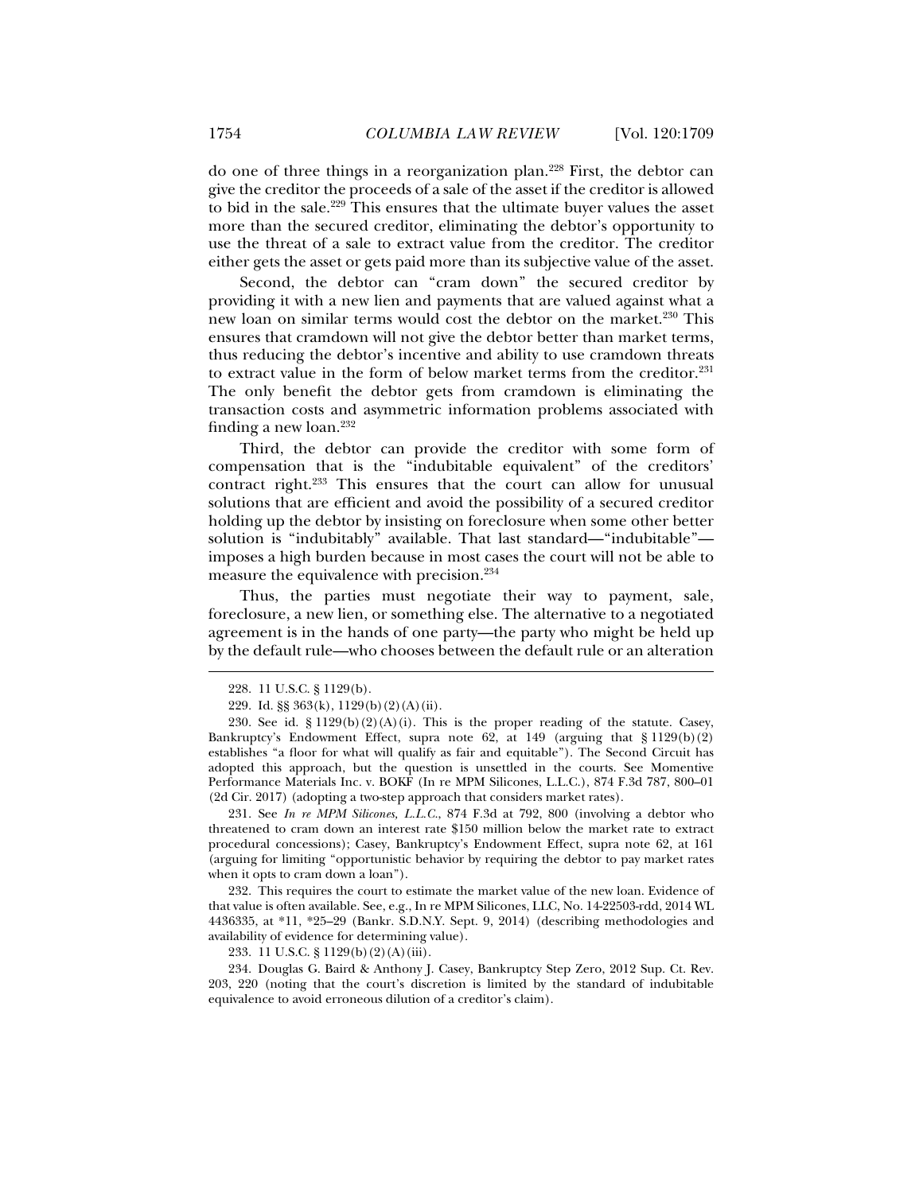do one of three things in a reorganization plan.[228] First, the debtor can give the creditor the proceeds of a sale of the asset if the creditor is allowed to bid in the sale.[229] This ensures that the ultimate buyer values the asset more than the secured creditor, eliminating the debtor's opportunity to use the threat of a sale to extract value from the creditor. The creditor either gets the asset or gets paid more than its subjective value of the asset.

Second, the debtor can "cram down" the secured creditor by providing it with a new lien and payments that are valued against what a new loan on similar terms would cost the debtor on the market.[230] This ensures that cramdown will not give the debtor better than market terms, thus reducing the debtor's incentive and ability to use cramdown threats to extract value in the form of below market terms from the creditor.[231] The only benefit the debtor gets from cramdown is eliminating the transaction costs and asymmetric information problems associated with finding a new loan.[232]

Third, the debtor can provide the creditor with some form of compensation that is the "indubitable equivalent" of the creditors' contract right.[233] This ensures that the court can allow for unusual solutions that are efficient and avoid the possibility of a secured creditor holding up the debtor by insisting on foreclosure when some other better solution is "indubitably" available. That last standard—"indubitable"—imposes a high burden because in most cases the court will not be able to measure the equivalence with precision.[234]

Thus, the parties must negotiate their way to payment, sale, foreclosure, a new lien, or something else. The alternative to a negotiated agreement is in the hands of one party—the party who might be held up by the default rule—who chooses between the default rule or an alteration

---

228. 11 U.S.C. § 1129(b).

229. Id. §§ 363(k), 1129(b)(2)(A)(ii).

230. See id. § 1129(b)(2)(A)(i). This is the proper reading of the statute. Casey, Bankruptcy's Endowment Effect, supra note 62, at 149 (arguing that § 1129(b)(2) establishes "a floor for what will qualify as fair and equitable"). The Second Circuit has adopted this approach, but the question is unsettled in the courts. See Momentive Performance Materials Inc. v. BOKF (In re MPM Silicones, L.L.C.), 874 F.3d 787, 800–01 (2d Cir. 2017) (adopting a two-step approach that considers market rates).

231. See *In re MPM Silicones, L.L.C.*, 874 F.3d at 792, 800 (involving a debtor who threatened to cram down an interest rate $150 million below the market rate to extract procedural concessions); Casey, Bankruptcy's Endowment Effect, supra note 62, at 161 (arguing for limiting "opportunistic behavior by requiring the debtor to pay market rates when it opts to cram down a loan").

232. This requires the court to estimate the market value of the new loan. Evidence of that value is often available. See, e.g., In re MPM Silicones, LLC, No. 14-22503-rdd, 2014 WL 4436335, at *11, *25–29 (Bankr. S.D.N.Y. Sept. 9, 2014) (describing methodologies and availability of evidence for determining value).

233. 11 U.S.C. § 1129(b)(2)(A)(iii).

234. Douglas G. Baird & Anthony J. Casey, Bankruptcy Step Zero, 2012 Sup. Ct. Rev. 203, 220 (noting that the court's discretion is limited by the standard of indubitable equivalence to avoid erroneous dilution of a creditor's claim).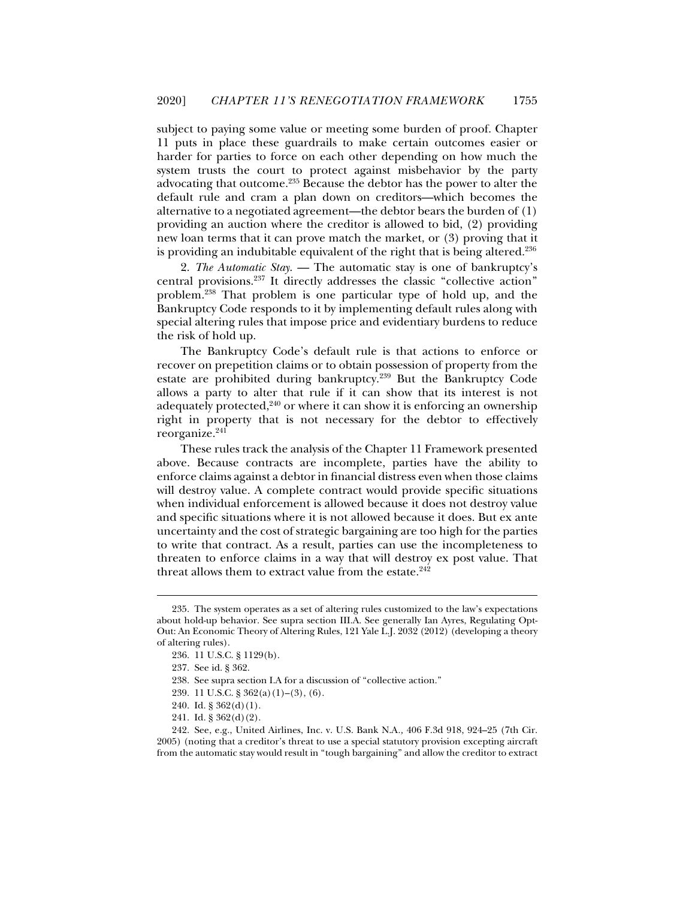subject to paying some value or meeting some burden of proof. Chapter 11 puts in place these guardrails to make certain outcomes easier or harder for parties to force on each other depending on how much the system trusts the court to protect against misbehavior by the party advocating that outcome.[235] Because the debtor has the power to alter the default rule and cram a plan down on creditors—which becomes the alternative to a negotiated agreement—the debtor bears the burden of (1) providing an auction where the creditor is allowed to bid, (2) providing new loan terms that it can prove match the market, or (3) proving that it is providing an indubitable equivalent of the right that is being altered.[236]

2. *The Automatic Stay.* — The automatic stay is one of bankruptcy's central provisions.[237] It directly addresses the classic "collective action" problem.[238] That problem is one particular type of hold up, and the Bankruptcy Code responds to it by implementing default rules along with special altering rules that impose price and evidentiary burdens to reduce the risk of hold up.

The Bankruptcy Code's default rule is that actions to enforce or recover on prepetition claims or to obtain possession of property from the estate are prohibited during bankruptcy.[239] But the Bankruptcy Code allows a party to alter that rule if it can show that its interest is not adequately protected,[240] or where it can show it is enforcing an ownership right in property that is not necessary for the debtor to effectively reorganize.[241]

These rules track the analysis of the Chapter 11 Framework presented above. Because contracts are incomplete, parties have the ability to enforce claims against a debtor in financial distress even when those claims will destroy value. A complete contract would provide specific situations when individual enforcement is allowed because it does not destroy value and specific situations where it is not allowed because it does. But ex ante uncertainty and the cost of strategic bargaining are too high for the parties to write that contract. As a result, parties can use the incompleteness to threaten to enforce claims in a way that will destroy ex post value. That threat allows them to extract value from the estate.[242]

---

235. The system operates as a set of altering rules customized to the law's expectations about hold-up behavior. See supra section III.A. See generally Ian Ayres, Regulating Opt-Out: An Economic Theory of Altering Rules, 121 Yale L.J. 2032 (2012) (developing a theory of altering rules).

236. 11 U.S.C. § 1129(b).

237. See id. § 362.

238. See supra section I.A for a discussion of "collective action."

239. 11 U.S.C. § 362(a)(1)–(3), (6).

240. Id. § 362(d)(1).

241. Id. § 362(d)(2).

242. See, e.g., United Airlines, Inc. v. U.S. Bank N.A., 406 F.3d 918, 924–25 (7th Cir. 2005) (noting that a creditor's threat to use a special statutory provision excepting aircraft from the automatic stay would result in "tough bargaining" and allow the creditor to extract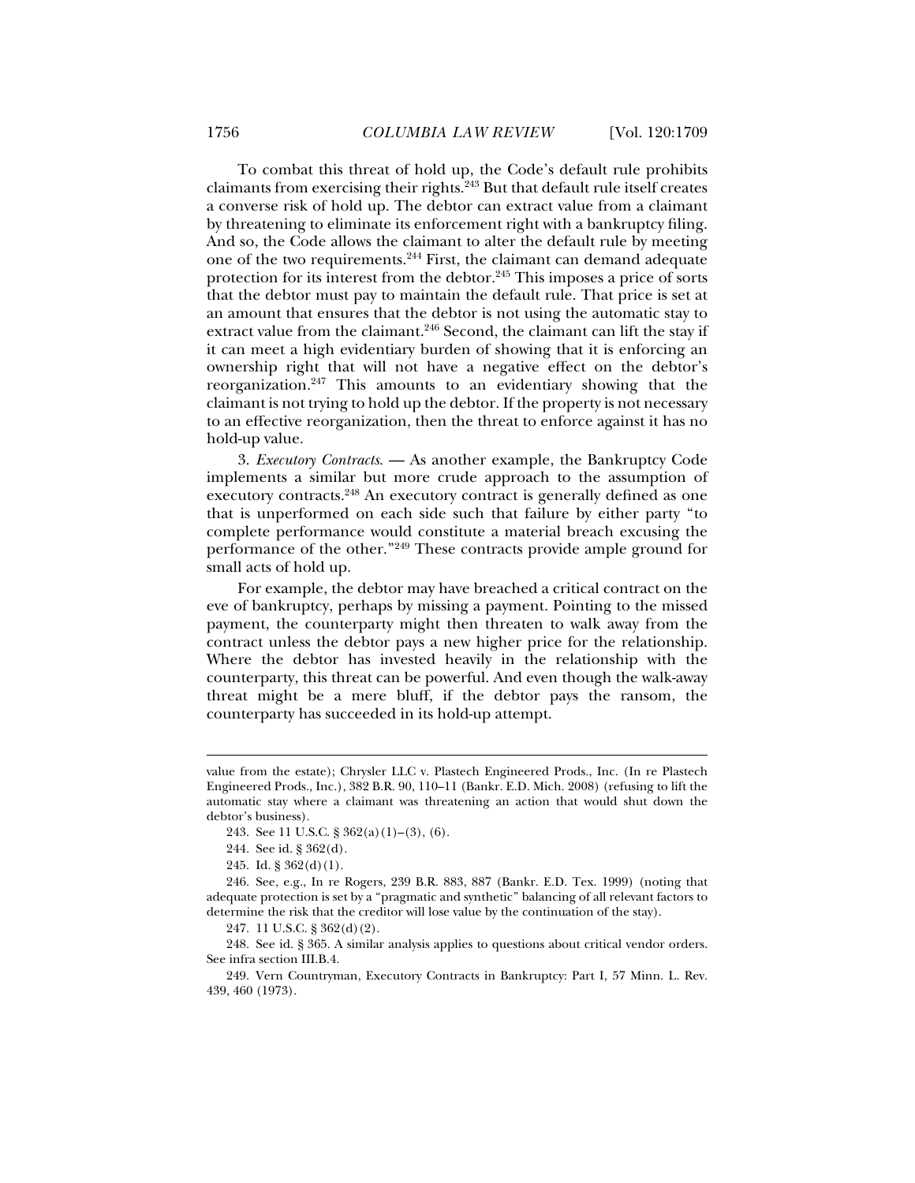To combat this threat of hold up, the Code's default rule prohibits claimants from exercising their rights.[243] But that default rule itself creates a converse risk of hold up. The debtor can extract value from a claimant by threatening to eliminate its enforcement right with a bankruptcy filing. And so, the Code allows the claimant to alter the default rule by meeting one of the two requirements.[244] First, the claimant can demand adequate protection for its interest from the debtor.[245] This imposes a price of sorts that the debtor must pay to maintain the default rule. That price is set at an amount that ensures that the debtor is not using the automatic stay to extract value from the claimant.[246] Second, the claimant can lift the stay if it can meet a high evidentiary burden of showing that it is enforcing an ownership right that will not have a negative effect on the debtor's reorganization.[247] This amounts to an evidentiary showing that the claimant is not trying to hold up the debtor. If the property is not necessary to an effective reorganization, then the threat to enforce against it has no hold-up value.

3. *Executory Contracts*. — As another example, the Bankruptcy Code implements a similar but more crude approach to the assumption of executory contracts.[248] An executory contract is generally defined as one that is unperformed on each side such that failure by either party "to complete performance would constitute a material breach excusing the performance of the other."[249] These contracts provide ample ground for small acts of hold up.

For example, the debtor may have breached a critical contract on the eve of bankruptcy, perhaps by missing a payment. Pointing to the missed payment, the counterparty might then threaten to walk away from the contract unless the debtor pays a new higher price for the relationship. Where the debtor has invested heavily in the relationship with the counterparty, this threat can be powerful. And even though the walk-away threat might be a mere bluff, if the debtor pays the ransom, the counterparty has succeeded in its hold-up attempt.

---

value from the estate); Chrysler LLC v. Plastech Engineered Prods., Inc. (In re Plastech Engineered Prods., Inc.), 382 B.R. 90, 110–11 (Bankr. E.D. Mich. 2008) (refusing to lift the automatic stay where a claimant was threatening an action that would shut down the debtor's business).

243. See 11 U.S.C. § 362(a)(1)–(3), (6).

244. See id. § 362(d).

245. Id. § 362(d)(1).

246. See, e.g., In re Rogers, 239 B.R. 883, 887 (Bankr. E.D. Tex. 1999) (noting that adequate protection is set by a "pragmatic and synthetic" balancing of all relevant factors to determine the risk that the creditor will lose value by the continuation of the stay).

247. 11 U.S.C. § 362(d)(2).

248. See id. § 365. A similar analysis applies to questions about critical vendor orders. See infra section III.B.4.

249. Vern Countryman, Executory Contracts in Bankruptcy: Part I, 57 Minn. L. Rev. 439, 460 (1973).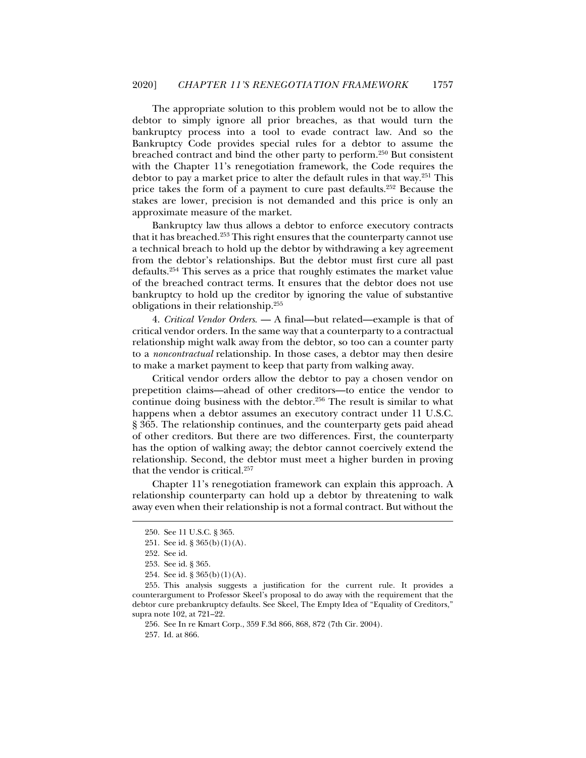The appropriate solution to this problem would not be to allow the debtor to simply ignore all prior breaches, as that would turn the bankruptcy process into a tool to evade contract law. And so the Bankruptcy Code provides special rules for a debtor to assume the breached contract and bind the other party to perform.[250] But consistent with the Chapter 11's renegotiation framework, the Code requires the debtor to pay a market price to alter the default rules in that way.[251] This price takes the form of a payment to cure past defaults.[252] Because the stakes are lower, precision is not demanded and this price is only an approximate measure of the market.

Bankruptcy law thus allows a debtor to enforce executory contracts that it has breached.[253] This right ensures that the counterparty cannot use a technical breach to hold up the debtor by withdrawing a key agreement from the debtor's relationships. But the debtor must first cure all past defaults.[254] This serves as a price that roughly estimates the market value of the breached contract terms. It ensures that the debtor does not use bankruptcy to hold up the creditor by ignoring the value of substantive obligations in their relationship.[255]

4. *Critical Vendor Orders.* — A final—but related—example is that of critical vendor orders. In the same way that a counterparty to a contractual relationship might walk away from the debtor, so too can a counter party to a *noncontractual* relationship. In those cases, a debtor may then desire to make a market payment to keep that party from walking away.

Critical vendor orders allow the debtor to pay a chosen vendor on prepetition claims—ahead of other creditors—to entice the vendor to continue doing business with the debtor.[256] The result is similar to what happens when a debtor assumes an executory contract under 11 U.S.C. § 365. The relationship continues, and the counterparty gets paid ahead of other creditors. But there are two differences. First, the counterparty has the option of walking away; the debtor cannot coercively extend the relationship. Second, the debtor must meet a higher burden in proving that the vendor is critical.[257]

Chapter 11's renegotiation framework can explain this approach. A relationship counterparty can hold up a debtor by threatening to walk away even when their relationship is not a formal contract. But without the

---

250. See 11 U.S.C. § 365.

251. See id. § 365(b)(1)(A).

252. See id.

253. See id. § 365.

254. See id. § 365(b)(1)(A).

255. This analysis suggests a justification for the current rule. It provides a counterargument to Professor Skeel's proposal to do away with the requirement that the debtor cure prebankruptcy defaults. See Skeel, The Empty Idea of "Equality of Creditors," supra note 102, at 721–22.

256. See In re Kmart Corp., 359 F.3d 866, 868, 872 (7th Cir. 2004).

257. Id. at 866.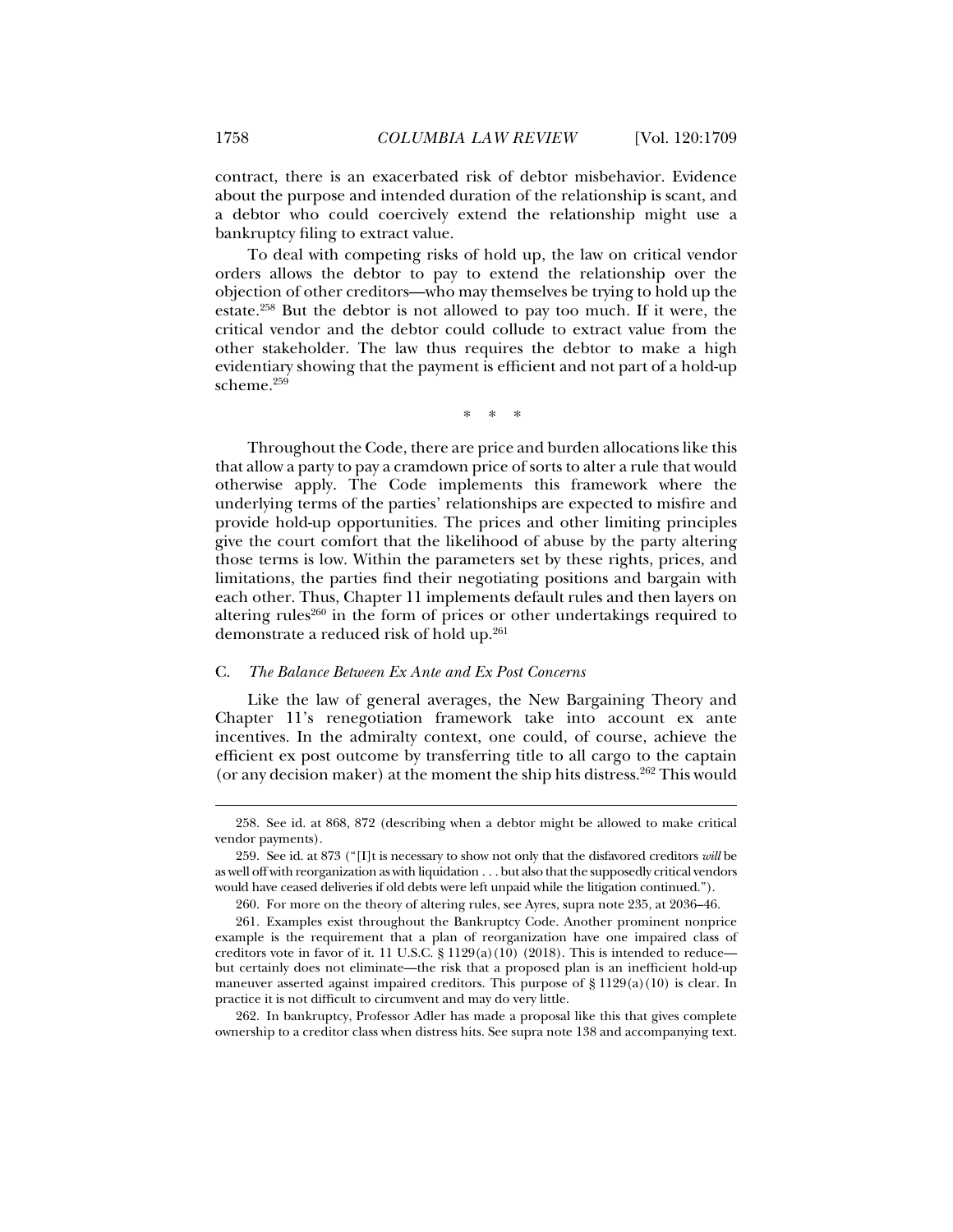contract, there is an exacerbated risk of debtor misbehavior. Evidence about the purpose and intended duration of the relationship is scant, and a debtor who could coercively extend the relationship might use a bankruptcy filing to extract value.

To deal with competing risks of hold up, the law on critical vendor orders allows the debtor to pay to extend the relationship over the objection of other creditors—who may themselves be trying to hold up the estate.[258] But the debtor is not allowed to pay too much. If it were, the critical vendor and the debtor could collude to extract value from the other stakeholder. The law thus requires the debtor to make a high evidentiary showing that the payment is efficient and not part of a hold-up scheme.[259]

\* \* \*

Throughout the Code, there are price and burden allocations like this that allow a party to pay a cramdown price of sorts to alter a rule that would otherwise apply. The Code implements this framework where the underlying terms of the parties' relationships are expected to misfire and provide hold-up opportunities. The prices and other limiting principles give the court comfort that the likelihood of abuse by the party altering those terms is low. Within the parameters set by these rights, prices, and limitations, the parties find their negotiating positions and bargain with each other. Thus, Chapter 11 implements default rules and then layers on altering rules[260] in the form of prices or other undertakings required to demonstrate a reduced risk of hold up.[261]

### C. *The Balance Between Ex Ante and Ex Post Concerns*

Like the law of general averages, the New Bargaining Theory and Chapter 11's renegotiation framework take into account ex ante incentives. In the admiralty context, one could, of course, achieve the efficient ex post outcome by transferring title to all cargo to the captain (or any decision maker) at the moment the ship hits distress.[262] This would

---

258. See id. at 868, 872 (describing when a debtor might be allowed to make critical vendor payments).

259. See id. at 873 ("[I]t is necessary to show not only that the disfavored creditors *will* be as well off with reorganization as with liquidation . . . but also that the supposedly critical vendors would have ceased deliveries if old debts were left unpaid while the litigation continued.").

260. For more on the theory of altering rules, see Ayres, supra note 235, at 2036–46.

261. Examples exist throughout the Bankruptcy Code. Another prominent nonprice example is the requirement that a plan of reorganization have one impaired class of creditors vote in favor of it. 11 U.S.C. § 1129(a)(10) (2018). This is intended to reduce—but certainly does not eliminate—the risk that a proposed plan is an inefficient hold-up maneuver asserted against impaired creditors. This purpose of § 1129(a)(10) is clear. In practice it is not difficult to circumvent and may do very little.

262. In bankruptcy, Professor Adler has made a proposal like this that gives complete ownership to a creditor class when distress hits. See supra note 138 and accompanying text.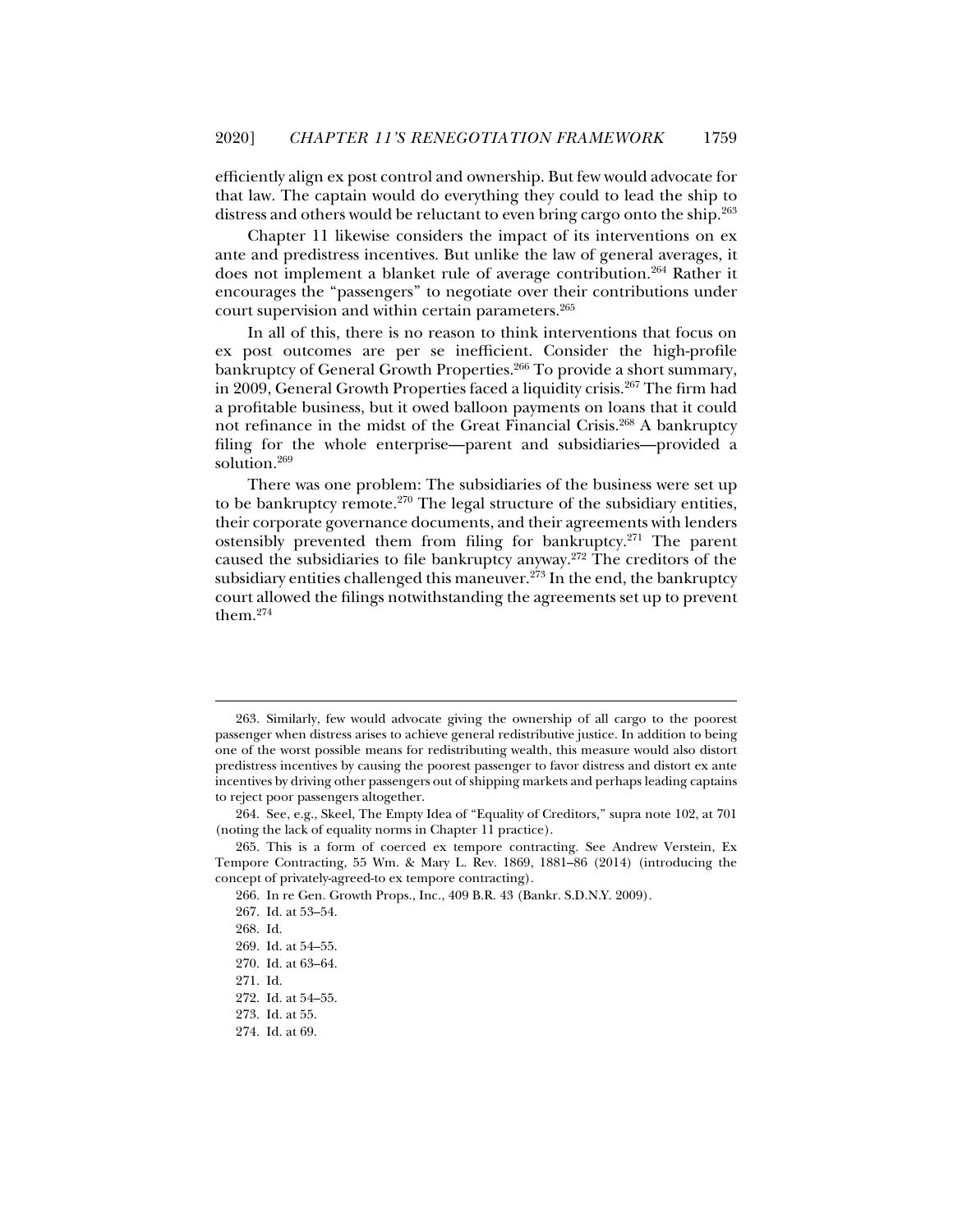efficiently align ex post control and ownership. But few would advocate for that law. The captain would do everything they could to lead the ship to distress and others would be reluctant to even bring cargo onto the ship.[263]

Chapter 11 likewise considers the impact of its interventions on ex ante and predistress incentives. But unlike the law of general averages, it does not implement a blanket rule of average contribution.[264] Rather it encourages the "passengers" to negotiate over their contributions under court supervision and within certain parameters.[265]

In all of this, there is no reason to think interventions that focus on ex post outcomes are per se inefficient. Consider the high-profile bankruptcy of General Growth Properties.[266] To provide a short summary, in 2009, General Growth Properties faced a liquidity crisis.[267] The firm had a profitable business, but it owed balloon payments on loans that it could not refinance in the midst of the Great Financial Crisis.[268] A bankruptcy filing for the whole enterprise—parent and subsidiaries—provided a solution.[269]

There was one problem: The subsidiaries of the business were set up to be bankruptcy remote.[270] The legal structure of the subsidiary entities, their corporate governance documents, and their agreements with lenders ostensibly prevented them from filing for bankruptcy.[271] The parent caused the subsidiaries to file bankruptcy anyway.[272] The creditors of the subsidiary entities challenged this maneuver.[273] In the end, the bankruptcy court allowed the filings notwithstanding the agreements set up to prevent them.[274]

---

263. Similarly, few would advocate giving the ownership of all cargo to the poorest passenger when distress arises to achieve general redistributive justice. In addition to being one of the worst possible means for redistributing wealth, this measure would also distort predistress incentives by causing the poorest passenger to favor distress and distort ex ante incentives by driving other passengers out of shipping markets and perhaps leading captains to reject poor passengers altogether.

264. See, e.g., Skeel, The Empty Idea of "Equality of Creditors," supra note 102, at 701 (noting the lack of equality norms in Chapter 11 practice).

265. This is a form of coerced ex tempore contracting. See Andrew Verstein, Ex Tempore Contracting, 55 Wm. & Mary L. Rev. 1869, 1881–86 (2014) (introducing the concept of privately-agreed-to ex tempore contracting).

266. In re Gen. Growth Props., Inc., 409 B.R. 43 (Bankr. S.D.N.Y. 2009).

267. Id. at 53–54.

268. Id.

269. Id. at 54–55.

270. Id. at 63–64.

271. Id.

272. Id. at 54–55.

273. Id. at 55.

274. Id. at 69.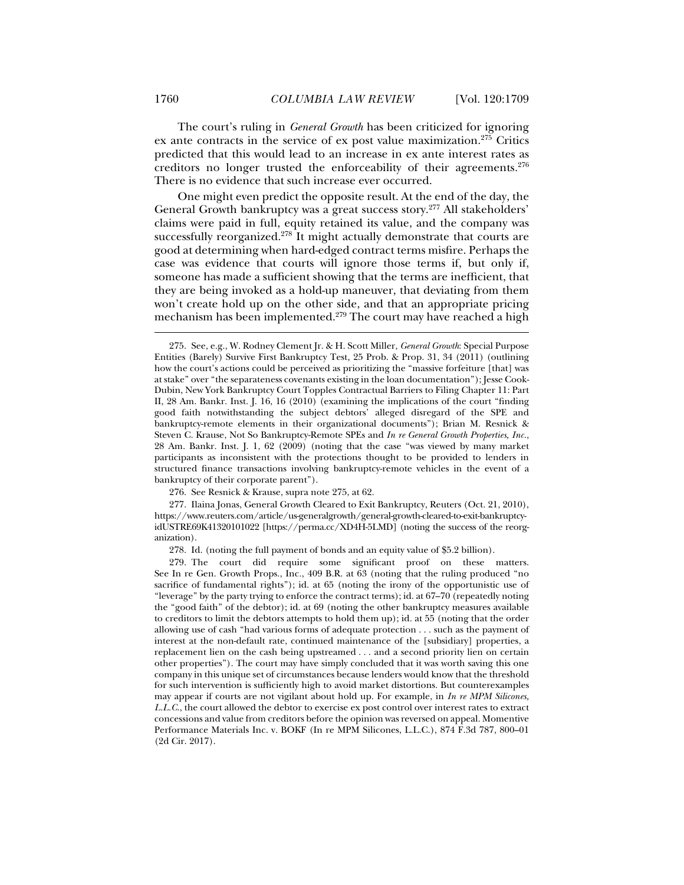The court's ruling in *General Growth* has been criticized for ignoring ex ante contracts in the service of ex post value maximization.[275] Critics predicted that this would lead to an increase in ex ante interest rates as creditors no longer trusted the enforceability of their agreements.[276] There is no evidence that such increase ever occurred.

One might even predict the opposite result. At the end of the day, the General Growth bankruptcy was a great success story.[277] All stakeholders' claims were paid in full, equity retained its value, and the company was successfully reorganized.[278] It might actually demonstrate that courts are good at determining when hard-edged contract terms misfire. Perhaps the case was evidence that courts will ignore those terms if, but only if, someone has made a sufficient showing that the terms are inefficient, that they are being invoked as a hold-up maneuver, that deviating from them won't create hold up on the other side, and that an appropriate pricing mechanism has been implemented.[279] The court may have reached a high

---

275. See, e.g., W. Rodney Clement Jr. & H. Scott Miller, *General Growth*: Special Purpose Entities (Barely) Survive First Bankruptcy Test, 25 Prob. & Prop. 31, 34 (2011) (outlining how the court's actions could be perceived as prioritizing the "massive forfeiture [that] was at stake" over "the separateness covenants existing in the loan documentation"); Jesse Cook-Dubin, New York Bankruptcy Court Topples Contractual Barriers to Filing Chapter 11: Part II, 28 Am. Bankr. Inst. J. 16, 16 (2010) (examining the implications of the court "finding good faith notwithstanding the subject debtors' alleged disregard of the SPE and bankruptcy-remote elements in their organizational documents"); Brian M. Resnick & Steven C. Krause, Not So Bankruptcy-Remote SPEs and *In re General Growth Properties, Inc.*, 28 Am. Bankr. Inst. J. 1, 62 (2009) (noting that the case "was viewed by many market participants as inconsistent with the protections thought to be provided to lenders in structured finance transactions involving bankruptcy-remote vehicles in the event of a bankruptcy of their corporate parent").

276. See Resnick & Krause, supra note 275, at 62.

277. Ilaina Jonas, General Growth Cleared to Exit Bankruptcy, Reuters (Oct. 21, 2010), https://www.reuters.com/article/us-generalgrowth/general-growth-cleared-to-exit-bankruptcy-idUSTRE69K41320101022 [https://perma.cc/XD4H-5LMD] (noting the success of the reorganization).

278. Id. (noting the full payment of bonds and an equity value of $5.2 billion).

279. The court did require some significant proof on these matters. See In re Gen. Growth Props., Inc., 409 B.R. at 63 (noting that the ruling produced "no sacrifice of fundamental rights"); id. at 65 (noting the irony of the opportunistic use of "leverage" by the party trying to enforce the contract terms); id. at 67–70 (repeatedly noting the "good faith" of the debtor); id. at 69 (noting the other bankruptcy measures available to creditors to limit the debtors attempts to hold them up); id. at 55 (noting that the order allowing use of cash "had various forms of adequate protection . . . such as the payment of interest at the non-default rate, continued maintenance of the [subsidiary] properties, a replacement lien on the cash being upstreamed . . . and a second priority lien on certain other properties"). The court may have simply concluded that it was worth saving this one company in this unique set of circumstances because lenders would know that the threshold for such intervention is sufficiently high to avoid market distortions. But counterexamples may appear if courts are not vigilant about hold up. For example, in *In re MPM Silicones, L.L.C.*, the court allowed the debtor to exercise ex post control over interest rates to extract concessions and value from creditors before the opinion was reversed on appeal. Momentive Performance Materials Inc. v. BOKF (In re MPM Silicones, L.L.C.), 874 F.3d 787, 800–01 (2d Cir. 2017).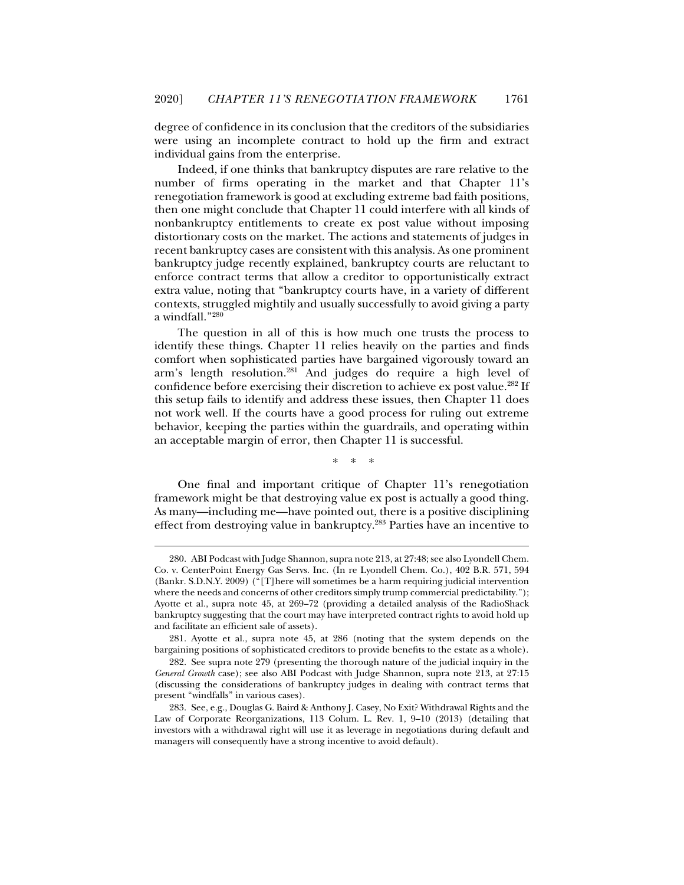degree of confidence in its conclusion that the creditors of the subsidiaries were using an incomplete contract to hold up the firm and extract individual gains from the enterprise.

Indeed, if one thinks that bankruptcy disputes are rare relative to the number of firms operating in the market and that Chapter 11's renegotiation framework is good at excluding extreme bad faith positions, then one might conclude that Chapter 11 could interfere with all kinds of nonbankruptcy entitlements to create ex post value without imposing distortionary costs on the market. The actions and statements of judges in recent bankruptcy cases are consistent with this analysis. As one prominent bankruptcy judge recently explained, bankruptcy courts are reluctant to enforce contract terms that allow a creditor to opportunistically extract extra value, noting that "bankruptcy courts have, in a variety of different contexts, struggled mightily and usually successfully to avoid giving a party a windfall."[280]

The question in all of this is how much one trusts the process to identify these things. Chapter 11 relies heavily on the parties and finds comfort when sophisticated parties have bargained vigorously toward an arm's length resolution.[281] And judges do require a high level of confidence before exercising their discretion to achieve ex post value.[282] If this setup fails to identify and address these issues, then Chapter 11 does not work well. If the courts have a good process for ruling out extreme behavior, keeping the parties within the guardrails, and operating within an acceptable margin of error, then Chapter 11 is successful.

\* \* \*

One final and important critique of Chapter 11's renegotiation framework might be that destroying value ex post is actually a good thing. As many—including me—have pointed out, there is a positive disciplining effect from destroying value in bankruptcy.[283] Parties have an incentive to

---

280. ABI Podcast with Judge Shannon, supra note 213, at 27:48; see also Lyondell Chem. Co. v. CenterPoint Energy Gas Servs. Inc. (In re Lyondell Chem. Co.), 402 B.R. 571, 594 (Bankr. S.D.N.Y. 2009) ("[T]here will sometimes be a harm requiring judicial intervention where the needs and concerns of other creditors simply trump commercial predictability."); Ayotte et al., supra note 45, at 269–72 (providing a detailed analysis of the RadioShack bankruptcy suggesting that the court may have interpreted contract rights to avoid hold up and facilitate an efficient sale of assets).

281. Ayotte et al., supra note 45, at 286 (noting that the system depends on the bargaining positions of sophisticated creditors to provide benefits to the estate as a whole).

282. See supra note 279 (presenting the thorough nature of the judicial inquiry in the *General Growth* case); see also ABI Podcast with Judge Shannon, supra note 213, at 27:15 (discussing the considerations of bankruptcy judges in dealing with contract terms that present "windfalls" in various cases).

283. See, e.g., Douglas G. Baird & Anthony J. Casey, No Exit? Withdrawal Rights and the Law of Corporate Reorganizations, 113 Colum. L. Rev. 1, 9–10 (2013) (detailing that investors with a withdrawal right will use it as leverage in negotiations during default and managers will consequently have a strong incentive to avoid default).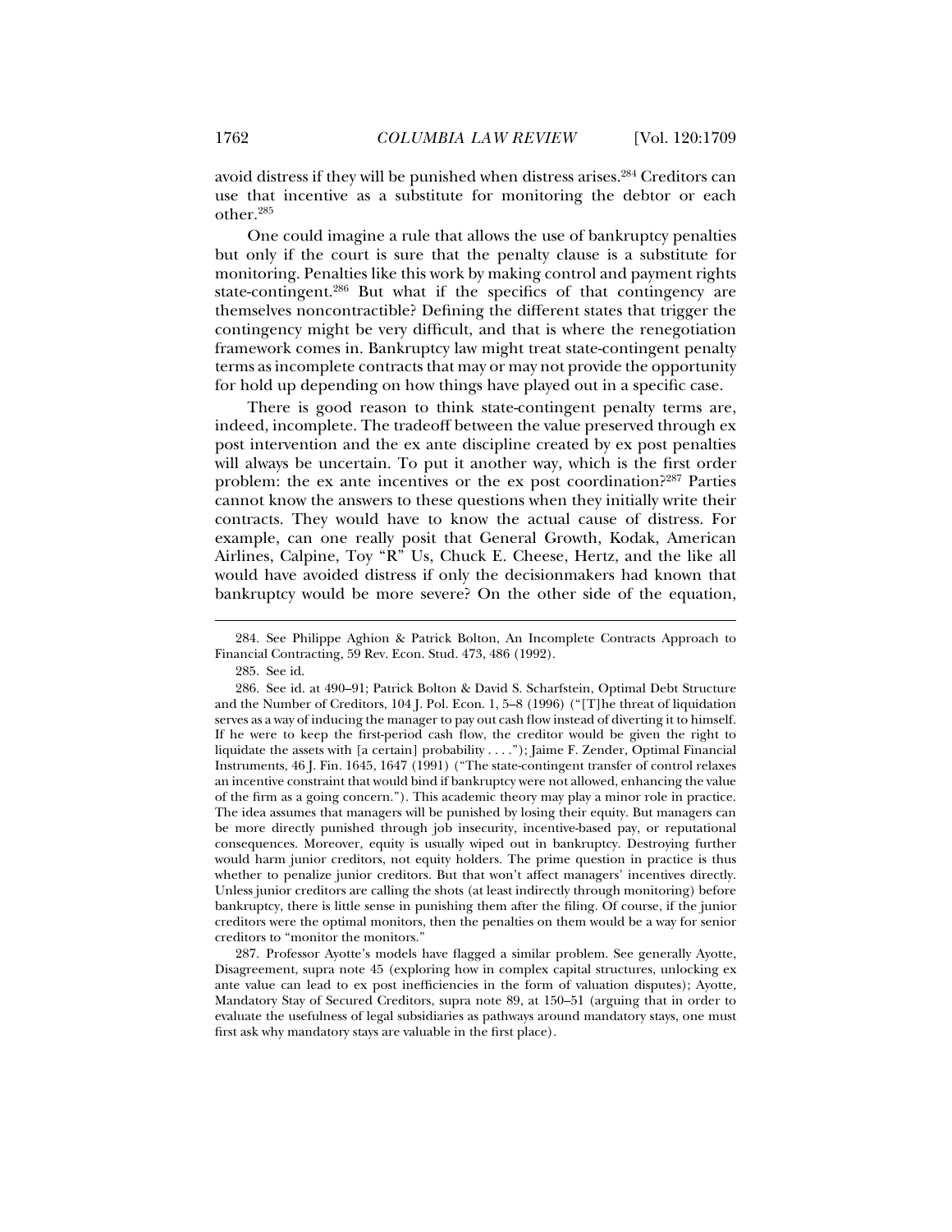avoid distress if they will be punished when distress arises.[284] Creditors can use that incentive as a substitute for monitoring the debtor or each other.[285]

One could imagine a rule that allows the use of bankruptcy penalties but only if the court is sure that the penalty clause is a substitute for monitoring. Penalties like this work by making control and payment rights state-contingent.[286] But what if the specifics of that contingency are themselves noncontractible? Defining the different states that trigger the contingency might be very difficult, and that is where the renegotiation framework comes in. Bankruptcy law might treat state-contingent penalty terms as incomplete contracts that may or may not provide the opportunity for hold up depending on how things have played out in a specific case.

There is good reason to think state-contingent penalty terms are, indeed, incomplete. The tradeoff between the value preserved through ex post intervention and the ex ante discipline created by ex post penalties will always be uncertain. To put it another way, which is the first order problem: the ex ante incentives or the ex post coordination?[287] Parties cannot know the answers to these questions when they initially write their contracts. They would have to know the actual cause of distress. For example, can one really posit that General Growth, Kodak, American Airlines, Calpine, Toy "R" Us, Chuck E. Cheese, Hertz, and the like all would have avoided distress if only the decisionmakers had known that bankruptcy would be more severe? On the other side of the equation,

---

284. See Philippe Aghion & Patrick Bolton, An Incomplete Contracts Approach to Financial Contracting, 59 Rev. Econ. Stud. 473, 486 (1992).

285. See id.

286. See id. at 490–91; Patrick Bolton & David S. Scharfstein, Optimal Debt Structure and the Number of Creditors, 104 J. Pol. Econ. 1, 5–8 (1996) ("[T]he threat of liquidation serves as a way of inducing the manager to pay out cash flow instead of diverting it to himself. If he were to keep the first-period cash flow, the creditor would be given the right to liquidate the assets with [a certain] probability . . . ."); Jaime F. Zender, Optimal Financial Instruments, 46 J. Fin. 1645, 1647 (1991) ("The state-contingent transfer of control relaxes an incentive constraint that would bind if bankruptcy were not allowed, enhancing the value of the firm as a going concern."). This academic theory may play a minor role in practice. The idea assumes that managers will be punished by losing their equity. But managers can be more directly punished through job insecurity, incentive-based pay, or reputational consequences. Moreover, equity is usually wiped out in bankruptcy. Destroying further would harm junior creditors, not equity holders. The prime question in practice is thus whether to penalize junior creditors. But that won't affect managers' incentives directly. Unless junior creditors are calling the shots (at least indirectly through monitoring) before bankruptcy, there is little sense in punishing them after the filing. Of course, if the junior creditors were the optimal monitors, then the penalties on them would be a way for senior creditors to "monitor the monitors."

287. Professor Ayotte's models have flagged a similar problem. See generally Ayotte, Disagreement, supra note 45 (exploring how in complex capital structures, unlocking ex ante value can lead to ex post inefficiencies in the form of valuation disputes); Ayotte, Mandatory Stay of Secured Creditors, supra note 89, at 150–51 (arguing that in order to evaluate the usefulness of legal subsidiaries as pathways around mandatory stays, one must first ask why mandatory stays are valuable in the first place).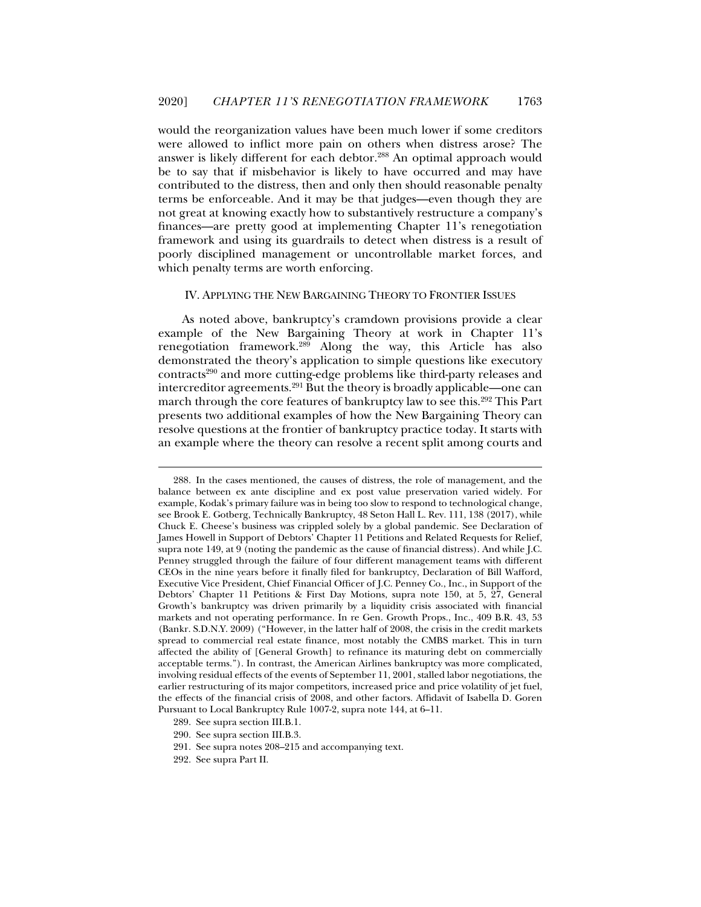would the reorganization values have been much lower if some creditors were allowed to inflict more pain on others when distress arose? The answer is likely different for each debtor.[288] An optimal approach would be to say that if misbehavior is likely to have occurred and may have contributed to the distress, then and only then should reasonable penalty terms be enforceable. And it may be that judges—even though they are not great at knowing exactly how to substantively restructure a company's finances—are pretty good at implementing Chapter 11's renegotiation framework and using its guardrails to detect when distress is a result of poorly disciplined management or uncontrollable market forces, and which penalty terms are worth enforcing.

## IV. APPLYING THE NEW BARGAINING THEORY TO FRONTIER ISSUES

As noted above, bankruptcy's cramdown provisions provide a clear example of the New Bargaining Theory at work in Chapter 11's renegotiation framework.[289] Along the way, this Article has also demonstrated the theory's application to simple questions like executory contracts[290] and more cutting-edge problems like third-party releases and intercreditor agreements.[291] But the theory is broadly applicable—one can march through the core features of bankruptcy law to see this.[292] This Part presents two additional examples of how the New Bargaining Theory can resolve questions at the frontier of bankruptcy practice today. It starts with an example where the theory can resolve a recent split among courts and

---

288. In the cases mentioned, the causes of distress, the role of management, and the balance between ex ante discipline and ex post value preservation varied widely. For example, Kodak's primary failure was in being too slow to respond to technological change, see Brook E. Gotberg, Technically Bankruptcy, 48 Seton Hall L. Rev. 111, 138 (2017), while Chuck E. Cheese's business was crippled solely by a global pandemic. See Declaration of James Howell in Support of Debtors' Chapter 11 Petitions and Related Requests for Relief, supra note 149, at 9 (noting the pandemic as the cause of financial distress). And while J.C. Penney struggled through the failure of four different management teams with different CEOs in the nine years before it finally filed for bankruptcy, Declaration of Bill Wafford, Executive Vice President, Chief Financial Officer of J.C. Penney Co., Inc., in Support of the Debtors' Chapter 11 Petitions & First Day Motions, supra note 150, at 5, 27, General Growth's bankruptcy was driven primarily by a liquidity crisis associated with financial markets and not operating performance. In re Gen. Growth Props., Inc., 409 B.R. 43, 53 (Bankr. S.D.N.Y. 2009) ("However, in the latter half of 2008, the crisis in the credit markets spread to commercial real estate finance, most notably the CMBS market. This in turn affected the ability of [General Growth] to refinance its maturing debt on commercially acceptable terms."). In contrast, the American Airlines bankruptcy was more complicated, involving residual effects of the events of September 11, 2001, stalled labor negotiations, the earlier restructuring of its major competitors, increased price and price volatility of jet fuel, the effects of the financial crisis of 2008, and other factors. Affidavit of Isabella D. Goren Pursuant to Local Bankruptcy Rule 1007-2, supra note 144, at 6–11.

289. See supra section III.B.1.

290. See supra section III.B.3.

291. See supra notes 208–215 and accompanying text.

292. See supra Part II.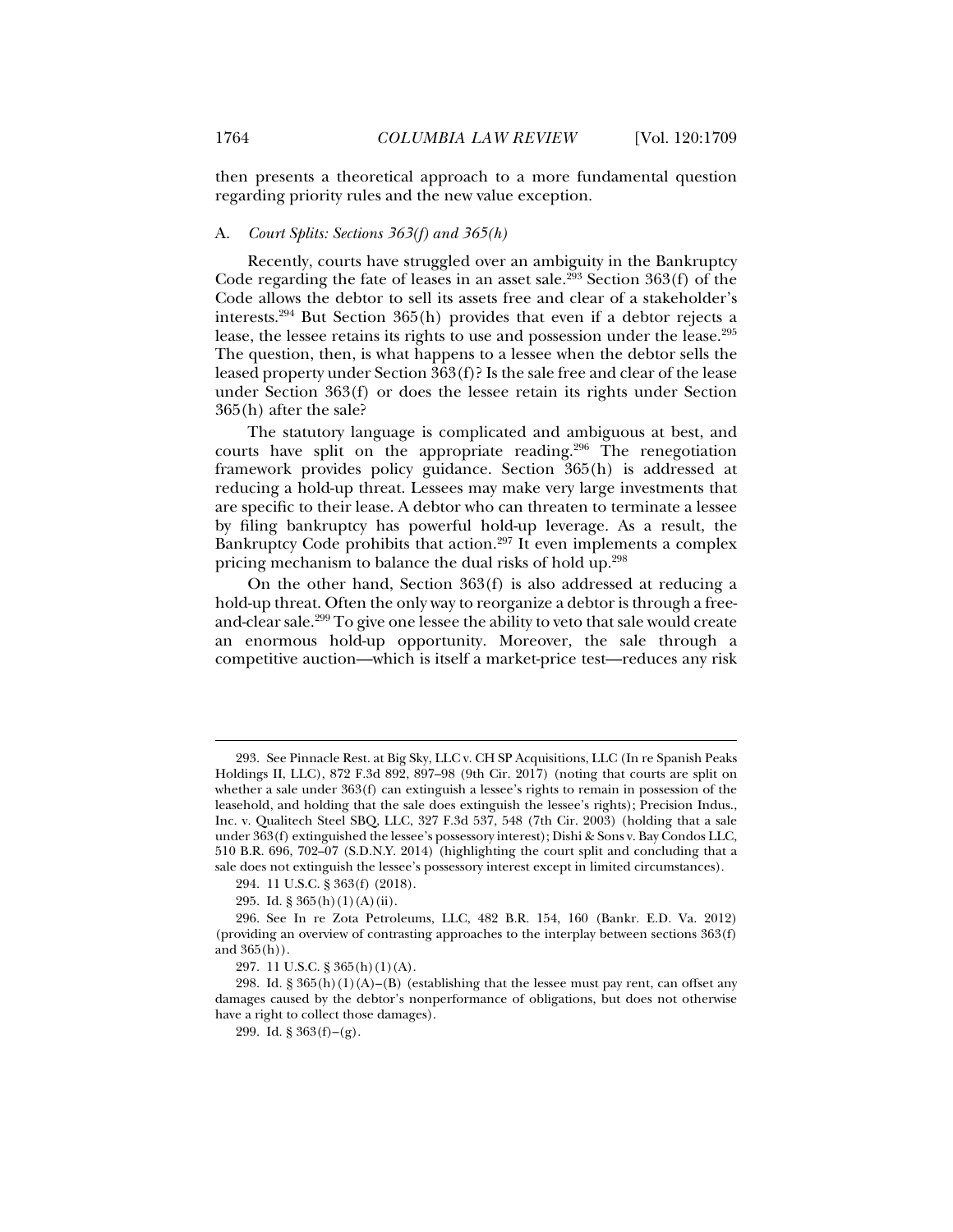then presents a theoretical approach to a more fundamental question regarding priority rules and the new value exception.

### A. *Court Splits: Sections 363(f) and 365(h)*

Recently, courts have struggled over an ambiguity in the Bankruptcy Code regarding the fate of leases in an asset sale.[293] Section 363(f) of the Code allows the debtor to sell its assets free and clear of a stakeholder's interests.[294] But Section 365(h) provides that even if a debtor rejects a lease, the lessee retains its rights to use and possession under the lease.[295] The question, then, is what happens to a lessee when the debtor sells the leased property under Section 363(f)? Is the sale free and clear of the lease under Section 363(f) or does the lessee retain its rights under Section 365(h) after the sale?

The statutory language is complicated and ambiguous at best, and courts have split on the appropriate reading.[296] The renegotiation framework provides policy guidance. Section 365(h) is addressed at reducing a hold-up threat. Lessees may make very large investments that are specific to their lease. A debtor who can threaten to terminate a lessee by filing bankruptcy has powerful hold-up leverage. As a result, the Bankruptcy Code prohibits that action.[297] It even implements a complex pricing mechanism to balance the dual risks of hold up.[298]

On the other hand, Section 363(f) is also addressed at reducing a hold-up threat. Often the only way to reorganize a debtor is through a free-and-clear sale.[299] To give one lessee the ability to veto that sale would create an enormous hold-up opportunity. Moreover, the sale through a competitive auction—which is itself a market-price test—reduces any risk

---

293. See Pinnacle Rest. at Big Sky, LLC v. CH SP Acquisitions, LLC (In re Spanish Peaks Holdings II, LLC), 872 F.3d 892, 897–98 (9th Cir. 2017) (noting that courts are split on whether a sale under 363(f) can extinguish a lessee's rights to remain in possession of the leasehold, and holding that the sale does extinguish the lessee's rights); Precision Indus., Inc. v. Qualitech Steel SBQ, LLC, 327 F.3d 537, 548 (7th Cir. 2003) (holding that a sale under 363(f) extinguished the lessee's possessory interest); Dishi & Sons v. Bay Condos LLC, 510 B.R. 696, 702–07 (S.D.N.Y. 2014) (highlighting the court split and concluding that a sale does not extinguish the lessee's possessory interest except in limited circumstances).

294. 11 U.S.C. § 363(f) (2018).

295. Id. § 365(h)(1)(A)(ii).

296. See In re Zota Petroleums, LLC, 482 B.R. 154, 160 (Bankr. E.D. Va. 2012) (providing an overview of contrasting approaches to the interplay between sections 363(f) and 365(h)).

297. 11 U.S.C. § 365(h)(1)(A).

298. Id. § 365(h)(1)(A)–(B) (establishing that the lessee must pay rent, can offset any damages caused by the debtor's nonperformance of obligations, but does not otherwise have a right to collect those damages).

299. Id. § 363(f)–(g).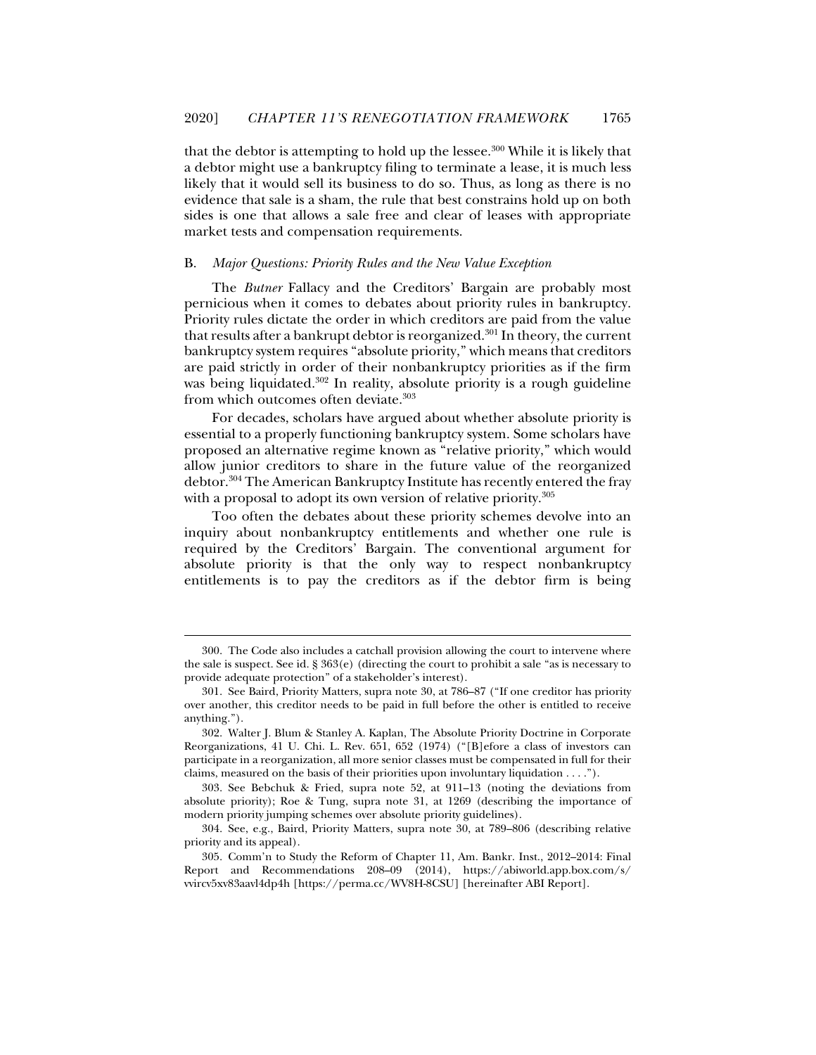that the debtor is attempting to hold up the lessee.[300] While it is likely that a debtor might use a bankruptcy filing to terminate a lease, it is much less likely that it would sell its business to do so. Thus, as long as there is no evidence that sale is a sham, the rule that best constrains hold up on both sides is one that allows a sale free and clear of leases with appropriate market tests and compensation requirements.

### B. *Major Questions: Priority Rules and the New Value Exception*

The *Butner* Fallacy and the Creditors' Bargain are probably most pernicious when it comes to debates about priority rules in bankruptcy. Priority rules dictate the order in which creditors are paid from the value that results after a bankrupt debtor is reorganized.[301] In theory, the current bankruptcy system requires "absolute priority," which means that creditors are paid strictly in order of their nonbankruptcy priorities as if the firm was being liquidated.[302] In reality, absolute priority is a rough guideline from which outcomes often deviate.[303]

For decades, scholars have argued about whether absolute priority is essential to a properly functioning bankruptcy system. Some scholars have proposed an alternative regime known as "relative priority," which would allow junior creditors to share in the future value of the reorganized debtor.[304] The American Bankruptcy Institute has recently entered the fray with a proposal to adopt its own version of relative priority.[305]

Too often the debates about these priority schemes devolve into an inquiry about nonbankruptcy entitlements and whether one rule is required by the Creditors' Bargain. The conventional argument for absolute priority is that the only way to respect nonbankruptcy entitlements is to pay the creditors as if the debtor firm is being

---

300. The Code also includes a catchall provision allowing the court to intervene where the sale is suspect. See id. § 363(e) (directing the court to prohibit a sale "as is necessary to provide adequate protection" of a stakeholder's interest).

301. See Baird, Priority Matters, supra note 30, at 786–87 ("If one creditor has priority over another, this creditor needs to be paid in full before the other is entitled to receive anything.").

302. Walter J. Blum & Stanley A. Kaplan, The Absolute Priority Doctrine in Corporate Reorganizations, 41 U. Chi. L. Rev. 651, 652 (1974) ("[B]efore a class of investors can participate in a reorganization, all more senior classes must be compensated in full for their claims, measured on the basis of their priorities upon involuntary liquidation . . . .").

303. See Bebchuk & Fried, supra note 52, at 911–13 (noting the deviations from absolute priority); Roe & Tung, supra note 31, at 1269 (describing the importance of modern priority jumping schemes over absolute priority guidelines).

304. See, e.g., Baird, Priority Matters, supra note 30, at 789–806 (describing relative priority and its appeal).

305. Comm'n to Study the Reform of Chapter 11, Am. Bankr. Inst., 2012–2014: Final Report and Recommendations 208–09 (2014), https://abiworld.app.box.com/s/vvircv5xv83aavl4dp4h [https://perma.cc/WV8H-8CSU] [hereinafter ABI Report].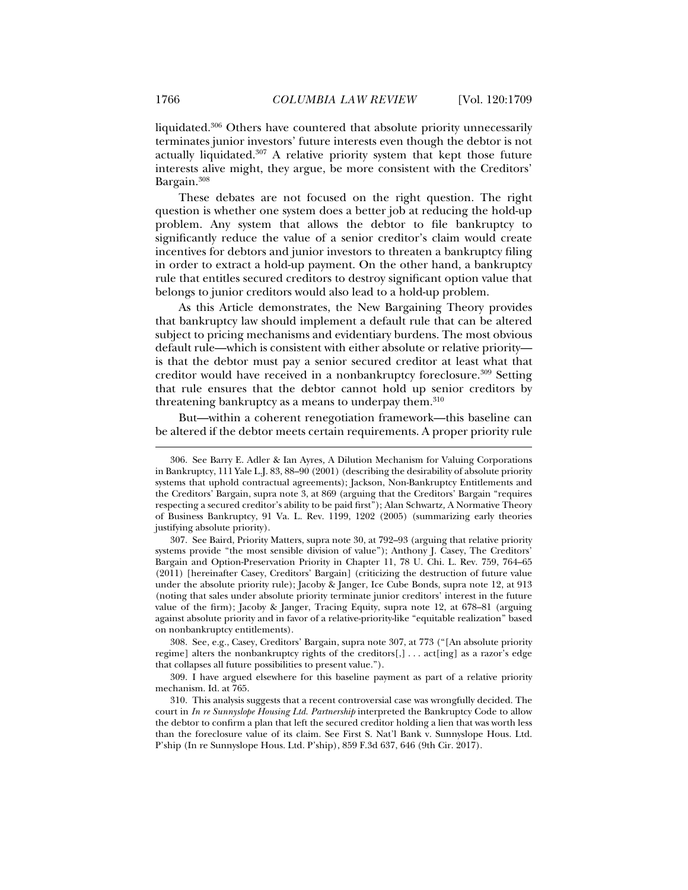liquidated.[306] Others have countered that absolute priority unnecessarily terminates junior investors' future interests even though the debtor is not actually liquidated.[307] A relative priority system that kept those future interests alive might, they argue, be more consistent with the Creditors' Bargain.[308]

These debates are not focused on the right question. The right question is whether one system does a better job at reducing the hold-up problem. Any system that allows the debtor to file bankruptcy to significantly reduce the value of a senior creditor's claim would create incentives for debtors and junior investors to threaten a bankruptcy filing in order to extract a hold-up payment. On the other hand, a bankruptcy rule that entitles secured creditors to destroy significant option value that belongs to junior creditors would also lead to a hold-up problem.

As this Article demonstrates, the New Bargaining Theory provides that bankruptcy law should implement a default rule that can be altered subject to pricing mechanisms and evidentiary burdens. The most obvious default rule—which is consistent with either absolute or relative priority—is that the debtor must pay a senior secured creditor at least what that creditor would have received in a nonbankruptcy foreclosure.[309] Setting that rule ensures that the debtor cannot hold up senior creditors by threatening bankruptcy as a means to underpay them.[310]

But—within a coherent renegotiation framework—this baseline can be altered if the debtor meets certain requirements. A proper priority rule

---

306. See Barry E. Adler & Ian Ayres, A Dilution Mechanism for Valuing Corporations in Bankruptcy, 111 Yale L.J. 83, 88–90 (2001) (describing the desirability of absolute priority systems that uphold contractual agreements); Jackson, Non-Bankruptcy Entitlements and the Creditors' Bargain, supra note 3, at 869 (arguing that the Creditors' Bargain "requires respecting a secured creditor's ability to be paid first"); Alan Schwartz, A Normative Theory of Business Bankruptcy, 91 Va. L. Rev. 1199, 1202 (2005) (summarizing early theories justifying absolute priority).

307. See Baird, Priority Matters, supra note 30, at 792–93 (arguing that relative priority systems provide "the most sensible division of value"); Anthony J. Casey, The Creditors' Bargain and Option-Preservation Priority in Chapter 11, 78 U. Chi. L. Rev. 759, 764–65 (2011) [hereinafter Casey, Creditors' Bargain] (criticizing the destruction of future value under the absolute priority rule); Jacoby & Janger, Ice Cube Bonds, supra note 12, at 913 (noting that sales under absolute priority terminate junior creditors' interest in the future value of the firm); Jacoby & Janger, Tracing Equity, supra note 12, at 678–81 (arguing against absolute priority and in favor of a relative-priority-like "equitable realization" based on nonbankruptcy entitlements).

308. See, e.g., Casey, Creditors' Bargain, supra note 307, at 773 ("[An absolute priority regime] alters the nonbankruptcy rights of the creditors[,] . . . act[ing] as a razor's edge that collapses all future possibilities to present value.").

309. I have argued elsewhere for this baseline payment as part of a relative priority mechanism. Id. at 765.

310. This analysis suggests that a recent controversial case was wrongfully decided. The court in *In re Sunnyslope Housing Ltd. Partnership* interpreted the Bankruptcy Code to allow the debtor to confirm a plan that left the secured creditor holding a lien that was worth less than the foreclosure value of its claim. See First S. Nat'l Bank v. Sunnyslope Hous. Ltd. P'ship (In re Sunnyslope Hous. Ltd. P'ship), 859 F.3d 637, 646 (9th Cir. 2017).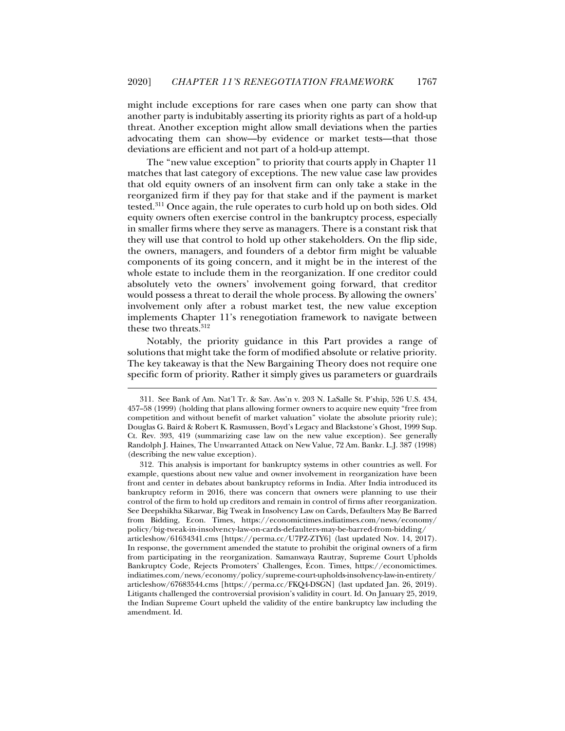might include exceptions for rare cases when one party can show that another party is indubitably asserting its priority rights as part of a hold-up threat. Another exception might allow small deviations when the parties advocating them can show—by evidence or market tests—that those deviations are efficient and not part of a hold-up attempt.

The "new value exception" to priority that courts apply in Chapter 11 matches that last category of exceptions. The new value case law provides that old equity owners of an insolvent firm can only take a stake in the reorganized firm if they pay for that stake and if the payment is market tested.[311] Once again, the rule operates to curb hold up on both sides. Old equity owners often exercise control in the bankruptcy process, especially in smaller firms where they serve as managers. There is a constant risk that they will use that control to hold up other stakeholders. On the flip side, the owners, managers, and founders of a debtor firm might be valuable components of its going concern, and it might be in the interest of the whole estate to include them in the reorganization. If one creditor could absolutely veto the owners' involvement going forward, that creditor would possess a threat to derail the whole process. By allowing the owners' involvement only after a robust market test, the new value exception implements Chapter 11's renegotiation framework to navigate between these two threats.[312]

Notably, the priority guidance in this Part provides a range of solutions that might take the form of modified absolute or relative priority. The key takeaway is that the New Bargaining Theory does not require one specific form of priority. Rather it simply gives us parameters or guardrails

---

311. See Bank of Am. Nat'l Tr. & Sav. Ass'n v. 203 N. LaSalle St. P'ship, 526 U.S. 434, 457–58 (1999) (holding that plans allowing former owners to acquire new equity "free from competition and without benefit of market valuation" violate the absolute priority rule); Douglas G. Baird & Robert K. Rasmussen, Boyd's Legacy and Blackstone's Ghost, 1999 Sup. Ct. Rev. 393, 419 (summarizing case law on the new value exception). See generally Randolph J. Haines, The Unwarranted Attack on New Value, 72 Am. Bankr. L.J. 387 (1998) (describing the new value exception).

312. This analysis is important for bankruptcy systems in other countries as well. For example, questions about new value and owner involvement in reorganization have been front and center in debates about bankruptcy reforms in India. After India introduced its bankruptcy reform in 2016, there was concern that owners were planning to use their control of the firm to hold up creditors and remain in control of firms after reorganization. See Deepshikha Sikarwar, Big Tweak in Insolvency Law on Cards, Defaulters May Be Barred from Bidding, Econ. Times, https://economictimes.indiatimes.com/news/economy/policy/big-tweak-in-insolvency-law-on-cards-defaulters-may-be-barred-from-bidding/articleshow/61634341.cms [https://perma.cc/U7PZ-ZTY6] (last updated Nov. 14, 2017). In response, the government amended the statute to prohibit the original owners of a firm from participating in the reorganization. Samanwaya Rautray, Supreme Court Upholds Bankruptcy Code, Rejects Promoters' Challenges, Econ. Times, https://economictimes.indiatimes.com/news/economy/policy/supreme-court-upholds-insolvency-law-in-entirety/articleshow/67683544.cms [https://perma.cc/FKQ4-DSGN] (last updated Jan. 26, 2019). Litigants challenged the controversial provision's validity in court. Id. On January 25, 2019, the Indian Supreme Court upheld the validity of the entire bankruptcy law including the amendment. Id.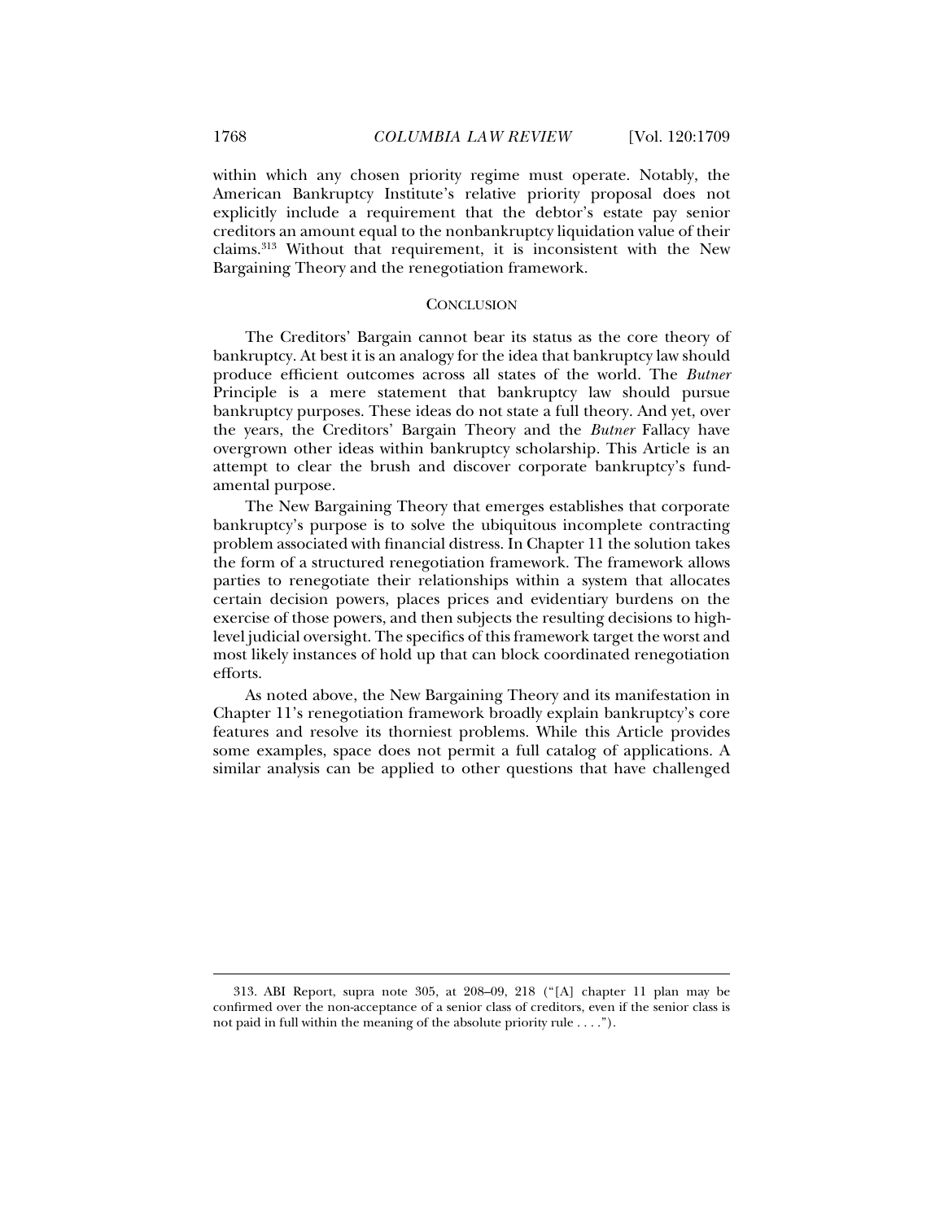within which any chosen priority regime must operate. Notably, the American Bankruptcy Institute's relative priority proposal does not explicitly include a requirement that the debtor's estate pay senior creditors an amount equal to the nonbankruptcy liquidation value of their claims.[313] Without that requirement, it is inconsistent with the New Bargaining Theory and the renegotiation framework.

## CONCLUSION

The Creditors' Bargain cannot bear its status as the core theory of bankruptcy. At best it is an analogy for the idea that bankruptcy law should produce efficient outcomes across all states of the world. The *Butner* Principle is a mere statement that bankruptcy law should pursue bankruptcy purposes. These ideas do not state a full theory. And yet, over the years, the Creditors' Bargain Theory and the *Butner* Fallacy have overgrown other ideas within bankruptcy scholarship. This Article is an attempt to clear the brush and discover corporate bankruptcy's fundamental purpose.

The New Bargaining Theory that emerges establishes that corporate bankruptcy's purpose is to solve the ubiquitous incomplete contracting problem associated with financial distress. In Chapter 11 the solution takes the form of a structured renegotiation framework. The framework allows parties to renegotiate their relationships within a system that allocates certain decision powers, places prices and evidentiary burdens on the exercise of those powers, and then subjects the resulting decisions to high-level judicial oversight. The specifics of this framework target the worst and most likely instances of hold up that can block coordinated renegotiation efforts.

As noted above, the New Bargaining Theory and its manifestation in Chapter 11's renegotiation framework broadly explain bankruptcy's core features and resolve its thorniest problems. While this Article provides some examples, space does not permit a full catalog of applications. A similar analysis can be applied to other questions that have challenged

---

313. ABI Report, supra note 305, at 208–09, 218 ("[A] chapter 11 plan may be confirmed over the non-acceptance of a senior class of creditors, even if the senior class is not paid in full within the meaning of the absolute priority rule . . . .").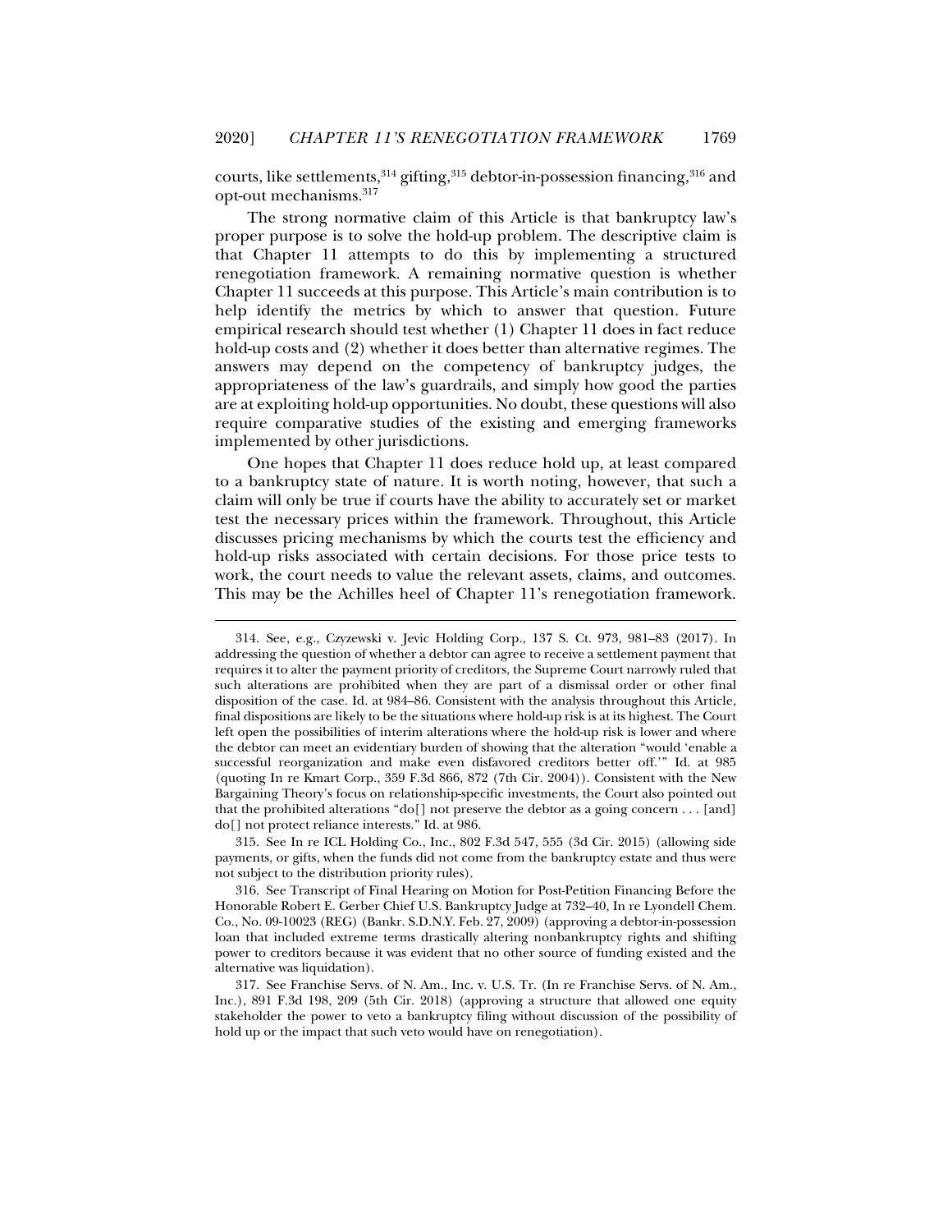courts, like settlements,[314] gifting,[315] debtor-in-possession financing,[316] and opt-out mechanisms.[317]

The strong normative claim of this Article is that bankruptcy law's proper purpose is to solve the hold-up problem. The descriptive claim is that Chapter 11 attempts to do this by implementing a structured renegotiation framework. A remaining normative question is whether Chapter 11 succeeds at this purpose. This Article's main contribution is to help identify the metrics by which to answer that question. Future empirical research should test whether (1) Chapter 11 does in fact reduce hold-up costs and (2) whether it does better than alternative regimes. The answers may depend on the competency of bankruptcy judges, the appropriateness of the law's guardrails, and simply how good the parties are at exploiting hold-up opportunities. No doubt, these questions will also require comparative studies of the existing and emerging frameworks implemented by other jurisdictions.

One hopes that Chapter 11 does reduce hold up, at least compared to a bankruptcy state of nature. It is worth noting, however, that such a claim will only be true if courts have the ability to accurately set or market test the necessary prices within the framework. Throughout, this Article discusses pricing mechanisms by which the courts test the efficiency and hold-up risks associated with certain decisions. For those price tests to work, the court needs to value the relevant assets, claims, and outcomes. This may be the Achilles heel of Chapter 11's renegotiation framework.

---

314. See, e.g., Czyzewski v. Jevic Holding Corp., 137 S. Ct. 973, 981–83 (2017). In addressing the question of whether a debtor can agree to receive a settlement payment that requires it to alter the payment priority of creditors, the Supreme Court narrowly ruled that such alterations are prohibited when they are part of a dismissal order or other final disposition of the case. Id. at 984–86. Consistent with the analysis throughout this Article, final dispositions are likely to be the situations where hold-up risk is at its highest. The Court left open the possibilities of interim alterations where the hold-up risk is lower and where the debtor can meet an evidentiary burden of showing that the alteration "would 'enable a successful reorganization and make even disfavored creditors better off.'" Id. at 985 (quoting In re Kmart Corp., 359 F.3d 866, 872 (7th Cir. 2004)). Consistent with the New Bargaining Theory's focus on relationship-specific investments, the Court also pointed out that the prohibited alterations "do[] not preserve the debtor as a going concern . . . [and] do[] not protect reliance interests." Id. at 986.

315. See In re ICL Holding Co., Inc., 802 F.3d 547, 555 (3d Cir. 2015) (allowing side payments, or gifts, when the funds did not come from the bankruptcy estate and thus were not subject to the distribution priority rules).

316. See Transcript of Final Hearing on Motion for Post-Petition Financing Before the Honorable Robert E. Gerber Chief U.S. Bankruptcy Judge at 732–40, In re Lyondell Chem. Co., No. 09-10023 (REG) (Bankr. S.D.N.Y. Feb. 27, 2009) (approving a debtor-in-possession loan that included extreme terms drastically altering nonbankruptcy rights and shifting power to creditors because it was evident that no other source of funding existed and the alternative was liquidation).

317. See Franchise Servs. of N. Am., Inc. v. U.S. Tr. (In re Franchise Servs. of N. Am., Inc.), 891 F.3d 198, 209 (5th Cir. 2018) (approving a structure that allowed one equity stakeholder the power to veto a bankruptcy filing without discussion of the possibility of hold up or the impact that such veto would have on renegotiation).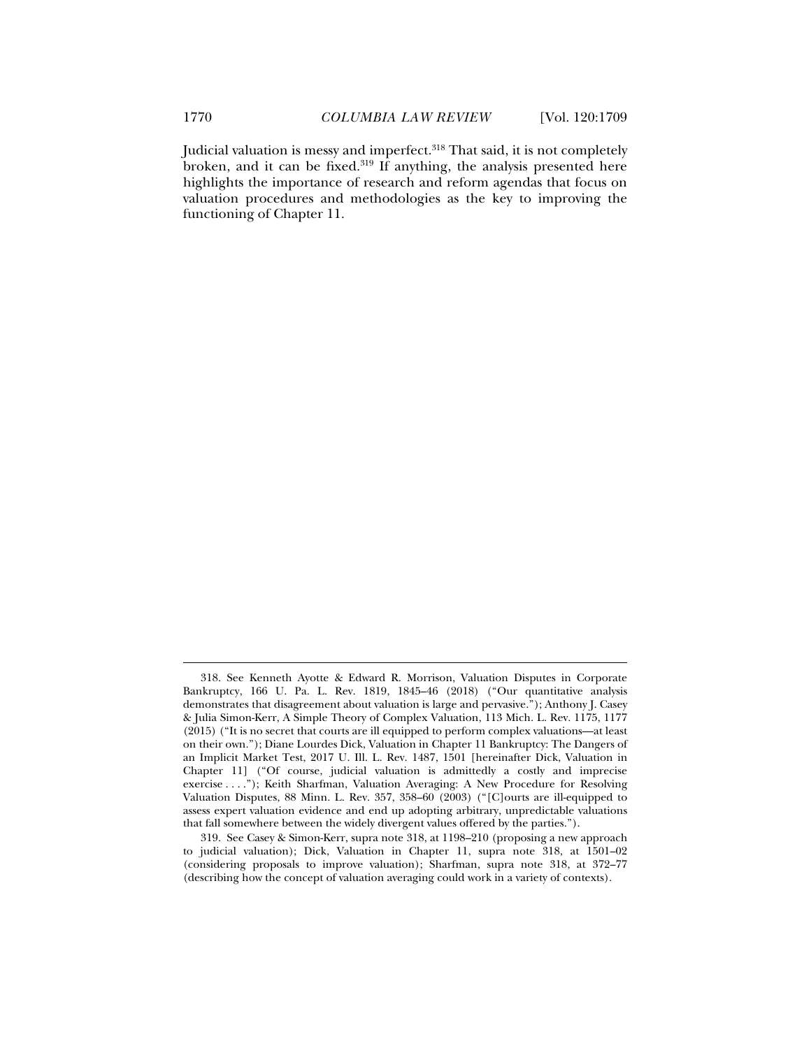Judicial valuation is messy and imperfect.[318] That said, it is not completely broken, and it can be fixed.[319] If anything, the analysis presented here highlights the importance of research and reform agendas that focus on valuation procedures and methodologies as the key to improving the functioning of Chapter 11.

---

318. See Kenneth Ayotte & Edward R. Morrison, Valuation Disputes in Corporate Bankruptcy, 166 U. Pa. L. Rev. 1819, 1845–46 (2018) ("Our quantitative analysis demonstrates that disagreement about valuation is large and pervasive."); Anthony J. Casey & Julia Simon-Kerr, A Simple Theory of Complex Valuation, 113 Mich. L. Rev. 1175, 1177 (2015) ("It is no secret that courts are ill equipped to perform complex valuations—at least on their own."); Diane Lourdes Dick, Valuation in Chapter 11 Bankruptcy: The Dangers of an Implicit Market Test, 2017 U. Ill. L. Rev. 1487, 1501 [hereinafter Dick, Valuation in Chapter 11] ("Of course, judicial valuation is admittedly a costly and imprecise exercise . . . ."); Keith Sharfman, Valuation Averaging: A New Procedure for Resolving Valuation Disputes, 88 Minn. L. Rev. 357, 358–60 (2003) ("[C]ourts are ill-equipped to assess expert valuation evidence and end up adopting arbitrary, unpredictable valuations that fall somewhere between the widely divergent values offered by the parties.").

319. See Casey & Simon-Kerr, supra note 318, at 1198–210 (proposing a new approach to judicial valuation); Dick, Valuation in Chapter 11, supra note 318, at 1501–02 (considering proposals to improve valuation); Sharfman, supra note 318, at 372–77 (describing how the concept of valuation averaging could work in a variety of contexts).